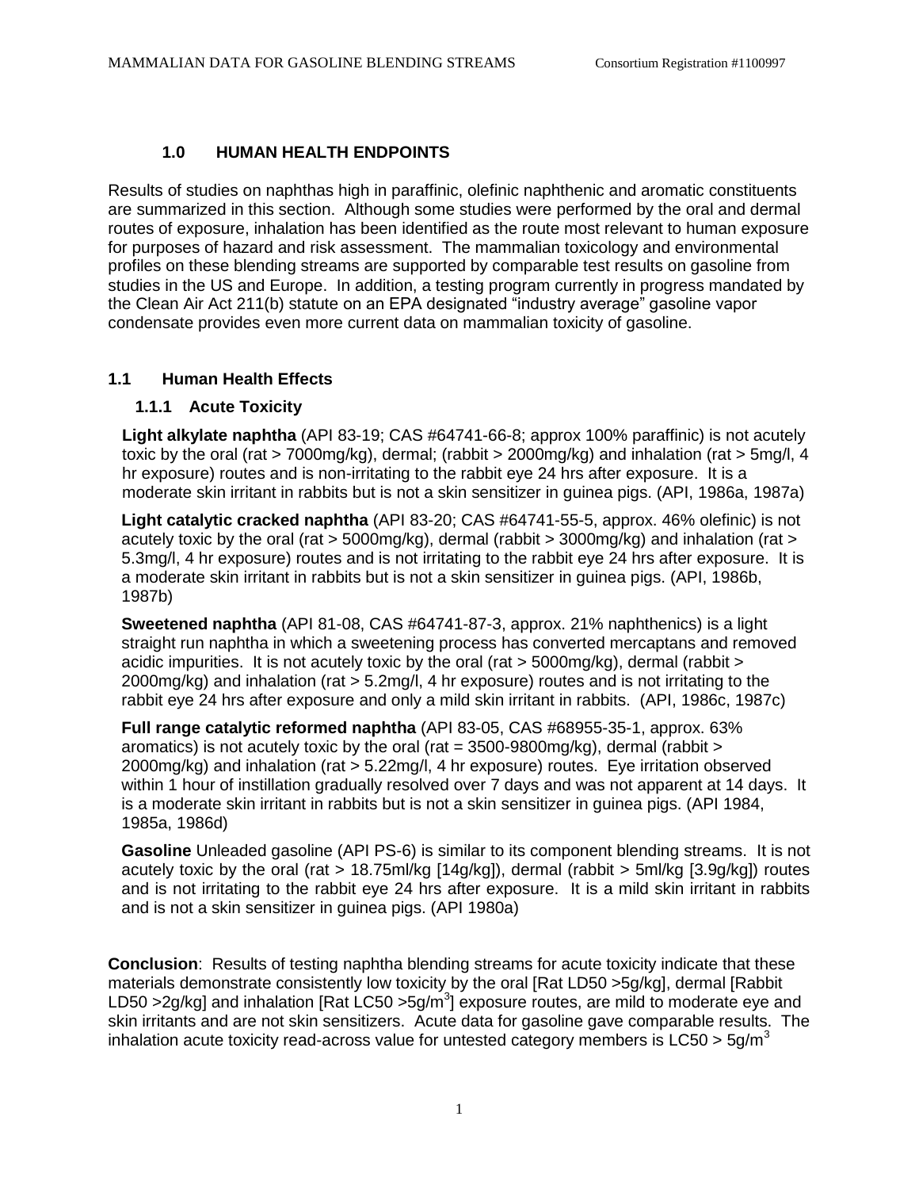## 1.0 HUMAN HEALTH ENDPOINTS

Results of studies on naphthas high in paraffinic, olefinic naphthenic and aromatic constituents are summarized in this section. Although some studies were performed by the oral and dermal routes of exposure, inhalation has been identified as the route most relevant to human exposure for purposes of hazard and risk assessment. The mammalian toxicology and environmental profiles on these blending streams are supported by comparable test results on gasoline from studies in the US and Europe. In addition, a testing program currently in progress mandated by the Clean Air Act 211(b) statute on an EPA designated "industry average" gasoline vapor condensate provides even more current data on mammalian toxicity of gasoline.

### 1.1 Human Health Effects

#### 1.1.1 Acute Toxicity

**Light alkylate naphtha** (API 83-19; CAS #64741-66-8; approx 100% paraffinic) is not acutely toxic by the oral (rat > 7000mg/kg), dermal; (rabbit > 2000mg/kg) and inhalation (rat > 5mg/l, 4 hr exposure) routes and is non-irritating to the rabbit eye 24 hrs after exposure. It is a moderate skin irritant in rabbits but is not a skin sensitizer in guinea pigs. (API, 1986a, 1987a)

**Light catalytic cracked naphtha** (API 83-20; CAS #64741-55-5, approx. 46% olefinic) is not acutely toxic by the oral (rat > 5000mg/kg), dermal (rabbit > 3000mg/kg) and inhalation (rat > 5.3mg/l, 4 hr exposure) routes and is not irritating to the rabbit eye 24 hrs after exposure. It is a moderate skin irritant in rabbits but is not a skin sensitizer in guinea pigs. (API, 1986b, 1987b)

**Sweetened naphtha** (API 81-08, CAS #64741-87-3, approx. 21% naphthenics) is a light straight run naphtha in which a sweetening process has converted mercaptans and removed acidic impurities. It is not acutely toxic by the oral (rat > 5000mg/kg), dermal (rabbit > 2000mg/kg) and inhalation (rat > 5.2mg/l, 4 hr exposure) routes and is not irritating to the rabbit eye 24 hrs after exposure and only a mild skin irritant in rabbits. (API, 1986c, 1987c)

**Full range catalytic reformed naphtha** (API 83-05, CAS #68955-35-1, approx. 63% aromatics) is not acutely toxic by the oral (rat = 3500-9800mg/kg), dermal (rabbit > 2000mg/kg) and inhalation (rat > 5.22mg/l, 4 hr exposure) routes. Eye irritation observed within 1 hour of instillation gradually resolved over 7 days and was not apparent at 14 days. It is a moderate skin irritant in rabbits but is not a skin sensitizer in guinea pigs. (API 1984, 1985a, 1986d)

**Gasoline** Unleaded gasoline (API PS-6) is similar to its component blending streams. It is not acutely toxic by the oral (rat > 18.75ml/kg [14g/kg]), dermal (rabbit > 5ml/kg [3.9g/kg]) routes and is not irritating to the rabbit eye 24 hrs after exposure. It is a mild skin irritant in rabbits and is not a skin sensitizer in guinea pigs. (API 1980a)

**Conclusion**: Results of testing naphtha blending streams for acute toxicity indicate that these materials demonstrate consistently low toxicity by the oral [Rat LD50 >5g/kg], dermal [Rabbit LD50 >2g/kg] and inhalation [Rat LC50 >5g/$m^3$] exposure routes, are mild to moderate eye and skin irritants and are not skin sensitizers. Acute data for gasoline gave comparable results. The inhalation acute toxicity read-across value for untested category members is LC50 > 5g/$m^3$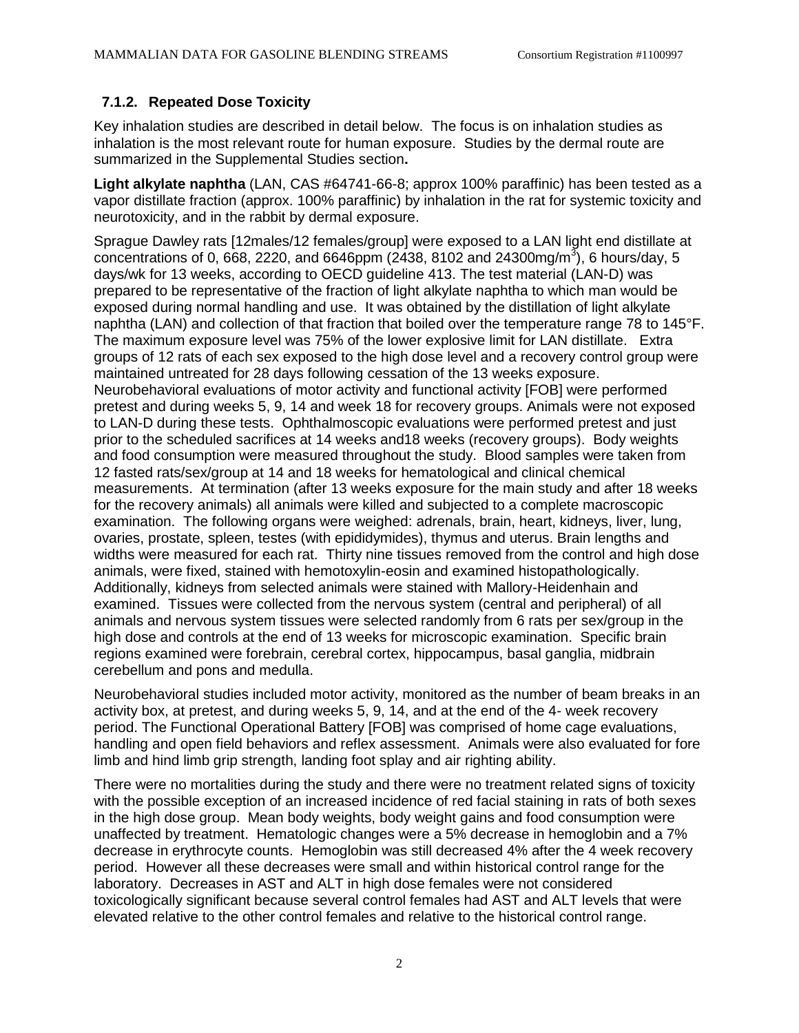### 7.1.2. Repeated Dose Toxicity

Key inhalation studies are described in detail below. The focus is on inhalation studies as inhalation is the most relevant route for human exposure. Studies by the dermal route are summarized in the Supplemental Studies section**.**

**Light alkylate naphtha** (LAN, CAS #64741-66-8; approx 100% paraffinic) has been tested as a vapor distillate fraction (approx. 100% paraffinic) by inhalation in the rat for systemic toxicity and neurotoxicity, and in the rabbit by dermal exposure.

Sprague Dawley rats [12males/12 females/group] were exposed to a LAN light end distillate at concentrations of 0, 668, 2220, and 6646ppm (2438, 8102 and 24300mg/m$^3$), 6 hours/day, 5 days/wk for 13 weeks, according to OECD guideline 413. The test material (LAN-D) was prepared to be representative of the fraction of light alkylate naphtha to which man would be exposed during normal handling and use. It was obtained by the distillation of light alkylate naphtha (LAN) and collection of that fraction that boiled over the temperature range 78 to 145°F. The maximum exposure level was 75% of the lower explosive limit for LAN distillate. Extra groups of 12 rats of each sex exposed to the high dose level and a recovery control group were maintained untreated for 28 days following cessation of the 13 weeks exposure. Neurobehavioral evaluations of motor activity and functional activity [FOB] were performed pretest and during weeks 5, 9, 14 and week 18 for recovery groups. Animals were not exposed to LAN-D during these tests. Ophthalmoscopic evaluations were performed pretest and just prior to the scheduled sacrifices at 14 weeks and18 weeks (recovery groups). Body weights and food consumption were measured throughout the study. Blood samples were taken from 12 fasted rats/sex/group at 14 and 18 weeks for hematological and clinical chemical measurements. At termination (after 13 weeks exposure for the main study and after 18 weeks for the recovery animals) all animals were killed and subjected to a complete macroscopic examination. The following organs were weighed: adrenals, brain, heart, kidneys, liver, lung, ovaries, prostate, spleen, testes (with epididymides), thymus and uterus. Brain lengths and widths were measured for each rat. Thirty nine tissues removed from the control and high dose animals, were fixed, stained with hemotoxylin-eosin and examined histopathologically. Additionally, kidneys from selected animals were stained with Mallory-Heidenhain and examined. Tissues were collected from the nervous system (central and peripheral) of all animals and nervous system tissues were selected randomly from 6 rats per sex/group in the high dose and controls at the end of 13 weeks for microscopic examination. Specific brain regions examined were forebrain, cerebral cortex, hippocampus, basal ganglia, midbrain cerebellum and pons and medulla.

Neurobehavioral studies included motor activity, monitored as the number of beam breaks in an activity box, at pretest, and during weeks 5, 9, 14, and at the end of the 4- week recovery period. The Functional Operational Battery [FOB] was comprised of home cage evaluations, handling and open field behaviors and reflex assessment. Animals were also evaluated for fore limb and hind limb grip strength, landing foot splay and air righting ability.

There were no mortalities during the study and there were no treatment related signs of toxicity with the possible exception of an increased incidence of red facial staining in rats of both sexes in the high dose group. Mean body weights, body weight gains and food consumption were unaffected by treatment. Hematologic changes were a 5% decrease in hemoglobin and a 7% decrease in erythrocyte counts. Hemoglobin was still decreased 4% after the 4 week recovery period. However all these decreases were small and within historical control range for the laboratory. Decreases in AST and ALT in high dose females were not considered toxicologically significant because several control females had AST and ALT levels that were elevated relative to the other control females and relative to the historical control range.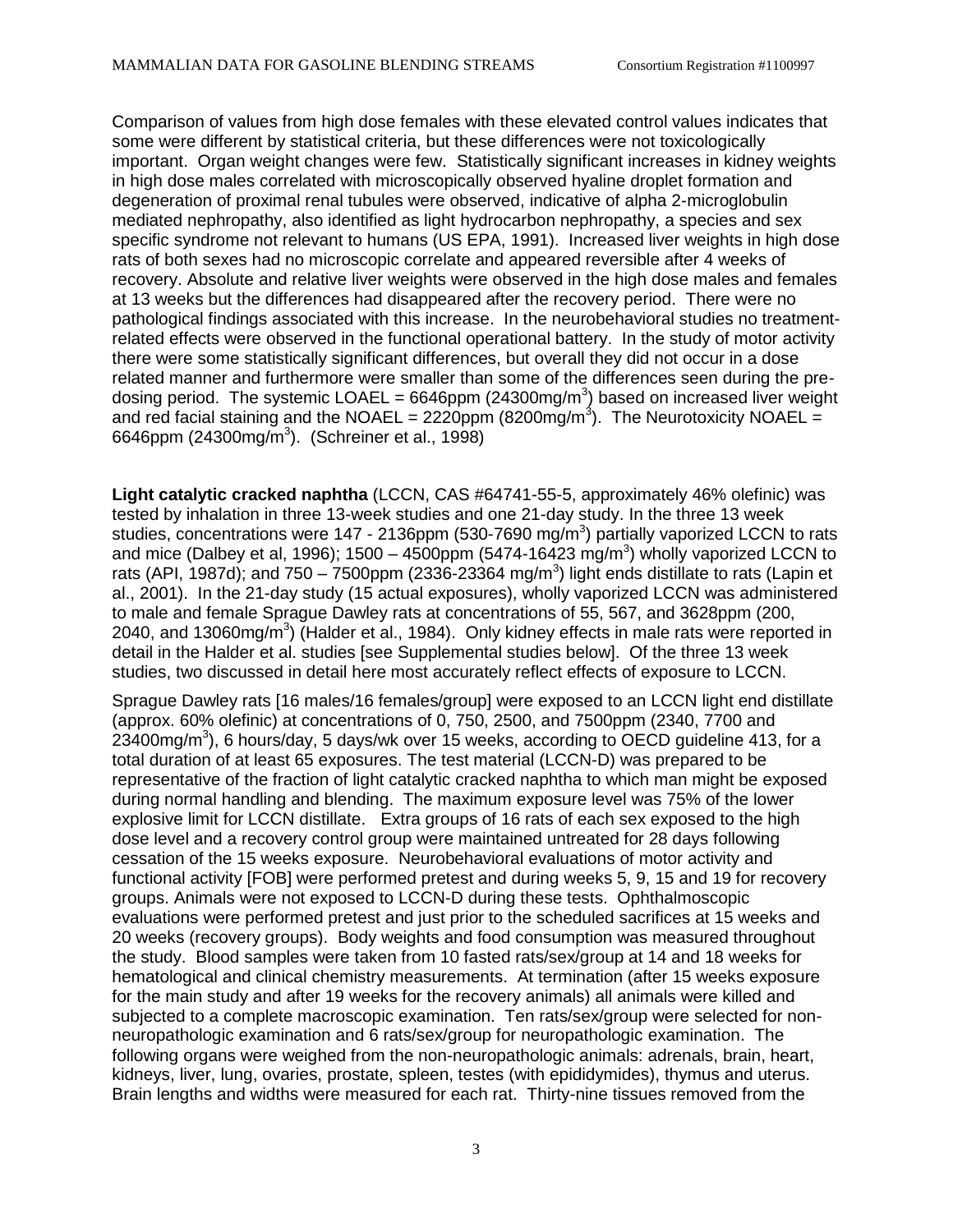Comparison of values from high dose females with these elevated control values indicates that some were different by statistical criteria, but these differences were not toxicologically important. Organ weight changes were few. Statistically significant increases in kidney weights in high dose males correlated with microscopically observed hyaline droplet formation and degeneration of proximal renal tubules were observed, indicative of alpha 2-microglobulin mediated nephropathy, also identified as light hydrocarbon nephropathy, a species and sex specific syndrome not relevant to humans (US EPA, 1991). Increased liver weights in high dose rats of both sexes had no microscopic correlate and appeared reversible after 4 weeks of recovery. Absolute and relative liver weights were observed in the high dose males and females at 13 weeks but the differences had disappeared after the recovery period. There were no pathological findings associated with this increase. In the neurobehavioral studies no treatment-related effects were observed in the functional operational battery. In the study of motor activity there were some statistically significant differences, but overall they did not occur in a dose related manner and furthermore were smaller than some of the differences seen during the pre-dosing period. The systemic LOAEL = 6646ppm (24300mg/m$^3$) based on increased liver weight and red facial staining and the NOAEL = 2220ppm (8200mg/m$^3$). The Neurotoxicity NOAEL = 6646ppm (24300mg/m$^3$). (Schreiner et al., 1998)

**Light catalytic cracked naphtha** (LCCN, CAS #64741-55-5, approximately 46% olefinic) was tested by inhalation in three 13-week studies and one 21-day study. In the three 13 week studies, concentrations were 147 - 2136ppm (530-7690 mg/m$^3$) partially vaporized LCCN to rats and mice (Dalbey et al, 1996); 1500 – 4500ppm (5474-16423 mg/m$^3$) wholly vaporized LCCN to rats (API, 1987d); and 750 – 7500ppm (2336-23364 mg/m$^3$) light ends distillate to rats (Lapin et al., 2001). In the 21-day study (15 actual exposures), wholly vaporized LCCN was administered to male and female Sprague Dawley rats at concentrations of 55, 567, and 3628ppm (200, 2040, and 13060mg/m$^3$) (Halder et al., 1984). Only kidney effects in male rats were reported in detail in the Halder et al. studies [see Supplemental studies below]. Of the three 13 week studies, two discussed in detail here most accurately reflect effects of exposure to LCCN.

Sprague Dawley rats [16 males/16 females/group] were exposed to an LCCN light end distillate (approx. 60% olefinic) at concentrations of 0, 750, 2500, and 7500ppm (2340, 7700 and 23400mg/m$^3$), 6 hours/day, 5 days/wk over 15 weeks, according to OECD guideline 413, for a total duration of at least 65 exposures. The test material (LCCN-D) was prepared to be representative of the fraction of light catalytic cracked naphtha to which man might be exposed during normal handling and blending. The maximum exposure level was 75% of the lower explosive limit for LCCN distillate. Extra groups of 16 rats of each sex exposed to the high dose level and a recovery control group were maintained untreated for 28 days following cessation of the 15 weeks exposure. Neurobehavioral evaluations of motor activity and functional activity [FOB] were performed pretest and during weeks 5, 9, 15 and 19 for recovery groups. Animals were not exposed to LCCN-D during these tests. Ophthalmoscopic evaluations were performed pretest and just prior to the scheduled sacrifices at 15 weeks and 20 weeks (recovery groups). Body weights and food consumption was measured throughout the study. Blood samples were taken from 10 fasted rats/sex/group at 14 and 18 weeks for hematological and clinical chemistry measurements. At termination (after 15 weeks exposure for the main study and after 19 weeks for the recovery animals) all animals were killed and subjected to a complete macroscopic examination. Ten rats/sex/group were selected for non-neuropathologic examination and 6 rats/sex/group for neuropathologic examination. The following organs were weighed from the non-neuropathologic animals: adrenals, brain, heart, kidneys, liver, lung, ovaries, prostate, spleen, testes (with epididymides), thymus and uterus. Brain lengths and widths were measured for each rat. Thirty-nine tissues removed from the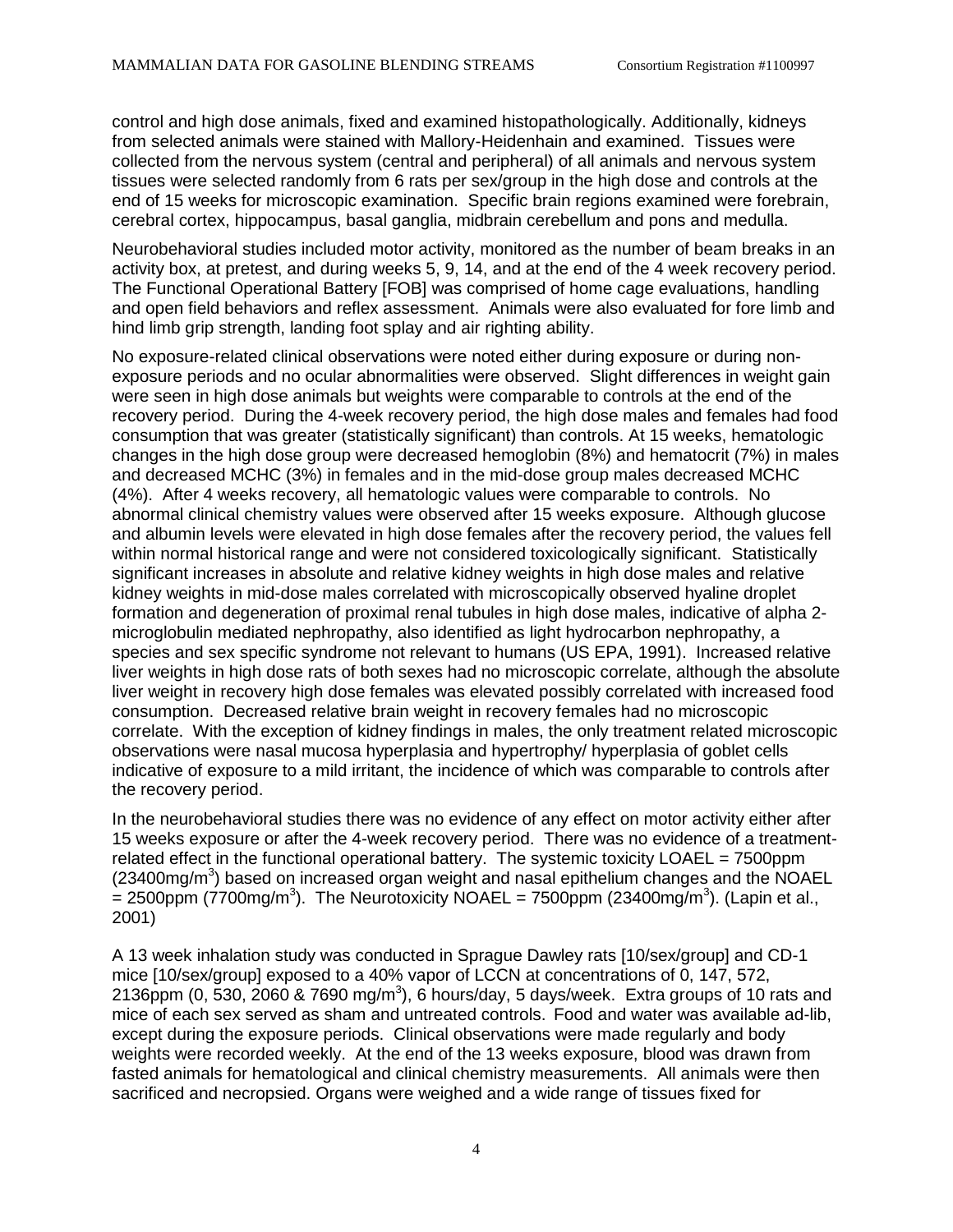control and high dose animals, fixed and examined histopathologically. Additionally, kidneys from selected animals were stained with Mallory-Heidenhain and examined. Tissues were collected from the nervous system (central and peripheral) of all animals and nervous system tissues were selected randomly from 6 rats per sex/group in the high dose and controls at the end of 15 weeks for microscopic examination. Specific brain regions examined were forebrain, cerebral cortex, hippocampus, basal ganglia, midbrain cerebellum and pons and medulla.

Neurobehavioral studies included motor activity, monitored as the number of beam breaks in an activity box, at pretest, and during weeks 5, 9, 14, and at the end of the 4 week recovery period. The Functional Operational Battery [FOB] was comprised of home cage evaluations, handling and open field behaviors and reflex assessment. Animals were also evaluated for fore limb and hind limb grip strength, landing foot splay and air righting ability.

No exposure-related clinical observations were noted either during exposure or during non-exposure periods and no ocular abnormalities were observed. Slight differences in weight gain were seen in high dose animals but weights were comparable to controls at the end of the recovery period. During the 4-week recovery period, the high dose males and females had food consumption that was greater (statistically significant) than controls. At 15 weeks, hematologic changes in the high dose group were decreased hemoglobin (8%) and hematocrit (7%) in males and decreased MCHC (3%) in females and in the mid-dose group males decreased MCHC (4%). After 4 weeks recovery, all hematologic values were comparable to controls. No abnormal clinical chemistry values were observed after 15 weeks exposure. Although glucose and albumin levels were elevated in high dose females after the recovery period, the values fell within normal historical range and were not considered toxicologically significant. Statistically significant increases in absolute and relative kidney weights in high dose males and relative kidney weights in mid-dose males correlated with microscopically observed hyaline droplet formation and degeneration of proximal renal tubules in high dose males, indicative of alpha 2-microglobulin mediated nephropathy, also identified as light hydrocarbon nephropathy, a species and sex specific syndrome not relevant to humans (US EPA, 1991). Increased relative liver weights in high dose rats of both sexes had no microscopic correlate, although the absolute liver weight in recovery high dose females was elevated possibly correlated with increased food consumption. Decreased relative brain weight in recovery females had no microscopic correlate. With the exception of kidney findings in males, the only treatment related microscopic observations were nasal mucosa hyperplasia and hypertrophy/ hyperplasia of goblet cells indicative of exposure to a mild irritant, the incidence of which was comparable to controls after the recovery period.

In the neurobehavioral studies there was no evidence of any effect on motor activity either after 15 weeks exposure or after the 4-week recovery period. There was no evidence of a treatment-related effect in the functional operational battery. The systemic toxicity LOAEL = 7500ppm (23400mg/m$^3$) based on increased organ weight and nasal epithelium changes and the NOAEL = 2500ppm (7700mg/m$^3$). The Neurotoxicity NOAEL = 7500ppm (23400mg/m$^3$). (Lapin et al., 2001)

A 13 week inhalation study was conducted in Sprague Dawley rats [10/sex/group] and CD-1 mice [10/sex/group] exposed to a 40% vapor of LCCN at concentrations of 0, 147, 572, 2136ppm (0, 530, 2060 & 7690 mg/m$^3$), 6 hours/day, 5 days/week. Extra groups of 10 rats and mice of each sex served as sham and untreated controls. Food and water was available ad-lib, except during the exposure periods. Clinical observations were made regularly and body weights were recorded weekly. At the end of the 13 weeks exposure, blood was drawn from fasted animals for hematological and clinical chemistry measurements. All animals were then sacrificed and necropsied. Organs were weighed and a wide range of tissues fixed for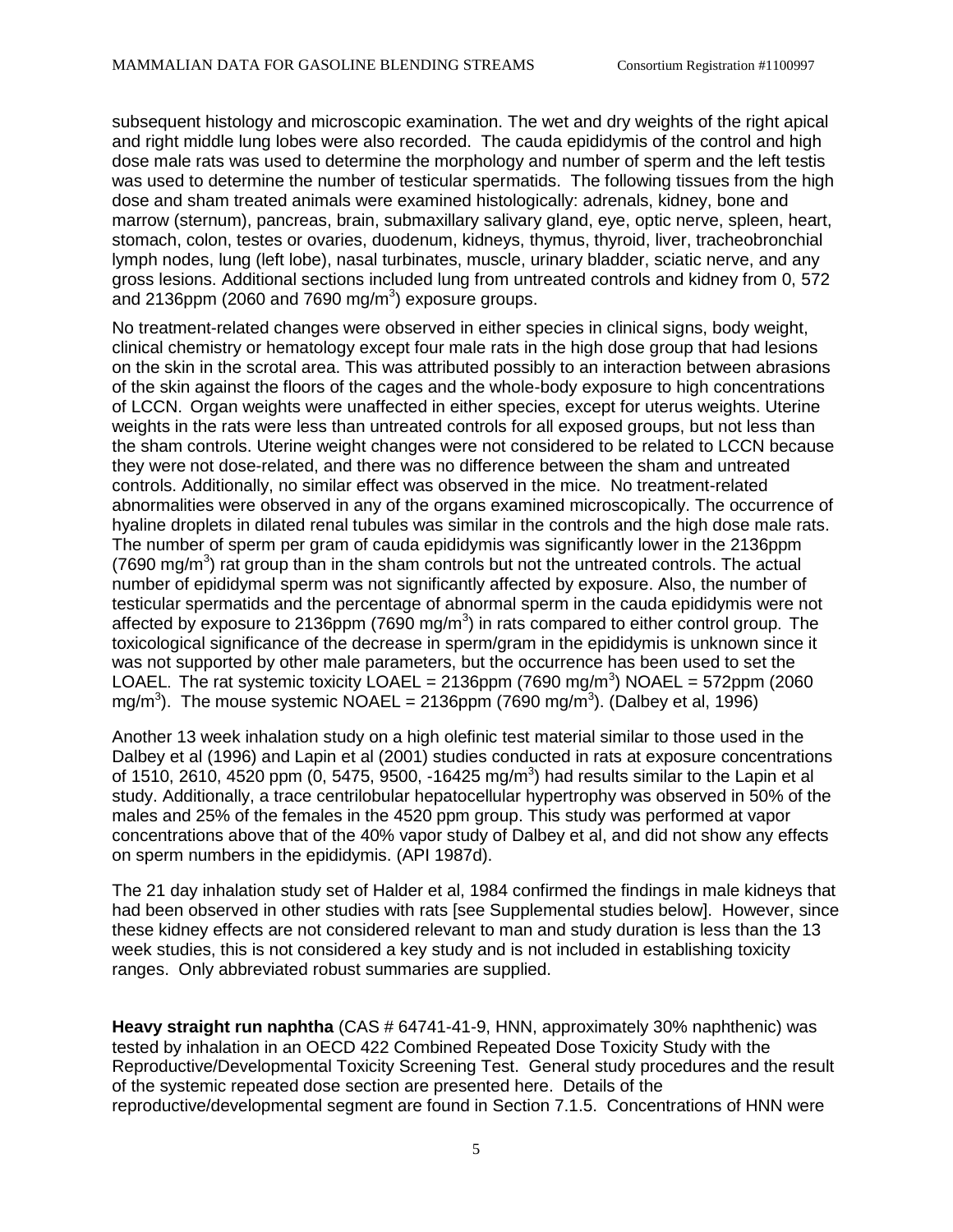subsequent histology and microscopic examination. The wet and dry weights of the right apical and right middle lung lobes were also recorded. The cauda epididymis of the control and high dose male rats was used to determine the morphology and number of sperm and the left testis was used to determine the number of testicular spermatids. The following tissues from the high dose and sham treated animals were examined histologically: adrenals, kidney, bone and marrow (sternum), pancreas, brain, submaxillary salivary gland, eye, optic nerve, spleen, heart, stomach, colon, testes or ovaries, duodenum, kidneys, thymus, thyroid, liver, tracheobronchial lymph nodes, lung (left lobe), nasal turbinates, muscle, urinary bladder, sciatic nerve, and any gross lesions. Additional sections included lung from untreated controls and kidney from 0, 572 and 2136ppm (2060 and 7690 mg/m$^3$) exposure groups.

No treatment-related changes were observed in either species in clinical signs, body weight, clinical chemistry or hematology except four male rats in the high dose group that had lesions on the skin in the scrotal area. This was attributed possibly to an interaction between abrasions of the skin against the floors of the cages and the whole-body exposure to high concentrations of LCCN. Organ weights were unaffected in either species, except for uterus weights. Uterine weights in the rats were less than untreated controls for all exposed groups, but not less than the sham controls. Uterine weight changes were not considered to be related to LCCN because they were not dose-related, and there was no difference between the sham and untreated controls. Additionally, no similar effect was observed in the mice. No treatment-related abnormalities were observed in any of the organs examined microscopically. The occurrence of hyaline droplets in dilated renal tubules was similar in the controls and the high dose male rats. The number of sperm per gram of cauda epididymis was significantly lower in the 2136ppm (7690 mg/m$^3$) rat group than in the sham controls but not the untreated controls. The actual number of epididymal sperm was not significantly affected by exposure. Also, the number of testicular spermatids and the percentage of abnormal sperm in the cauda epididymis were not affected by exposure to 2136ppm (7690 mg/m$^3$) in rats compared to either control group. The toxicological significance of the decrease in sperm/gram in the epididymis is unknown since it was not supported by other male parameters, but the occurrence has been used to set the LOAEL. The rat systemic toxicity LOAEL = 2136ppm (7690 mg/m$^3$) NOAEL = 572ppm (2060 mg/m$^3$). The mouse systemic NOAEL = 2136ppm (7690 mg/m$^3$). (Dalbey et al, 1996)

Another 13 week inhalation study on a high olefinic test material similar to those used in the Dalbey et al (1996) and Lapin et al (2001) studies conducted in rats at exposure concentrations of 1510, 2610, 4520 ppm (0, 5475, 9500, -16425 mg/m$^3$) had results similar to the Lapin et al study. Additionally, a trace centrilobular hepatocellular hypertrophy was observed in 50% of the males and 25% of the females in the 4520 ppm group. This study was performed at vapor concentrations above that of the 40% vapor study of Dalbey et al, and did not show any effects on sperm numbers in the epididymis. (API 1987d).

The 21 day inhalation study set of Halder et al, 1984 confirmed the findings in male kidneys that had been observed in other studies with rats [see Supplemental studies below]. However, since these kidney effects are not considered relevant to man and study duration is less than the 13 week studies, this is not considered a key study and is not included in establishing toxicity ranges. Only abbreviated robust summaries are supplied.

**Heavy straight run naphtha** (CAS # 64741-41-9, HNN, approximately 30% naphthenic) was tested by inhalation in an OECD 422 Combined Repeated Dose Toxicity Study with the Reproductive/Developmental Toxicity Screening Test. General study procedures and the result of the systemic repeated dose section are presented here. Details of the reproductive/developmental segment are found in Section 7.1.5. Concentrations of HNN were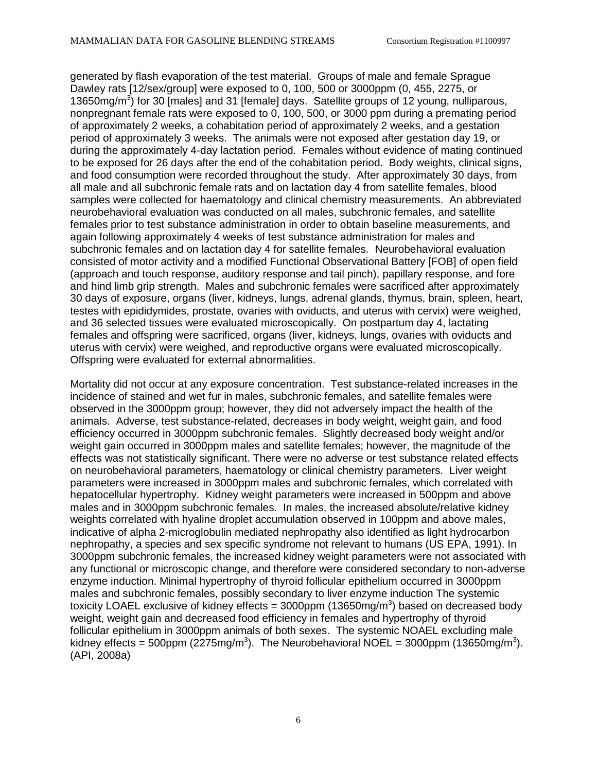generated by flash evaporation of the test material. Groups of male and female Sprague Dawley rats [12/sex/group] were exposed to 0, 100, 500 or 3000ppm (0, 455, 2275, or 13650mg/$m^3$) for 30 [males] and 31 [female] days. Satellite groups of 12 young, nulliparous, nonpregnant female rats were exposed to 0, 100, 500, or 3000 ppm during a premating period of approximately 2 weeks, a cohabitation period of approximately 2 weeks, and a gestation period of approximately 3 weeks. The animals were not exposed after gestation day 19, or during the approximately 4-day lactation period. Females without evidence of mating continued to be exposed for 26 days after the end of the cohabitation period. Body weights, clinical signs, and food consumption were recorded throughout the study. After approximately 30 days, from all male and all subchronic female rats and on lactation day 4 from satellite females, blood samples were collected for haematology and clinical chemistry measurements. An abbreviated neurobehavioral evaluation was conducted on all males, subchronic females, and satellite females prior to test substance administration in order to obtain baseline measurements, and again following approximately 4 weeks of test substance administration for males and subchronic females and on lactation day 4 for satellite females. Neurobehavioral evaluation consisted of motor activity and a modified Functional Observational Battery [FOB] of open field (approach and touch response, auditory response and tail pinch), papillary response, and fore and hind limb grip strength. Males and subchronic females were sacrificed after approximately 30 days of exposure, organs (liver, kidneys, lungs, adrenal glands, thymus, brain, spleen, heart, testes with epididymides, prostate, ovaries with oviducts, and uterus with cervix) were weighed, and 36 selected tissues were evaluated microscopically. On postpartum day 4, lactating females and offspring were sacrificed, organs (liver, kidneys, lungs, ovaries with oviducts and uterus with cervix) were weighed, and reproductive organs were evaluated microscopically. Offspring were evaluated for external abnormalities.

Mortality did not occur at any exposure concentration. Test substance-related increases in the incidence of stained and wet fur in males, subchronic females, and satellite females were observed in the 3000ppm group; however, they did not adversely impact the health of the animals. Adverse, test substance-related, decreases in body weight, weight gain, and food efficiency occurred in 3000ppm subchronic females. Slightly decreased body weight and/or weight gain occurred in 3000ppm males and satellite females; however, the magnitude of the effects was not statistically significant. There were no adverse or test substance related effects on neurobehavioral parameters, haematology or clinical chemistry parameters. Liver weight parameters were increased in 3000ppm males and subchronic females, which correlated with hepatocellular hypertrophy. Kidney weight parameters were increased in 500ppm and above males and in 3000ppm subchronic females. In males, the increased absolute/relative kidney weights correlated with hyaline droplet accumulation observed in 100ppm and above males, indicative of alpha 2-microglobulin mediated nephropathy also identified as light hydrocarbon nephropathy, a species and sex specific syndrome not relevant to humans (US EPA, 1991). In 3000ppm subchronic females, the increased kidney weight parameters were not associated with any functional or microscopic change, and therefore were considered secondary to non-adverse enzyme induction. Minimal hypertrophy of thyroid follicular epithelium occurred in 3000ppm males and subchronic females, possibly secondary to liver enzyme induction The systemic toxicity LOAEL exclusive of kidney effects = 3000ppm (13650mg/$m^3$) based on decreased body weight, weight gain and decreased food efficiency in females and hypertrophy of thyroid follicular epithelium in 3000ppm animals of both sexes. The systemic NOAEL excluding male kidney effects = 500ppm (2275mg/$m^3$). The Neurobehavioral NOEL = 3000ppm (13650mg/$m^3$). (API, 2008a)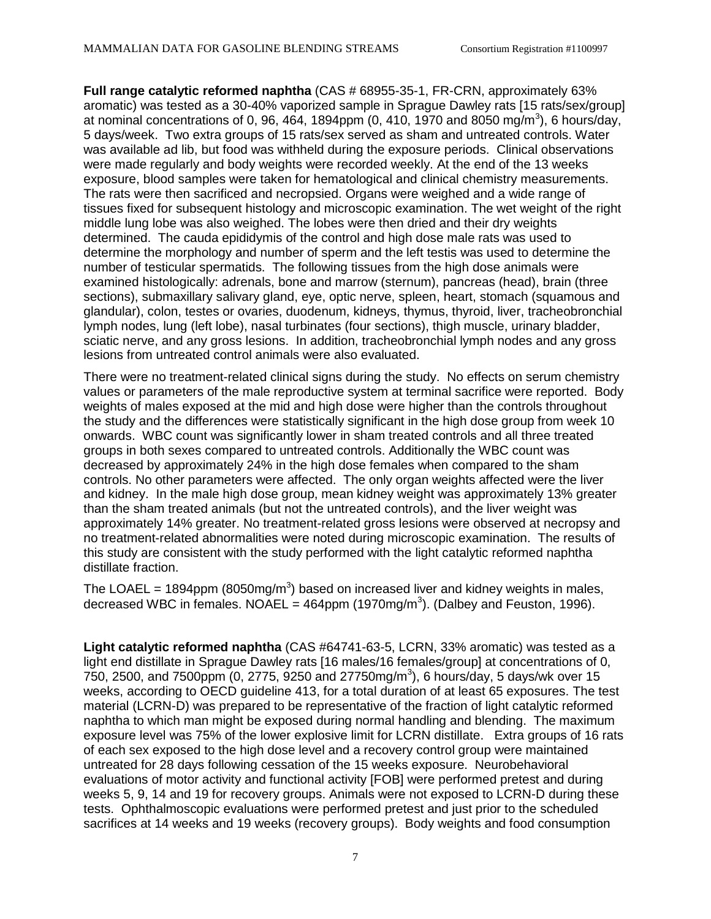**Full range catalytic reformed naphtha** (CAS # 68955-35-1, FR-CRN, approximately 63% aromatic) was tested as a 30-40% vaporized sample in Sprague Dawley rats [15 rats/sex/group] at nominal concentrations of 0, 96, 464, 1894ppm (0, 410, 1970 and 8050 mg/m$^3$), 6 hours/day, 5 days/week. Two extra groups of 15 rats/sex served as sham and untreated controls. Water was available ad lib, but food was withheld during the exposure periods. Clinical observations were made regularly and body weights were recorded weekly. At the end of the 13 weeks exposure, blood samples were taken for hematological and clinical chemistry measurements. The rats were then sacrificed and necropsied. Organs were weighed and a wide range of tissues fixed for subsequent histology and microscopic examination. The wet weight of the right middle lung lobe was also weighed. The lobes were then dried and their dry weights determined. The cauda epididymis of the control and high dose male rats was used to determine the morphology and number of sperm and the left testis was used to determine the number of testicular spermatids. The following tissues from the high dose animals were examined histologically: adrenals, bone and marrow (sternum), pancreas (head), brain (three sections), submaxillary salivary gland, eye, optic nerve, spleen, heart, stomach (squamous and glandular), colon, testes or ovaries, duodenum, kidneys, thymus, thyroid, liver, tracheobronchial lymph nodes, lung (left lobe), nasal turbinates (four sections), thigh muscle, urinary bladder, sciatic nerve, and any gross lesions. In addition, tracheobronchial lymph nodes and any gross lesions from untreated control animals were also evaluated.

There were no treatment-related clinical signs during the study. No effects on serum chemistry values or parameters of the male reproductive system at terminal sacrifice were reported. Body weights of males exposed at the mid and high dose were higher than the controls throughout the study and the differences were statistically significant in the high dose group from week 10 onwards. WBC count was significantly lower in sham treated controls and all three treated groups in both sexes compared to untreated controls. Additionally the WBC count was decreased by approximately 24% in the high dose females when compared to the sham controls. No other parameters were affected. The only organ weights affected were the liver and kidney. In the male high dose group, mean kidney weight was approximately 13% greater than the sham treated animals (but not the untreated controls), and the liver weight was approximately 14% greater. No treatment-related gross lesions were observed at necropsy and no treatment-related abnormalities were noted during microscopic examination. The results of this study are consistent with the study performed with the light catalytic reformed naphtha distillate fraction.

The LOAEL = 1894ppm (8050mg/m$^3$) based on increased liver and kidney weights in males, decreased WBC in females. NOAEL = 464ppm (1970mg/m$^3$). (Dalbey and Feuston, 1996).

**Light catalytic reformed naphtha** (CAS #64741-63-5, LCRN, 33% aromatic) was tested as a light end distillate in Sprague Dawley rats [16 males/16 females/group] at concentrations of 0, 750, 2500, and 7500ppm (0, 2775, 9250 and 27750mg/m$^3$), 6 hours/day, 5 days/wk over 15 weeks, according to OECD guideline 413, for a total duration of at least 65 exposures. The test material (LCRN-D) was prepared to be representative of the fraction of light catalytic reformed naphtha to which man might be exposed during normal handling and blending. The maximum exposure level was 75% of the lower explosive limit for LCRN distillate. Extra groups of 16 rats of each sex exposed to the high dose level and a recovery control group were maintained untreated for 28 days following cessation of the 15 weeks exposure. Neurobehavioral evaluations of motor activity and functional activity [FOB] were performed pretest and during weeks 5, 9, 14 and 19 for recovery groups. Animals were not exposed to LCRN-D during these tests. Ophthalmoscopic evaluations were performed pretest and just prior to the scheduled sacrifices at 14 weeks and 19 weeks (recovery groups). Body weights and food consumption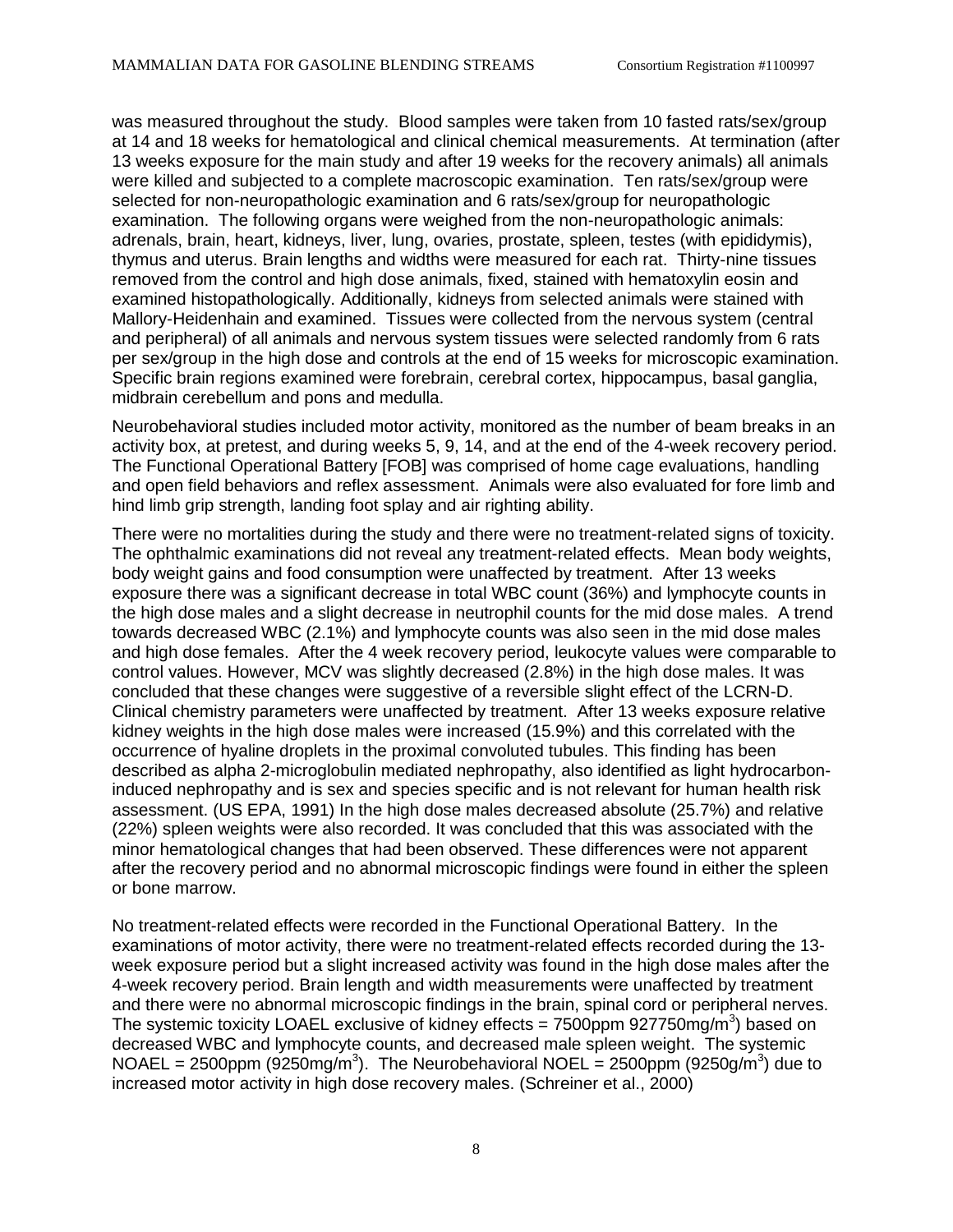was measured throughout the study. Blood samples were taken from 10 fasted rats/sex/group at 14 and 18 weeks for hematological and clinical chemical measurements. At termination (after 13 weeks exposure for the main study and after 19 weeks for the recovery animals) all animals were killed and subjected to a complete macroscopic examination. Ten rats/sex/group were selected for non-neuropathologic examination and 6 rats/sex/group for neuropathologic examination. The following organs were weighed from the non-neuropathologic animals: adrenals, brain, heart, kidneys, liver, lung, ovaries, prostate, spleen, testes (with epididymis), thymus and uterus. Brain lengths and widths were measured for each rat. Thirty-nine tissues removed from the control and high dose animals, fixed, stained with hematoxylin eosin and examined histopathologically. Additionally, kidneys from selected animals were stained with Mallory-Heidenhain and examined. Tissues were collected from the nervous system (central and peripheral) of all animals and nervous system tissues were selected randomly from 6 rats per sex/group in the high dose and controls at the end of 15 weeks for microscopic examination. Specific brain regions examined were forebrain, cerebral cortex, hippocampus, basal ganglia, midbrain cerebellum and pons and medulla.

Neurobehavioral studies included motor activity, monitored as the number of beam breaks in an activity box, at pretest, and during weeks 5, 9, 14, and at the end of the 4-week recovery period. The Functional Operational Battery [FOB] was comprised of home cage evaluations, handling and open field behaviors and reflex assessment. Animals were also evaluated for fore limb and hind limb grip strength, landing foot splay and air righting ability.

There were no mortalities during the study and there were no treatment-related signs of toxicity. The ophthalmic examinations did not reveal any treatment-related effects. Mean body weights, body weight gains and food consumption were unaffected by treatment. After 13 weeks exposure there was a significant decrease in total WBC count (36%) and lymphocyte counts in the high dose males and a slight decrease in neutrophil counts for the mid dose males. A trend towards decreased WBC (2.1%) and lymphocyte counts was also seen in the mid dose males and high dose females. After the 4 week recovery period, leukocyte values were comparable to control values. However, MCV was slightly decreased (2.8%) in the high dose males. It was concluded that these changes were suggestive of a reversible slight effect of the LCRN-D. Clinical chemistry parameters were unaffected by treatment. After 13 weeks exposure relative kidney weights in the high dose males were increased (15.9%) and this correlated with the occurrence of hyaline droplets in the proximal convoluted tubules. This finding has been described as alpha 2-microglobulin mediated nephropathy, also identified as light hydrocarbon-induced nephropathy and is sex and species specific and is not relevant for human health risk assessment. (US EPA, 1991) In the high dose males decreased absolute (25.7%) and relative (22%) spleen weights were also recorded. It was concluded that this was associated with the minor hematological changes that had been observed. These differences were not apparent after the recovery period and no abnormal microscopic findings were found in either the spleen or bone marrow.

No treatment-related effects were recorded in the Functional Operational Battery. In the examinations of motor activity, there were no treatment-related effects recorded during the 13-week exposure period but a slight increased activity was found in the high dose males after the 4-week recovery period. Brain length and width measurements were unaffected by treatment and there were no abnormal microscopic findings in the brain, spinal cord or peripheral nerves. The systemic toxicity LOAEL exclusive of kidney effects = 7500ppm 927750mg/m$^3$) based on decreased WBC and lymphocyte counts, and decreased male spleen weight. The systemic NOAEL = 2500ppm (9250mg/m$^3$). The Neurobehavioral NOEL = 2500ppm (9250g/m$^3$) due to increased motor activity in high dose recovery males. (Schreiner et al., 2000)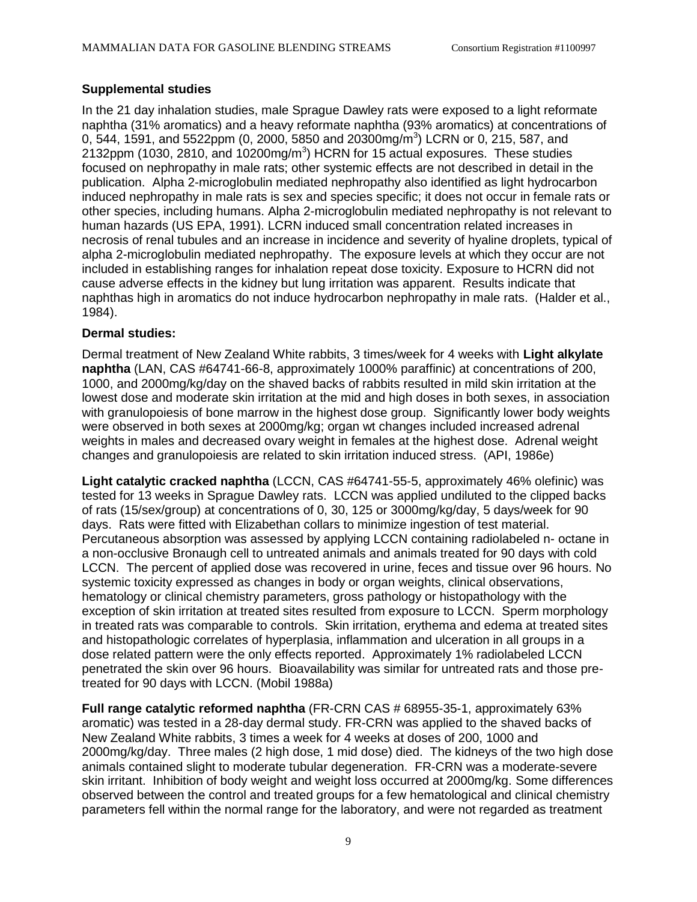**Supplemental studies**

In the 21 day inhalation studies, male Sprague Dawley rats were exposed to a light reformate naphtha (31% aromatics) and a heavy reformate naphtha (93% aromatics) at concentrations of 0, 544, 1591, and 5522ppm (0, 2000, 5850 and 20300mg/m$^3$) LCRN or 0, 215, 587, and 2132ppm (1030, 2810, and 10200mg/m$^3$) HCRN for 15 actual exposures. These studies focused on nephropathy in male rats; other systemic effects are not described in detail in the publication. Alpha 2-microglobulin mediated nephropathy also identified as light hydrocarbon induced nephropathy in male rats is sex and species specific; it does not occur in female rats or other species, including humans. Alpha 2-microglobulin mediated nephropathy is not relevant to human hazards (US EPA, 1991). LCRN induced small concentration related increases in necrosis of renal tubules and an increase in incidence and severity of hyaline droplets, typical of alpha 2-microglobulin mediated nephropathy. The exposure levels at which they occur are not included in establishing ranges for inhalation repeat dose toxicity. Exposure to HCRN did not cause adverse effects in the kidney but lung irritation was apparent. Results indicate that naphthas high in aromatics do not induce hydrocarbon nephropathy in male rats. (Halder et al., 1984).

**Dermal studies:**

Dermal treatment of New Zealand White rabbits, 3 times/week for 4 weeks with **Light alkylate naphtha** (LAN, CAS #64741-66-8, approximately 1000% paraffinic) at concentrations of 200, 1000, and 2000mg/kg/day on the shaved backs of rabbits resulted in mild skin irritation at the lowest dose and moderate skin irritation at the mid and high doses in both sexes, in association with granulopoiesis of bone marrow in the highest dose group. Significantly lower body weights were observed in both sexes at 2000mg/kg; organ wt changes included increased adrenal weights in males and decreased ovary weight in females at the highest dose. Adrenal weight changes and granulopoiesis are related to skin irritation induced stress. (API, 1986e)

**Light catalytic cracked naphtha** (LCCN, CAS #64741-55-5, approximately 46% olefinic) was tested for 13 weeks in Sprague Dawley rats. LCCN was applied undiluted to the clipped backs of rats (15/sex/group) at concentrations of 0, 30, 125 or 3000mg/kg/day, 5 days/week for 90 days. Rats were fitted with Elizabethan collars to minimize ingestion of test material. Percutaneous absorption was assessed by applying LCCN containing radiolabeled n- octane in a non-occlusive Bronaugh cell to untreated animals and animals treated for 90 days with cold LCCN. The percent of applied dose was recovered in urine, feces and tissue over 96 hours. No systemic toxicity expressed as changes in body or organ weights, clinical observations, hematology or clinical chemistry parameters, gross pathology or histopathology with the exception of skin irritation at treated sites resulted from exposure to LCCN. Sperm morphology in treated rats was comparable to controls. Skin irritation, erythema and edema at treated sites and histopathologic correlates of hyperplasia, inflammation and ulceration in all groups in a dose related pattern were the only effects reported. Approximately 1% radiolabeled LCCN penetrated the skin over 96 hours. Bioavailability was similar for untreated rats and those pre-treated for 90 days with LCCN. (Mobil 1988a)

**Full range catalytic reformed naphtha** (FR-CRN CAS # 68955-35-1, approximately 63% aromatic) was tested in a 28-day dermal study. FR-CRN was applied to the shaved backs of New Zealand White rabbits, 3 times a week for 4 weeks at doses of 200, 1000 and 2000mg/kg/day. Three males (2 high dose, 1 mid dose) died. The kidneys of the two high dose animals contained slight to moderate tubular degeneration. FR-CRN was a moderate-severe skin irritant. Inhibition of body weight and weight loss occurred at 2000mg/kg. Some differences observed between the control and treated groups for a few hematological and clinical chemistry parameters fell within the normal range for the laboratory, and were not regarded as treatment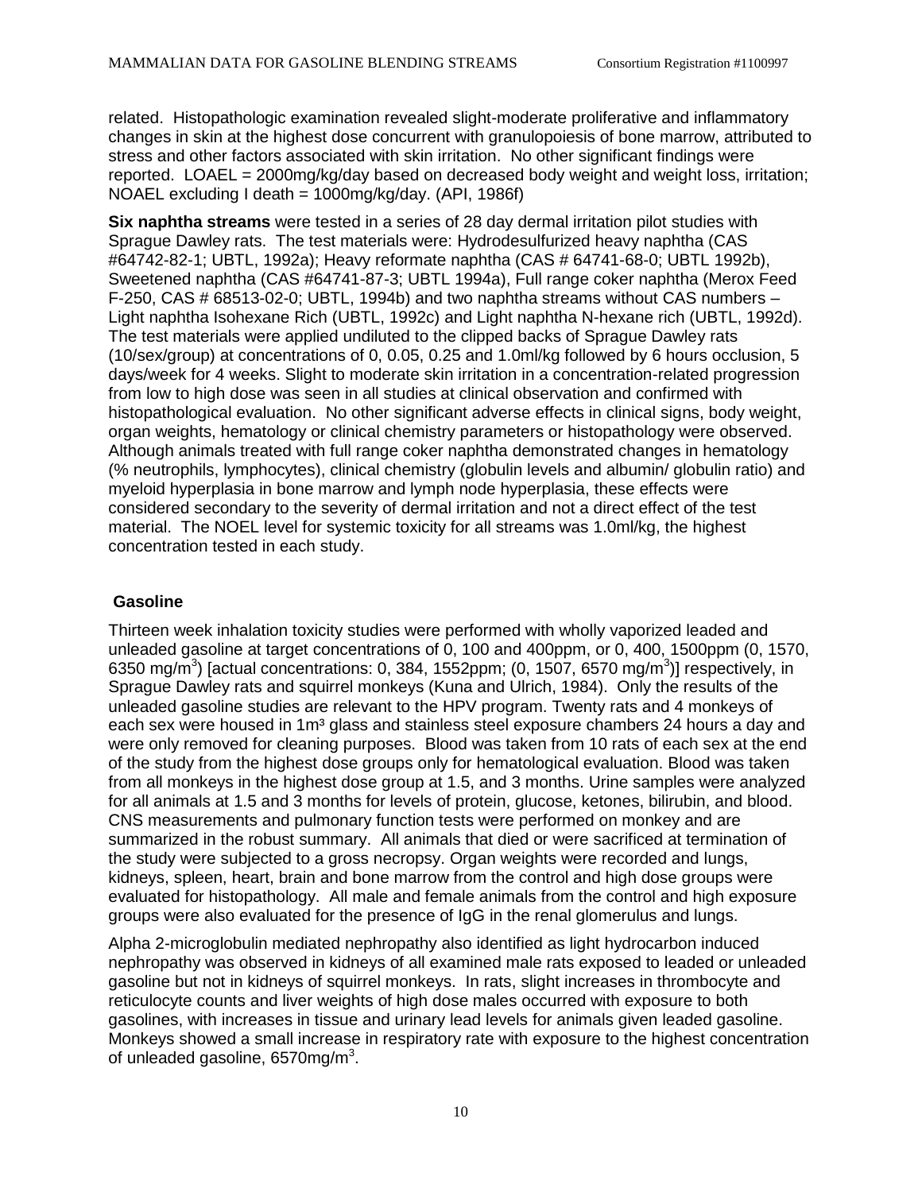related. Histopathologic examination revealed slight-moderate proliferative and inflammatory changes in skin at the highest dose concurrent with granulopoiesis of bone marrow, attributed to stress and other factors associated with skin irritation. No other significant findings were reported. LOAEL = 2000mg/kg/day based on decreased body weight and weight loss, irritation; NOAEL excluding I death = 1000mg/kg/day. (API, 1986f)

**Six naphtha streams** were tested in a series of 28 day dermal irritation pilot studies with Sprague Dawley rats. The test materials were: Hydrodesulfurized heavy naphtha (CAS #64742-82-1; UBTL, 1992a); Heavy reformate naphtha (CAS # 64741-68-0; UBTL 1992b), Sweetened naphtha (CAS #64741-87-3; UBTL 1994a), Full range coker naphtha (Merox Feed F-250, CAS # 68513-02-0; UBTL, 1994b) and two naphtha streams without CAS numbers – Light naphtha Isohexane Rich (UBTL, 1992c) and Light naphtha N-hexane rich (UBTL, 1992d). The test materials were applied undiluted to the clipped backs of Sprague Dawley rats (10/sex/group) at concentrations of 0, 0.05, 0.25 and 1.0ml/kg followed by 6 hours occlusion, 5 days/week for 4 weeks. Slight to moderate skin irritation in a concentration-related progression from low to high dose was seen in all studies at clinical observation and confirmed with histopathological evaluation. No other significant adverse effects in clinical signs, body weight, organ weights, hematology or clinical chemistry parameters or histopathology were observed. Although animals treated with full range coker naphtha demonstrated changes in hematology (% neutrophils, lymphocytes), clinical chemistry (globulin levels and albumin/ globulin ratio) and myeloid hyperplasia in bone marrow and lymph node hyperplasia, these effects were considered secondary to the severity of dermal irritation and not a direct effect of the test material. The NOEL level for systemic toxicity for all streams was 1.0ml/kg, the highest concentration tested in each study.

## Gasoline

Thirteen week inhalation toxicity studies were performed with wholly vaporized leaded and unleaded gasoline at target concentrations of 0, 100 and 400ppm, or 0, 400, 1500ppm (0, 1570, 6350 mg/m$^3$) [actual concentrations: 0, 384, 1552ppm; (0, 1507, 6570 mg/m$^3$)] respectively, in Sprague Dawley rats and squirrel monkeys (Kuna and Ulrich, 1984). Only the results of the unleaded gasoline studies are relevant to the HPV program. Twenty rats and 4 monkeys of each sex were housed in 1m$^3$ glass and stainless steel exposure chambers 24 hours a day and were only removed for cleaning purposes. Blood was taken from 10 rats of each sex at the end of the study from the highest dose groups only for hematological evaluation. Blood was taken from all monkeys in the highest dose group at 1.5, and 3 months. Urine samples were analyzed for all animals at 1.5 and 3 months for levels of protein, glucose, ketones, bilirubin, and blood. CNS measurements and pulmonary function tests were performed on monkey and are summarized in the robust summary. All animals that died or were sacrificed at termination of the study were subjected to a gross necropsy. Organ weights were recorded and lungs, kidneys, spleen, heart, brain and bone marrow from the control and high dose groups were evaluated for histopathology. All male and female animals from the control and high exposure groups were also evaluated for the presence of IgG in the renal glomerulus and lungs.

Alpha 2-microglobulin mediated nephropathy also identified as light hydrocarbon induced nephropathy was observed in kidneys of all examined male rats exposed to leaded or unleaded gasoline but not in kidneys of squirrel monkeys. In rats, slight increases in thrombocyte and reticulocyte counts and liver weights of high dose males occurred with exposure to both gasolines, with increases in tissue and urinary lead levels for animals given leaded gasoline. Monkeys showed a small increase in respiratory rate with exposure to the highest concentration of unleaded gasoline, 6570mg/m$^3$.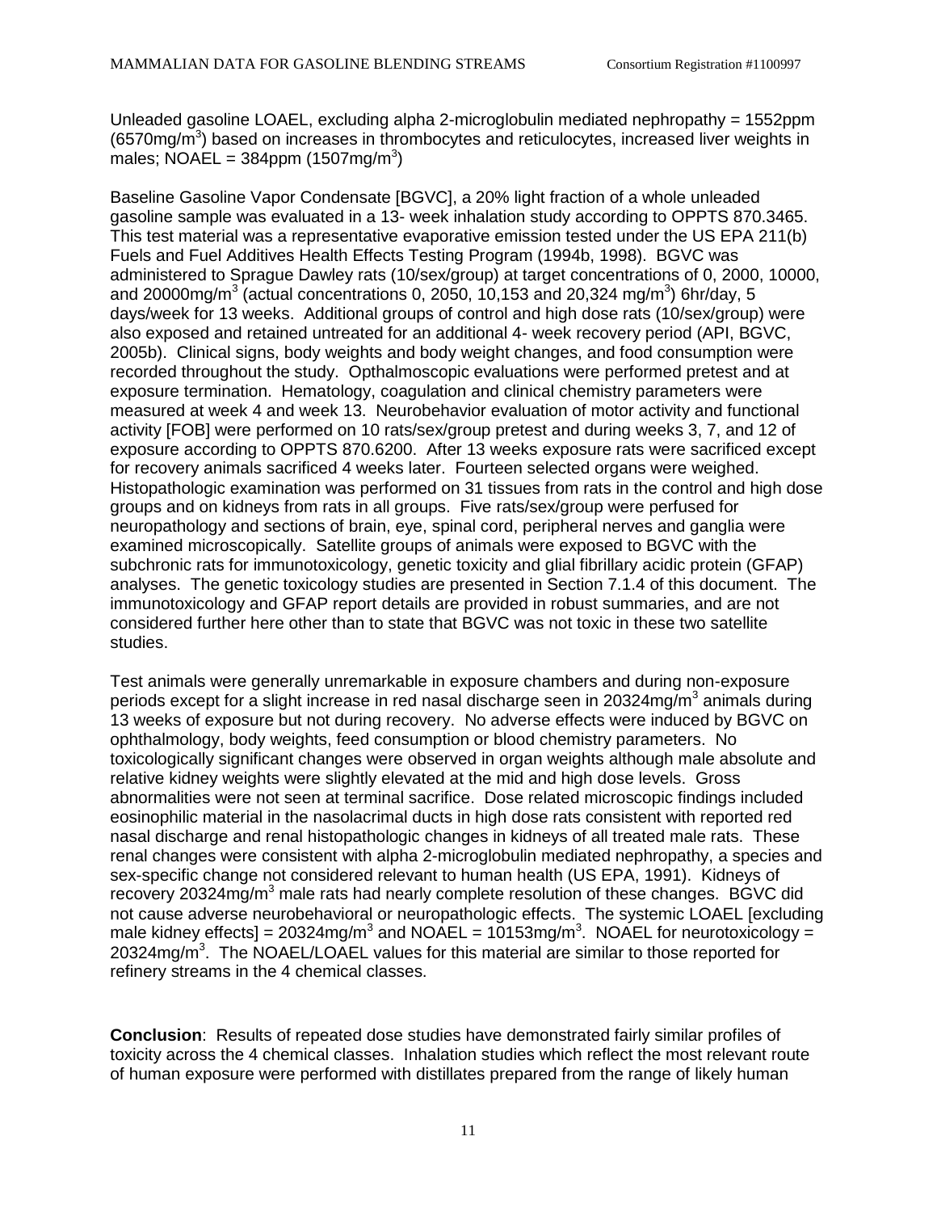Unleaded gasoline LOAEL, excluding alpha 2-microglobulin mediated nephropathy = 1552ppm (6570mg/m$^3$) based on increases in thrombocytes and reticulocytes, increased liver weights in males; NOAEL = 384ppm (1507mg/m$^3$)

Baseline Gasoline Vapor Condensate [BGVC], a 20% light fraction of a whole unleaded gasoline sample was evaluated in a 13- week inhalation study according to OPPTS 870.3465. This test material was a representative evaporative emission tested under the US EPA 211(b) Fuels and Fuel Additives Health Effects Testing Program (1994b, 1998). BGVC was administered to Sprague Dawley rats (10/sex/group) at target concentrations of 0, 2000, 10000, and 20000mg/m$^3$ (actual concentrations 0, 2050, 10,153 and 20,324 mg/m$^3$) 6hr/day, 5 days/week for 13 weeks. Additional groups of control and high dose rats (10/sex/group) were also exposed and retained untreated for an additional 4- week recovery period (API, BGVC, 2005b). Clinical signs, body weights and body weight changes, and food consumption were recorded throughout the study. Opthalmoscopic evaluations were performed pretest and at exposure termination. Hematology, coagulation and clinical chemistry parameters were measured at week 4 and week 13. Neurobehavior evaluation of motor activity and functional activity [FOB] were performed on 10 rats/sex/group pretest and during weeks 3, 7, and 12 of exposure according to OPPTS 870.6200. After 13 weeks exposure rats were sacrificed except for recovery animals sacrificed 4 weeks later. Fourteen selected organs were weighed. Histopathologic examination was performed on 31 tissues from rats in the control and high dose groups and on kidneys from rats in all groups. Five rats/sex/group were perfused for neuropathology and sections of brain, eye, spinal cord, peripheral nerves and ganglia were examined microscopically. Satellite groups of animals were exposed to BGVC with the subchronic rats for immunotoxicology, genetic toxicity and glial fibrillary acidic protein (GFAP) analyses. The genetic toxicology studies are presented in Section 7.1.4 of this document. The immunotoxicology and GFAP report details are provided in robust summaries, and are not considered further here other than to state that BGVC was not toxic in these two satellite studies.

Test animals were generally unremarkable in exposure chambers and during non-exposure periods except for a slight increase in red nasal discharge seen in 20324mg/m$^3$ animals during 13 weeks of exposure but not during recovery. No adverse effects were induced by BGVC on ophthalmology, body weights, feed consumption or blood chemistry parameters. No toxicologically significant changes were observed in organ weights although male absolute and relative kidney weights were slightly elevated at the mid and high dose levels. Gross abnormalities were not seen at terminal sacrifice. Dose related microscopic findings included eosinophilic material in the nasolacrimal ducts in high dose rats consistent with reported red nasal discharge and renal histopathologic changes in kidneys of all treated male rats. These renal changes were consistent with alpha 2-microglobulin mediated nephropathy, a species and sex-specific change not considered relevant to human health (US EPA, 1991). Kidneys of recovery 20324mg/m$^3$ male rats had nearly complete resolution of these changes. BGVC did not cause adverse neurobehavioral or neuropathologic effects. The systemic LOAEL [excluding male kidney effects] = 20324mg/m$^3$ and NOAEL = 10153mg/m$^3$. NOAEL for neurotoxicology = 20324mg/m$^3$. The NOAEL/LOAEL values for this material are similar to those reported for refinery streams in the 4 chemical classes.

**Conclusion**: Results of repeated dose studies have demonstrated fairly similar profiles of toxicity across the 4 chemical classes. Inhalation studies which reflect the most relevant route of human exposure were performed with distillates prepared from the range of likely human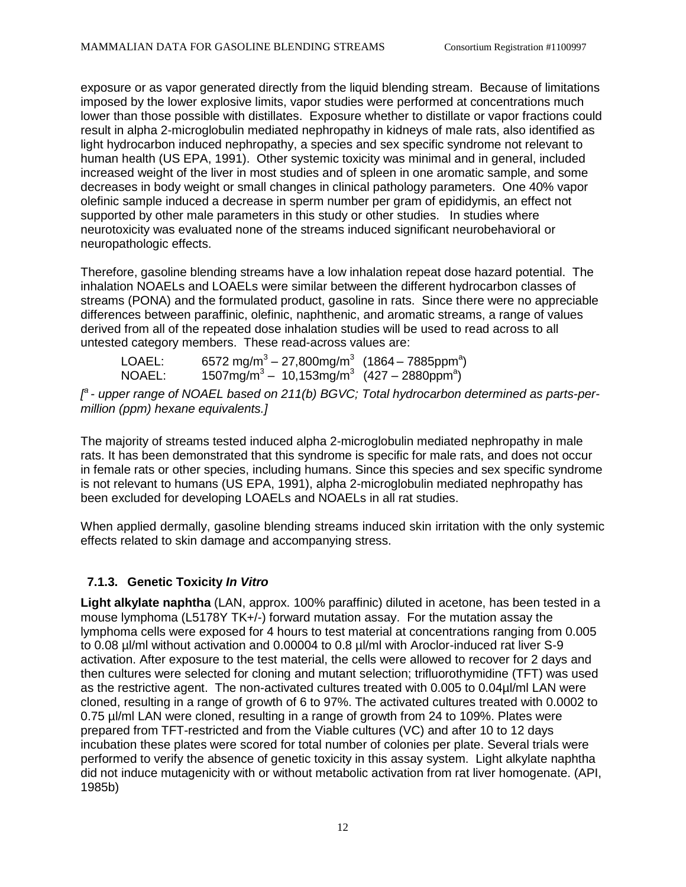exposure or as vapor generated directly from the liquid blending stream. Because of limitations imposed by the lower explosive limits, vapor studies were performed at concentrations much lower than those possible with distillates. Exposure whether to distillate or vapor fractions could result in alpha 2-microglobulin mediated nephropathy in kidneys of male rats, also identified as light hydrocarbon induced nephropathy, a species and sex specific syndrome not relevant to human health (US EPA, 1991). Other systemic toxicity was minimal and in general, included increased weight of the liver in most studies and of spleen in one aromatic sample, and some decreases in body weight or small changes in clinical pathology parameters. One 40% vapor olefinic sample induced a decrease in sperm number per gram of epididymis, an effect not supported by other male parameters in this study or other studies. In studies where neurotoxicity was evaluated none of the streams induced significant neurobehavioral or neuropathologic effects.

Therefore, gasoline blending streams have a low inhalation repeat dose hazard potential. The inhalation NOAELs and LOAELs were similar between the different hydrocarbon classes of streams (PONA) and the formulated product, gasoline in rats. Since there were no appreciable differences between paraffinic, olefinic, naphthenic, and aromatic streams, a range of values derived from all of the repeated dose inhalation studies will be used to read across to all untested category members. These read-across values are:

LOAEL: 6572 mg/m$^3$ – 27,800mg/m$^3$ (1864 – 7885ppm[a])
NOAEL: 1507mg/m$^3$ – 10,153mg/m$^3$ (427 – 2880ppm[a])

*[[a] - upper range of NOAEL based on 211(b) BGVC; Total hydrocarbon determined as parts-per-million (ppm) hexane equivalents.]*

The majority of streams tested induced alpha 2-microglobulin mediated nephropathy in male rats. It has been demonstrated that this syndrome is specific for male rats, and does not occur in female rats or other species, including humans. Since this species and sex specific syndrome is not relevant to humans (US EPA, 1991), alpha 2-microglobulin mediated nephropathy has been excluded for developing LOAELs and NOAELs in all rat studies.

When applied dermally, gasoline blending streams induced skin irritation with the only systemic effects related to skin damage and accompanying stress.

### 7.1.3. Genetic Toxicity *In Vitro*

**Light alkylate naphtha** (LAN, approx. 100% paraffinic) diluted in acetone, has been tested in a mouse lymphoma (L5178Y TK+/-) forward mutation assay. For the mutation assay the lymphoma cells were exposed for 4 hours to test material at concentrations ranging from 0.005 to 0.08 µl/ml without activation and 0.00004 to 0.8 µl/ml with Aroclor-induced rat liver S-9 activation. After exposure to the test material, the cells were allowed to recover for 2 days and then cultures were selected for cloning and mutant selection; trifluorothymidine (TFT) was used as the restrictive agent. The non-activated cultures treated with 0.005 to 0.04µl/ml LAN were cloned, resulting in a range of growth of 6 to 97%. The activated cultures treated with 0.0002 to 0.75 µl/ml LAN were cloned, resulting in a range of growth from 24 to 109%. Plates were prepared from TFT-restricted and from the Viable cultures (VC) and after 10 to 12 days incubation these plates were scored for total number of colonies per plate. Several trials were performed to verify the absence of genetic toxicity in this assay system. Light alkylate naphtha did not induce mutagenicity with or without metabolic activation from rat liver homogenate. (API, 1985b)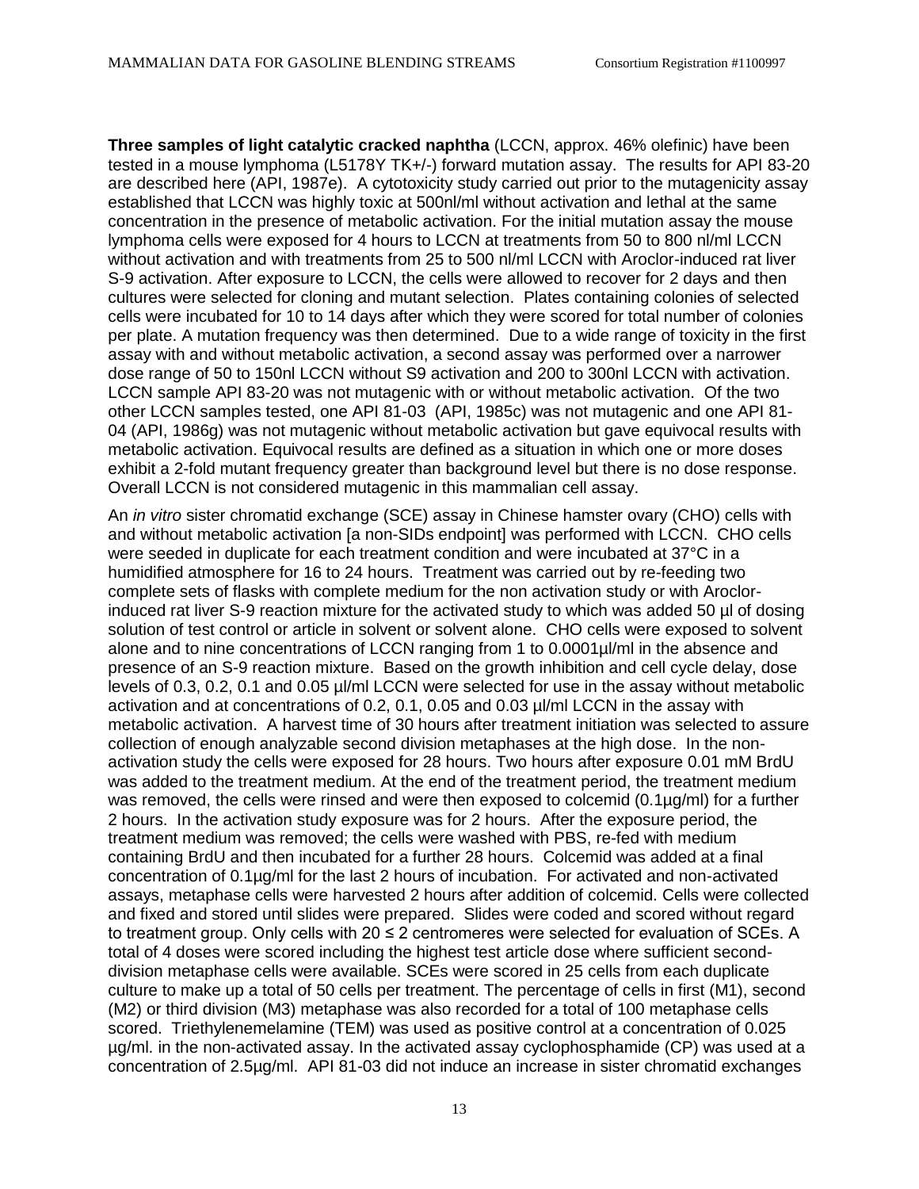**Three samples of light catalytic cracked naphtha** (LCCN, approx. 46% olefinic) have been tested in a mouse lymphoma (L5178Y TK+/-) forward mutation assay. The results for API 83-20 are described here (API, 1987e). A cytotoxicity study carried out prior to the mutagenicity assay established that LCCN was highly toxic at 500nl/ml without activation and lethal at the same concentration in the presence of metabolic activation. For the initial mutation assay the mouse lymphoma cells were exposed for 4 hours to LCCN at treatments from 50 to 800 nl/ml LCCN without activation and with treatments from 25 to 500 nl/ml LCCN with Aroclor-induced rat liver S-9 activation. After exposure to LCCN, the cells were allowed to recover for 2 days and then cultures were selected for cloning and mutant selection. Plates containing colonies of selected cells were incubated for 10 to 14 days after which they were scored for total number of colonies per plate. A mutation frequency was then determined. Due to a wide range of toxicity in the first assay with and without metabolic activation, a second assay was performed over a narrower dose range of 50 to 150nl LCCN without S9 activation and 200 to 300nl LCCN with activation. LCCN sample API 83-20 was not mutagenic with or without metabolic activation. Of the two other LCCN samples tested, one API 81-03 (API, 1985c) was not mutagenic and one API 81-04 (API, 1986g) was not mutagenic without metabolic activation but gave equivocal results with metabolic activation. Equivocal results are defined as a situation in which one or more doses exhibit a 2-fold mutant frequency greater than background level but there is no dose response. Overall LCCN is not considered mutagenic in this mammalian cell assay.

An *in vitro* sister chromatid exchange (SCE) assay in Chinese hamster ovary (CHO) cells with and without metabolic activation [a non-SIDs endpoint] was performed with LCCN. CHO cells were seeded in duplicate for each treatment condition and were incubated at 37°C in a humidified atmosphere for 16 to 24 hours. Treatment was carried out by re-feeding two complete sets of flasks with complete medium for the non activation study or with Aroclor-induced rat liver S-9 reaction mixture for the activated study to which was added 50 µl of dosing solution of test control or article in solvent or solvent alone. CHO cells were exposed to solvent alone and to nine concentrations of LCCN ranging from 1 to 0.0001µl/ml in the absence and presence of an S-9 reaction mixture. Based on the growth inhibition and cell cycle delay, dose levels of 0.3, 0.2, 0.1 and 0.05 µl/ml LCCN were selected for use in the assay without metabolic activation and at concentrations of 0.2, 0.1, 0.05 and 0.03 µl/ml LCCN in the assay with metabolic activation. A harvest time of 30 hours after treatment initiation was selected to assure collection of enough analyzable second division metaphases at the high dose. In the non-activation study the cells were exposed for 28 hours. Two hours after exposure 0.01 mM BrdU was added to the treatment medium. At the end of the treatment period, the treatment medium was removed, the cells were rinsed and were then exposed to colcemid (0.1µg/ml) for a further 2 hours. In the activation study exposure was for 2 hours. After the exposure period, the treatment medium was removed; the cells were washed with PBS, re-fed with medium containing BrdU and then incubated for a further 28 hours. Colcemid was added at a final concentration of 0.1µg/ml for the last 2 hours of incubation. For activated and non-activated assays, metaphase cells were harvested 2 hours after addition of colcemid. Cells were collected and fixed and stored until slides were prepared. Slides were coded and scored without regard to treatment group. Only cells with 20 ≤ 2 centromeres were selected for evaluation of SCEs. A total of 4 doses were scored including the highest test article dose where sufficient second-division metaphase cells were available. SCEs were scored in 25 cells from each duplicate culture to make up a total of 50 cells per treatment. The percentage of cells in first (M1), second (M2) or third division (M3) metaphase was also recorded for a total of 100 metaphase cells scored. Triethylenemelamine (TEM) was used as positive control at a concentration of 0.025 µg/ml. in the non-activated assay. In the activated assay cyclophosphamide (CP) was used at a concentration of 2.5µg/ml. API 81-03 did not induce an increase in sister chromatid exchanges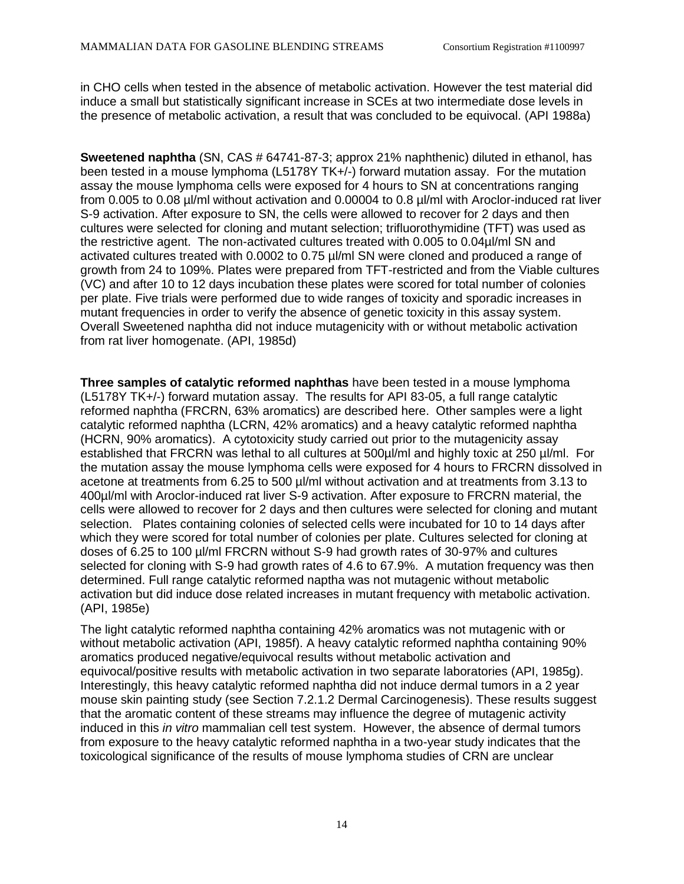in CHO cells when tested in the absence of metabolic activation. However the test material did induce a small but statistically significant increase in SCEs at two intermediate dose levels in the presence of metabolic activation, a result that was concluded to be equivocal. (API 1988a)

**Sweetened naphtha** (SN, CAS # 64741-87-3; approx 21% naphthenic) diluted in ethanol, has been tested in a mouse lymphoma (L5178Y TK+/-) forward mutation assay. For the mutation assay the mouse lymphoma cells were exposed for 4 hours to SN at concentrations ranging from 0.005 to 0.08 µl/ml without activation and 0.00004 to 0.8 µl/ml with Aroclor-induced rat liver S-9 activation. After exposure to SN, the cells were allowed to recover for 2 days and then cultures were selected for cloning and mutant selection; trifluorothymidine (TFT) was used as the restrictive agent. The non-activated cultures treated with 0.005 to 0.04µl/ml SN and activated cultures treated with 0.0002 to 0.75 µl/ml SN were cloned and produced a range of growth from 24 to 109%. Plates were prepared from TFT-restricted and from the Viable cultures (VC) and after 10 to 12 days incubation these plates were scored for total number of colonies per plate. Five trials were performed due to wide ranges of toxicity and sporadic increases in mutant frequencies in order to verify the absence of genetic toxicity in this assay system. Overall Sweetened naphtha did not induce mutagenicity with or without metabolic activation from rat liver homogenate. (API, 1985d)

**Three samples of catalytic reformed naphthas** have been tested in a mouse lymphoma (L5178Y TK+/-) forward mutation assay. The results for API 83-05, a full range catalytic reformed naphtha (FRCRN, 63% aromatics) are described here. Other samples were a light catalytic reformed naphtha (LCRN, 42% aromatics) and a heavy catalytic reformed naphtha (HCRN, 90% aromatics). A cytotoxicity study carried out prior to the mutagenicity assay established that FRCRN was lethal to all cultures at 500µl/ml and highly toxic at 250 µl/ml. For the mutation assay the mouse lymphoma cells were exposed for 4 hours to FRCRN dissolved in acetone at treatments from 6.25 to 500 µl/ml without activation and at treatments from 3.13 to 400µl/ml with Aroclor-induced rat liver S-9 activation. After exposure to FRCRN material, the cells were allowed to recover for 2 days and then cultures were selected for cloning and mutant selection. Plates containing colonies of selected cells were incubated for 10 to 14 days after which they were scored for total number of colonies per plate. Cultures selected for cloning at doses of 6.25 to 100 µl/ml FRCRN without S-9 had growth rates of 30-97% and cultures selected for cloning with S-9 had growth rates of 4.6 to 67.9%. A mutation frequency was then determined. Full range catalytic reformed naptha was not mutagenic without metabolic activation but did induce dose related increases in mutant frequency with metabolic activation. (API, 1985e)

The light catalytic reformed naphtha containing 42% aromatics was not mutagenic with or without metabolic activation (API, 1985f). A heavy catalytic reformed naphtha containing 90% aromatics produced negative/equivocal results without metabolic activation and equivocal/positive results with metabolic activation in two separate laboratories (API, 1985g). Interestingly, this heavy catalytic reformed naphtha did not induce dermal tumors in a 2 year mouse skin painting study (see Section 7.2.1.2 Dermal Carcinogenesis). These results suggest that the aromatic content of these streams may influence the degree of mutagenic activity induced in this *in vitro* mammalian cell test system. However, the absence of dermal tumors from exposure to the heavy catalytic reformed naphtha in a two-year study indicates that the toxicological significance of the results of mouse lymphoma studies of CRN are unclear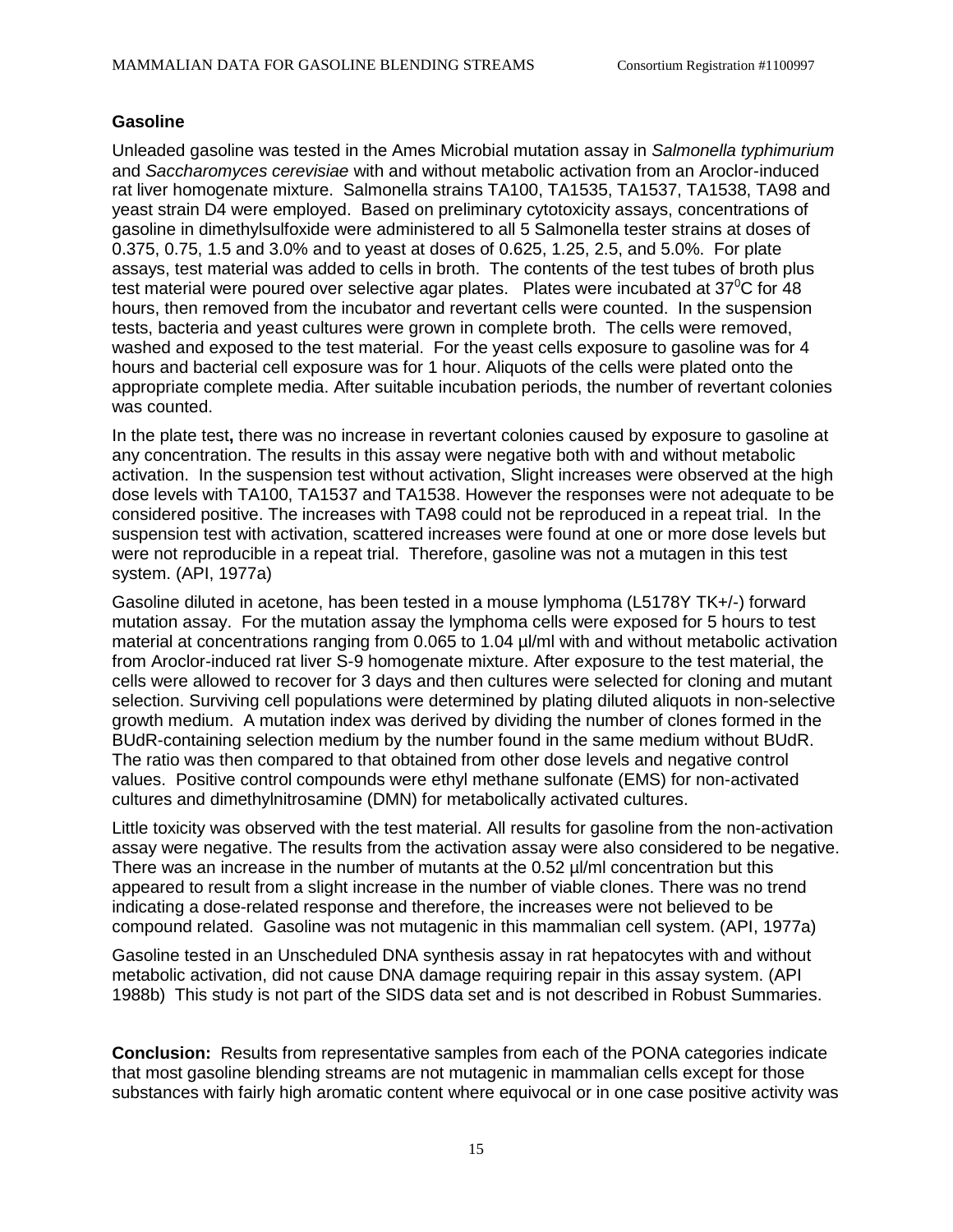**Gasoline**

Unleaded gasoline was tested in the Ames Microbial mutation assay in *Salmonella typhimurium* and *Saccharomyces cerevisiae* with and without metabolic activation from an Aroclor-induced rat liver homogenate mixture. Salmonella strains TA100, TA1535, TA1537, TA1538, TA98 and yeast strain D4 were employed. Based on preliminary cytotoxicity assays, concentrations of gasoline in dimethylsulfoxide were administered to all 5 Salmonella tester strains at doses of 0.375, 0.75, 1.5 and 3.0% and to yeast at doses of 0.625, 1.25, 2.5, and 5.0%. For plate assays, test material was added to cells in broth. The contents of the test tubes of broth plus test material were poured over selective agar plates. Plates were incubated at $37^0$C for 48 hours, then removed from the incubator and revertant cells were counted. In the suspension tests, bacteria and yeast cultures were grown in complete broth. The cells were removed, washed and exposed to the test material. For the yeast cells exposure to gasoline was for 4 hours and bacterial cell exposure was for 1 hour. Aliquots of the cells were plated onto the appropriate complete media. After suitable incubation periods, the number of revertant colonies was counted.

In the plate test**,** there was no increase in revertant colonies caused by exposure to gasoline at any concentration. The results in this assay were negative both with and without metabolic activation. In the suspension test without activation, Slight increases were observed at the high dose levels with TA100, TA1537 and TA1538. However the responses were not adequate to be considered positive. The increases with TA98 could not be reproduced in a repeat trial. In the suspension test with activation, scattered increases were found at one or more dose levels but were not reproducible in a repeat trial. Therefore, gasoline was not a mutagen in this test system. (API, 1977a)

Gasoline diluted in acetone, has been tested in a mouse lymphoma (L5178Y TK+/-) forward mutation assay. For the mutation assay the lymphoma cells were exposed for 5 hours to test material at concentrations ranging from 0.065 to 1.04 µl/ml with and without metabolic activation from Aroclor-induced rat liver S-9 homogenate mixture. After exposure to the test material, the cells were allowed to recover for 3 days and then cultures were selected for cloning and mutant selection. Surviving cell populations were determined by plating diluted aliquots in non-selective growth medium. A mutation index was derived by dividing the number of clones formed in the BUdR-containing selection medium by the number found in the same medium without BUdR. The ratio was then compared to that obtained from other dose levels and negative control values. Positive control compounds were ethyl methane sulfonate (EMS) for non-activated cultures and dimethylnitrosamine (DMN) for metabolically activated cultures.

Little toxicity was observed with the test material. All results for gasoline from the non-activation assay were negative. The results from the activation assay were also considered to be negative. There was an increase in the number of mutants at the 0.52 µl/ml concentration but this appeared to result from a slight increase in the number of viable clones. There was no trend indicating a dose-related response and therefore, the increases were not believed to be compound related. Gasoline was not mutagenic in this mammalian cell system. (API, 1977a)

Gasoline tested in an Unscheduled DNA synthesis assay in rat hepatocytes with and without metabolic activation, did not cause DNA damage requiring repair in this assay system. (API 1988b) This study is not part of the SIDS data set and is not described in Robust Summaries.

**Conclusion:** Results from representative samples from each of the PONA categories indicate that most gasoline blending streams are not mutagenic in mammalian cells except for those substances with fairly high aromatic content where equivocal or in one case positive activity was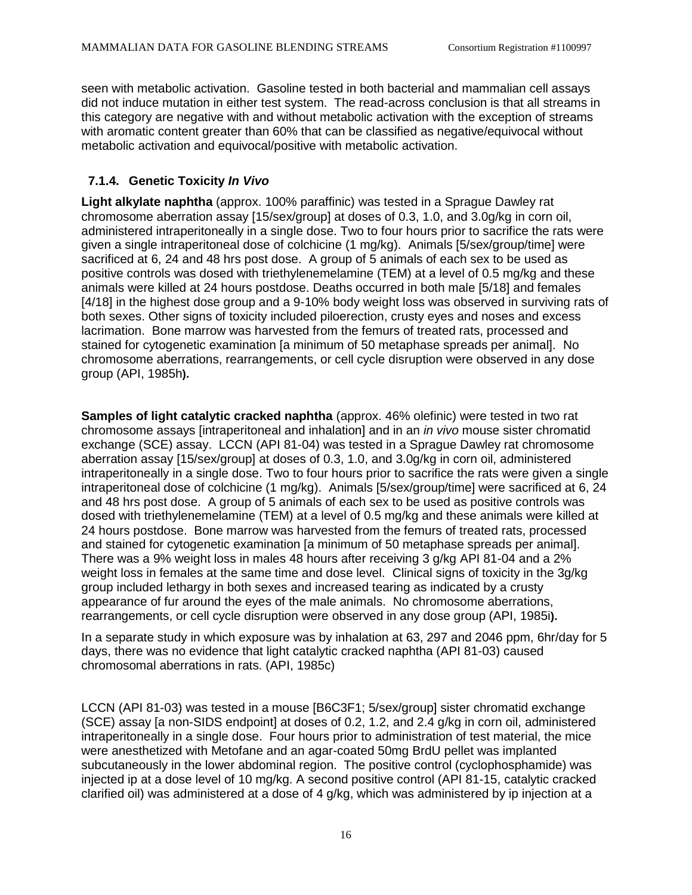seen with metabolic activation. Gasoline tested in both bacterial and mammalian cell assays did not induce mutation in either test system. The read-across conclusion is that all streams in this category are negative with and without metabolic activation with the exception of streams with aromatic content greater than 60% that can be classified as negative/equivocal without metabolic activation and equivocal/positive with metabolic activation.

### 7.1.4. Genetic Toxicity *In Vivo*

**Light alkylate naphtha** (approx. 100% paraffinic) was tested in a Sprague Dawley rat chromosome aberration assay [15/sex/group] at doses of 0.3, 1.0, and 3.0g/kg in corn oil, administered intraperitoneally in a single dose. Two to four hours prior to sacrifice the rats were given a single intraperitoneal dose of colchicine (1 mg/kg). Animals [5/sex/group/time] were sacrificed at 6, 24 and 48 hrs post dose. A group of 5 animals of each sex to be used as positive controls was dosed with triethylenemelamine (TEM) at a level of 0.5 mg/kg and these animals were killed at 24 hours postdose. Deaths occurred in both male [5/18] and females [4/18] in the highest dose group and a 9-10% body weight loss was observed in surviving rats of both sexes. Other signs of toxicity included piloerection, crusty eyes and noses and excess lacrimation. Bone marrow was harvested from the femurs of treated rats, processed and stained for cytogenetic examination [a minimum of 50 metaphase spreads per animal]. No chromosome aberrations, rearrangements, or cell cycle disruption were observed in any dose group (API, 1985h**).**

**Samples of light catalytic cracked naphtha** (approx. 46% olefinic) were tested in two rat chromosome assays [intraperitoneal and inhalation] and in an *in vivo* mouse sister chromatid exchange (SCE) assay. LCCN (API 81-04) was tested in a Sprague Dawley rat chromosome aberration assay [15/sex/group] at doses of 0.3, 1.0, and 3.0g/kg in corn oil, administered intraperitoneally in a single dose. Two to four hours prior to sacrifice the rats were given a single intraperitoneal dose of colchicine (1 mg/kg). Animals [5/sex/group/time] were sacrificed at 6, 24 and 48 hrs post dose. A group of 5 animals of each sex to be used as positive controls was dosed with triethylenemelamine (TEM) at a level of 0.5 mg/kg and these animals were killed at 24 hours postdose. Bone marrow was harvested from the femurs of treated rats, processed and stained for cytogenetic examination [a minimum of 50 metaphase spreads per animal]. There was a 9% weight loss in males 48 hours after receiving 3 g/kg API 81-04 and a 2% weight loss in females at the same time and dose level. Clinical signs of toxicity in the 3g/kg group included lethargy in both sexes and increased tearing as indicated by a crusty appearance of fur around the eyes of the male animals. No chromosome aberrations, rearrangements, or cell cycle disruption were observed in any dose group (API, 1985i**).**

In a separate study in which exposure was by inhalation at 63, 297 and 2046 ppm, 6hr/day for 5 days, there was no evidence that light catalytic cracked naphtha (API 81-03) caused chromosomal aberrations in rats. (API, 1985c)

LCCN (API 81-03) was tested in a mouse [B6C3F1; 5/sex/group] sister chromatid exchange (SCE) assay [a non-SIDS endpoint] at doses of 0.2, 1.2, and 2.4 g/kg in corn oil, administered intraperitoneally in a single dose. Four hours prior to administration of test material, the mice were anesthetized with Metofane and an agar-coated 50mg BrdU pellet was implanted subcutaneously in the lower abdominal region. The positive control (cyclophosphamide) was injected ip at a dose level of 10 mg/kg. A second positive control (API 81-15, catalytic cracked clarified oil) was administered at a dose of 4 g/kg, which was administered by ip injection at a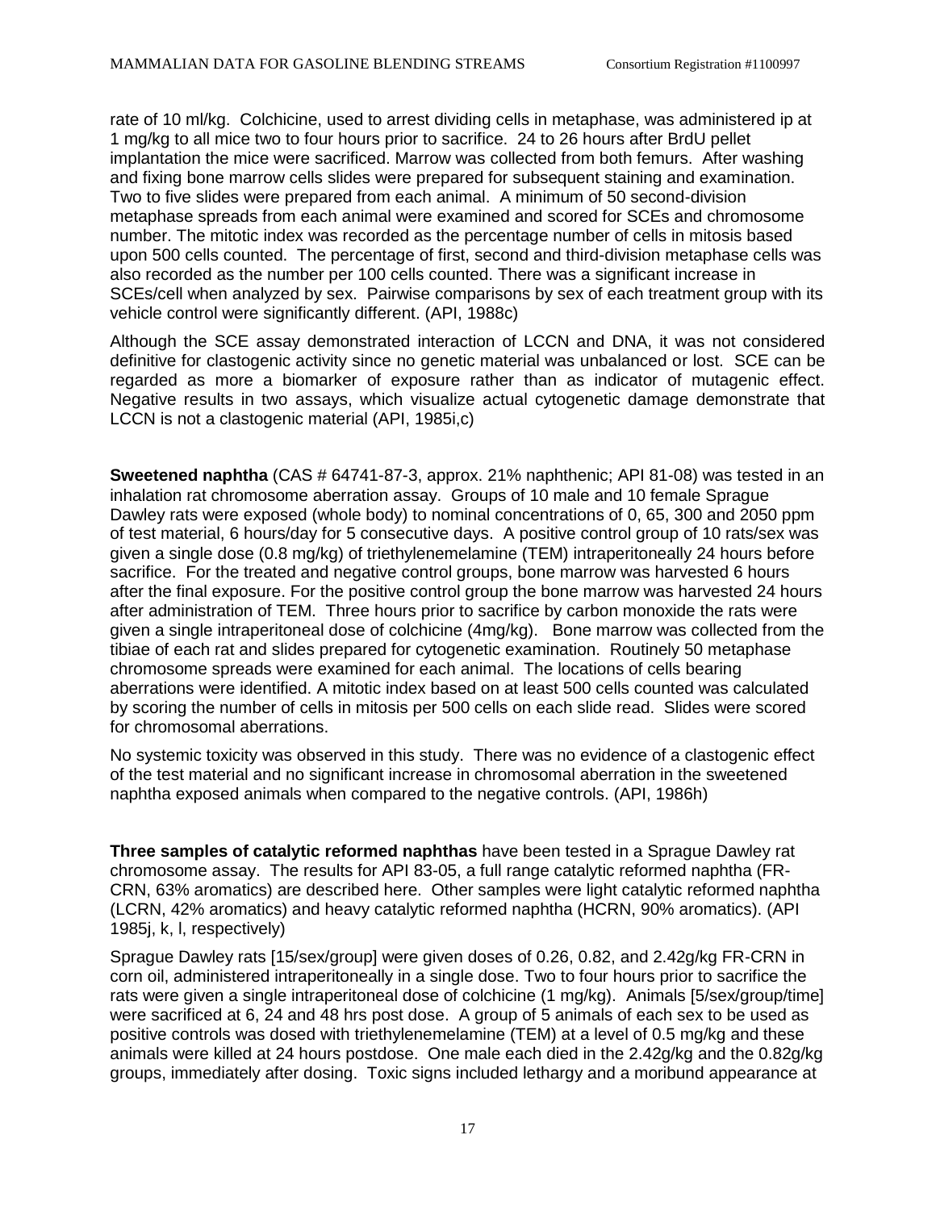rate of 10 ml/kg. Colchicine, used to arrest dividing cells in metaphase, was administered ip at 1 mg/kg to all mice two to four hours prior to sacrifice. 24 to 26 hours after BrdU pellet implantation the mice were sacrificed. Marrow was collected from both femurs. After washing and fixing bone marrow cells slides were prepared for subsequent staining and examination. Two to five slides were prepared from each animal. A minimum of 50 second-division metaphase spreads from each animal were examined and scored for SCEs and chromosome number. The mitotic index was recorded as the percentage number of cells in mitosis based upon 500 cells counted. The percentage of first, second and third-division metaphase cells was also recorded as the number per 100 cells counted. There was a significant increase in SCEs/cell when analyzed by sex. Pairwise comparisons by sex of each treatment group with its vehicle control were significantly different. (API, 1988c)

Although the SCE assay demonstrated interaction of LCCN and DNA, it was not considered definitive for clastogenic activity since no genetic material was unbalanced or lost. SCE can be regarded as more a biomarker of exposure rather than as indicator of mutagenic effect. Negative results in two assays, which visualize actual cytogenetic damage demonstrate that LCCN is not a clastogenic material (API, 1985i,c)

**Sweetened naphtha** (CAS # 64741-87-3, approx. 21% naphthenic; API 81-08) was tested in an inhalation rat chromosome aberration assay. Groups of 10 male and 10 female Sprague Dawley rats were exposed (whole body) to nominal concentrations of 0, 65, 300 and 2050 ppm of test material, 6 hours/day for 5 consecutive days. A positive control group of 10 rats/sex was given a single dose (0.8 mg/kg) of triethylenemelamine (TEM) intraperitoneally 24 hours before sacrifice. For the treated and negative control groups, bone marrow was harvested 6 hours after the final exposure. For the positive control group the bone marrow was harvested 24 hours after administration of TEM. Three hours prior to sacrifice by carbon monoxide the rats were given a single intraperitoneal dose of colchicine (4mg/kg). Bone marrow was collected from the tibiae of each rat and slides prepared for cytogenetic examination. Routinely 50 metaphase chromosome spreads were examined for each animal. The locations of cells bearing aberrations were identified. A mitotic index based on at least 500 cells counted was calculated by scoring the number of cells in mitosis per 500 cells on each slide read. Slides were scored for chromosomal aberrations.

No systemic toxicity was observed in this study. There was no evidence of a clastogenic effect of the test material and no significant increase in chromosomal aberration in the sweetened naphtha exposed animals when compared to the negative controls. (API, 1986h)

**Three samples of catalytic reformed naphthas** have been tested in a Sprague Dawley rat chromosome assay. The results for API 83-05, a full range catalytic reformed naphtha (FR-CRN, 63% aromatics) are described here. Other samples were light catalytic reformed naphtha (LCRN, 42% aromatics) and heavy catalytic reformed naphtha (HCRN, 90% aromatics). (API 1985j, k, l, respectively)

Sprague Dawley rats [15/sex/group] were given doses of 0.26, 0.82, and 2.42g/kg FR-CRN in corn oil, administered intraperitoneally in a single dose. Two to four hours prior to sacrifice the rats were given a single intraperitoneal dose of colchicine (1 mg/kg). Animals [5/sex/group/time] were sacrificed at 6, 24 and 48 hrs post dose. A group of 5 animals of each sex to be used as positive controls was dosed with triethylenemelamine (TEM) at a level of 0.5 mg/kg and these animals were killed at 24 hours postdose. One male each died in the 2.42g/kg and the 0.82g/kg groups, immediately after dosing. Toxic signs included lethargy and a moribund appearance at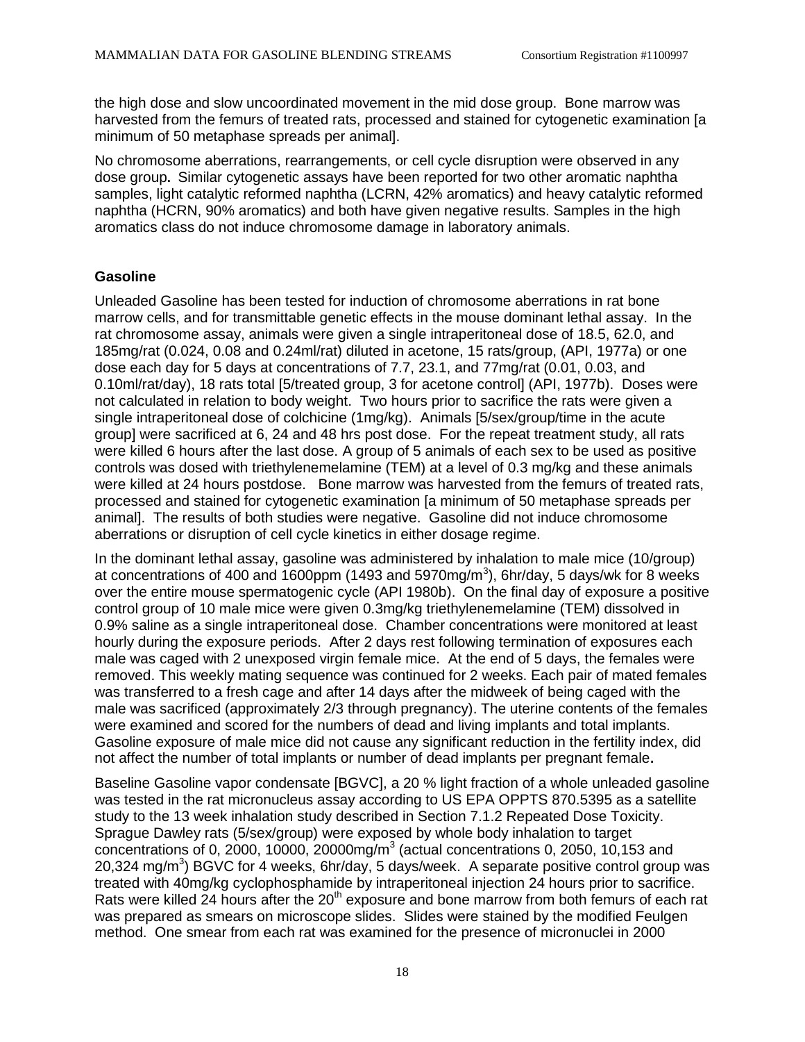the high dose and slow uncoordinated movement in the mid dose group. Bone marrow was harvested from the femurs of treated rats, processed and stained for cytogenetic examination [a minimum of 50 metaphase spreads per animal].

No chromosome aberrations, rearrangements, or cell cycle disruption were observed in any dose group**.** Similar cytogenetic assays have been reported for two other aromatic naphtha samples, light catalytic reformed naphtha (LCRN, 42% aromatics) and heavy catalytic reformed naphtha (HCRN, 90% aromatics) and both have given negative results. Samples in the high aromatics class do not induce chromosome damage in laboratory animals.

### Gasoline

Unleaded Gasoline has been tested for induction of chromosome aberrations in rat bone marrow cells, and for transmittable genetic effects in the mouse dominant lethal assay. In the rat chromosome assay, animals were given a single intraperitoneal dose of 18.5, 62.0, and 185mg/rat (0.024, 0.08 and 0.24ml/rat) diluted in acetone, 15 rats/group, (API, 1977a) or one dose each day for 5 days at concentrations of 7.7, 23.1, and 77mg/rat (0.01, 0.03, and 0.10ml/rat/day), 18 rats total [5/treated group, 3 for acetone control] (API, 1977b). Doses were not calculated in relation to body weight. Two hours prior to sacrifice the rats were given a single intraperitoneal dose of colchicine (1mg/kg). Animals [5/sex/group/time in the acute group] were sacrificed at 6, 24 and 48 hrs post dose. For the repeat treatment study, all rats were killed 6 hours after the last dose. A group of 5 animals of each sex to be used as positive controls was dosed with triethylenemelamine (TEM) at a level of 0.3 mg/kg and these animals were killed at 24 hours postdose. Bone marrow was harvested from the femurs of treated rats, processed and stained for cytogenetic examination [a minimum of 50 metaphase spreads per animal]. The results of both studies were negative. Gasoline did not induce chromosome aberrations or disruption of cell cycle kinetics in either dosage regime.

In the dominant lethal assay, gasoline was administered by inhalation to male mice (10/group) at concentrations of 400 and 1600ppm (1493 and 5970mg/m$^3$), 6hr/day, 5 days/wk for 8 weeks over the entire mouse spermatogenic cycle (API 1980b). On the final day of exposure a positive control group of 10 male mice were given 0.3mg/kg triethylenemelamine (TEM) dissolved in 0.9% saline as a single intraperitoneal dose. Chamber concentrations were monitored at least hourly during the exposure periods. After 2 days rest following termination of exposures each male was caged with 2 unexposed virgin female mice. At the end of 5 days, the females were removed. This weekly mating sequence was continued for 2 weeks. Each pair of mated females was transferred to a fresh cage and after 14 days after the midweek of being caged with the male was sacrificed (approximately 2/3 through pregnancy). The uterine contents of the females were examined and scored for the numbers of dead and living implants and total implants. Gasoline exposure of male mice did not cause any significant reduction in the fertility index, did not affect the number of total implants or number of dead implants per pregnant female**.**

Baseline Gasoline vapor condensate [BGVC], a 20 % light fraction of a whole unleaded gasoline was tested in the rat micronucleus assay according to US EPA OPPTS 870.5395 as a satellite study to the 13 week inhalation study described in Section 7.1.2 Repeated Dose Toxicity. Sprague Dawley rats (5/sex/group) were exposed by whole body inhalation to target concentrations of 0, 2000, 10000, 20000mg/m$^3$ (actual concentrations 0, 2050, 10,153 and 20,324 mg/m$^3$) BGVC for 4 weeks, 6hr/day, 5 days/week. A separate positive control group was treated with 40mg/kg cyclophosphamide by intraperitoneal injection 24 hours prior to sacrifice. Rats were killed 24 hours after the 20$^{th}$ exposure and bone marrow from both femurs of each rat was prepared as smears on microscope slides. Slides were stained by the modified Feulgen method. One smear from each rat was examined for the presence of micronuclei in 2000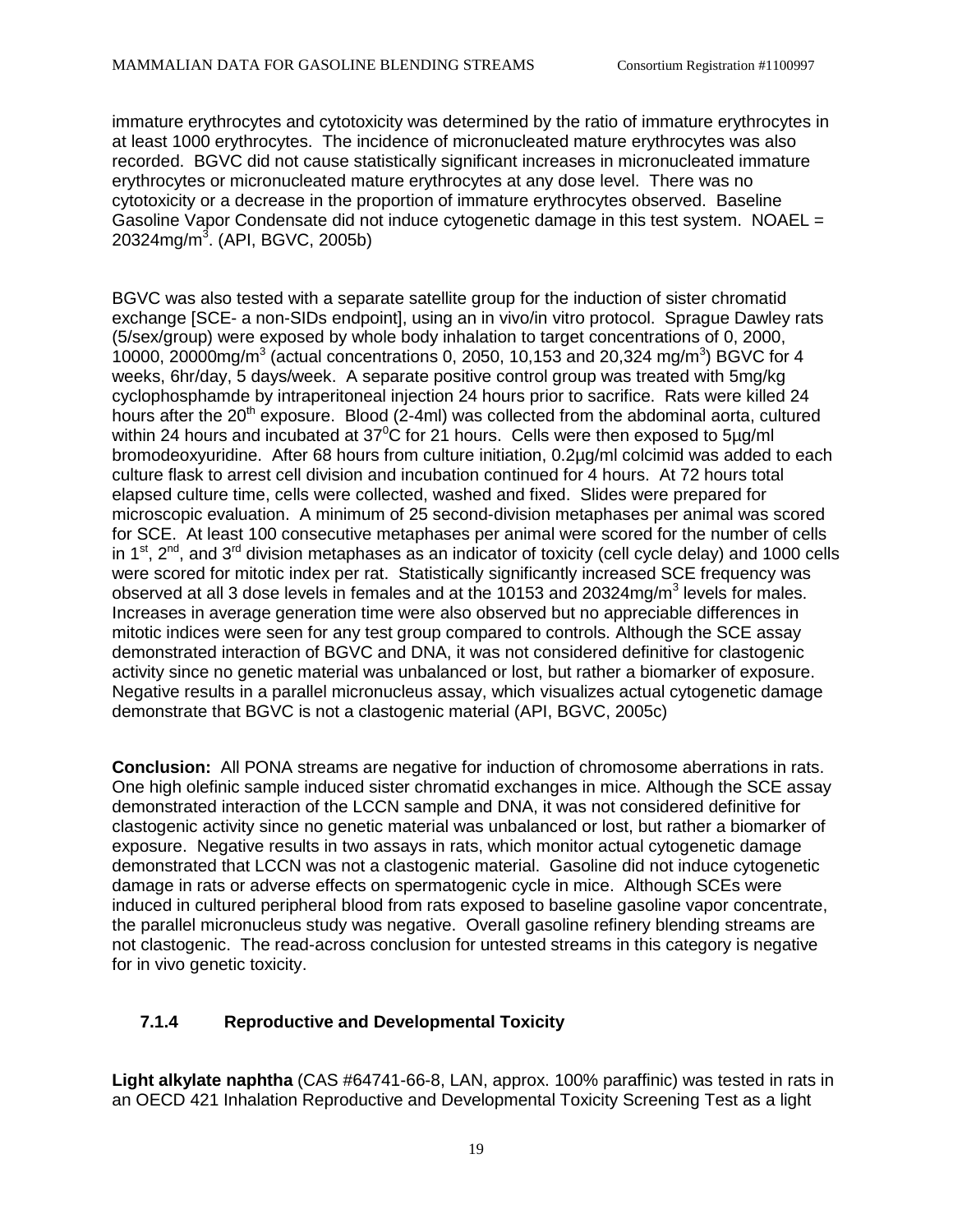immature erythrocytes and cytotoxicity was determined by the ratio of immature erythrocytes in at least 1000 erythrocytes. The incidence of micronucleated mature erythrocytes was also recorded. BGVC did not cause statistically significant increases in micronucleated immature erythrocytes or micronucleated mature erythrocytes at any dose level. There was no cytotoxicity or a decrease in the proportion of immature erythrocytes observed. Baseline Gasoline Vapor Condensate did not induce cytogenetic damage in this test system. NOAEL = 20324mg/m$^3$. (API, BGVC, 2005b)

BGVC was also tested with a separate satellite group for the induction of sister chromatid exchange [SCE- a non-SIDs endpoint], using an in vivo/in vitro protocol. Sprague Dawley rats (5/sex/group) were exposed by whole body inhalation to target concentrations of 0, 2000, 10000, 20000mg/m$^3$ (actual concentrations 0, 2050, 10,153 and 20,324 mg/m$^3$) BGVC for 4 weeks, 6hr/day, 5 days/week. A separate positive control group was treated with 5mg/kg cyclophosphamde by intraperitoneal injection 24 hours prior to sacrifice. Rats were killed 24 hours after the 20$^{th}$ exposure. Blood (2-4ml) was collected from the abdominal aorta, cultured within 24 hours and incubated at 37$^0$C for 21 hours. Cells were then exposed to 5µg/ml bromodeoxyuridine. After 68 hours from culture initiation, 0.2µg/ml colcimid was added to each culture flask to arrest cell division and incubation continued for 4 hours. At 72 hours total elapsed culture time, cells were collected, washed and fixed. Slides were prepared for microscopic evaluation. A minimum of 25 second-division metaphases per animal was scored for SCE. At least 100 consecutive metaphases per animal were scored for the number of cells in 1$^{st}$, 2$^{nd}$, and 3$^{rd}$ division metaphases as an indicator of toxicity (cell cycle delay) and 1000 cells were scored for mitotic index per rat. Statistically significantly increased SCE frequency was observed at all 3 dose levels in females and at the 10153 and 20324mg/m$^3$ levels for males. Increases in average generation time were also observed but no appreciable differences in mitotic indices were seen for any test group compared to controls. Although the SCE assay demonstrated interaction of BGVC and DNA, it was not considered definitive for clastogenic activity since no genetic material was unbalanced or lost, but rather a biomarker of exposure. Negative results in a parallel micronucleus assay, which visualizes actual cytogenetic damage demonstrate that BGVC is not a clastogenic material (API, BGVC, 2005c)

**Conclusion:** All PONA streams are negative for induction of chromosome aberrations in rats. One high olefinic sample induced sister chromatid exchanges in mice. Although the SCE assay demonstrated interaction of the LCCN sample and DNA, it was not considered definitive for clastogenic activity since no genetic material was unbalanced or lost, but rather a biomarker of exposure. Negative results in two assays in rats, which monitor actual cytogenetic damage demonstrated that LCCN was not a clastogenic material. Gasoline did not induce cytogenetic damage in rats or adverse effects on spermatogenic cycle in mice. Although SCEs were induced in cultured peripheral blood from rats exposed to baseline gasoline vapor concentrate, the parallel micronucleus study was negative. Overall gasoline refinery blending streams are not clastogenic. The read-across conclusion for untested streams in this category is negative for in vivo genetic toxicity.

### 7.1.4 Reproductive and Developmental Toxicity

**Light alkylate naphtha** (CAS #64741-66-8, LAN, approx. 100% paraffinic) was tested in rats in an OECD 421 Inhalation Reproductive and Developmental Toxicity Screening Test as a light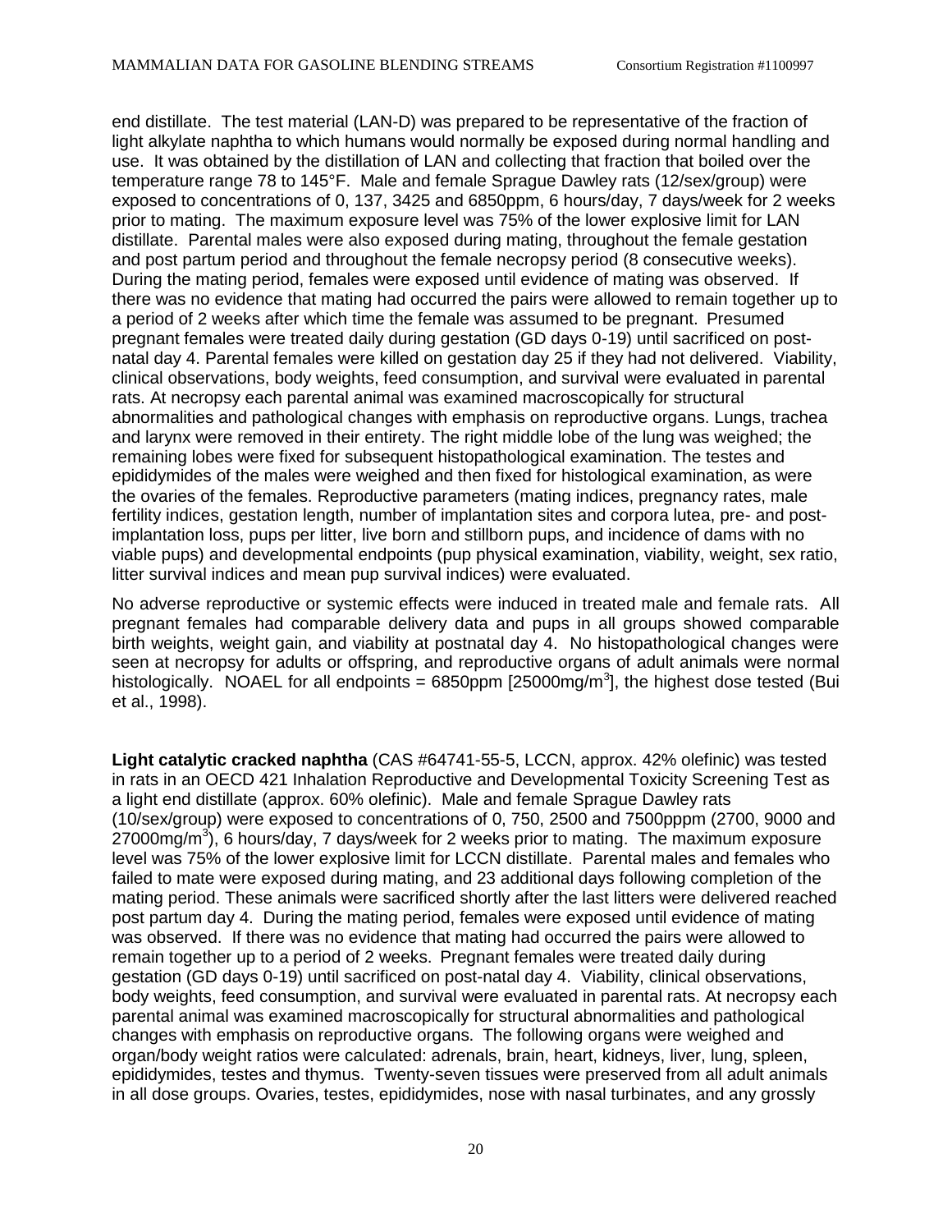end distillate. The test material (LAN-D) was prepared to be representative of the fraction of light alkylate naphtha to which humans would normally be exposed during normal handling and use. It was obtained by the distillation of LAN and collecting that fraction that boiled over the temperature range 78 to 145°F. Male and female Sprague Dawley rats (12/sex/group) were exposed to concentrations of 0, 137, 3425 and 6850ppm, 6 hours/day, 7 days/week for 2 weeks prior to mating. The maximum exposure level was 75% of the lower explosive limit for LAN distillate. Parental males were also exposed during mating, throughout the female gestation and post partum period and throughout the female necropsy period (8 consecutive weeks). During the mating period, females were exposed until evidence of mating was observed. If there was no evidence that mating had occurred the pairs were allowed to remain together up to a period of 2 weeks after which time the female was assumed to be pregnant. Presumed pregnant females were treated daily during gestation (GD days 0-19) until sacrificed on post-natal day 4. Parental females were killed on gestation day 25 if they had not delivered. Viability, clinical observations, body weights, feed consumption, and survival were evaluated in parental rats. At necropsy each parental animal was examined macroscopically for structural abnormalities and pathological changes with emphasis on reproductive organs. Lungs, trachea and larynx were removed in their entirety. The right middle lobe of the lung was weighed; the remaining lobes were fixed for subsequent histopathological examination. The testes and epididymides of the males were weighed and then fixed for histological examination, as were the ovaries of the females. Reproductive parameters (mating indices, pregnancy rates, male fertility indices, gestation length, number of implantation sites and corpora lutea, pre- and post-implantation loss, pups per litter, live born and stillborn pups, and incidence of dams with no viable pups) and developmental endpoints (pup physical examination, viability, weight, sex ratio, litter survival indices and mean pup survival indices) were evaluated.

No adverse reproductive or systemic effects were induced in treated male and female rats. All pregnant females had comparable delivery data and pups in all groups showed comparable birth weights, weight gain, and viability at postnatal day 4. No histopathological changes were seen at necropsy for adults or offspring, and reproductive organs of adult animals were normal histologically. NOAEL for all endpoints = 6850ppm [25000mg/m$^3$], the highest dose tested (Bui et al., 1998).

**Light catalytic cracked naphtha** (CAS #64741-55-5, LCCN, approx. 42% olefinic) was tested in rats in an OECD 421 Inhalation Reproductive and Developmental Toxicity Screening Test as a light end distillate (approx. 60% olefinic). Male and female Sprague Dawley rats (10/sex/group) were exposed to concentrations of 0, 750, 2500 and 7500pppm (2700, 9000 and 27000mg/m$^3$), 6 hours/day, 7 days/week for 2 weeks prior to mating. The maximum exposure level was 75% of the lower explosive limit for LCCN distillate. Parental males and females who failed to mate were exposed during mating, and 23 additional days following completion of the mating period. These animals were sacrificed shortly after the last litters were delivered reached post partum day 4. During the mating period, females were exposed until evidence of mating was observed. If there was no evidence that mating had occurred the pairs were allowed to remain together up to a period of 2 weeks. Pregnant females were treated daily during gestation (GD days 0-19) until sacrificed on post-natal day 4. Viability, clinical observations, body weights, feed consumption, and survival were evaluated in parental rats. At necropsy each parental animal was examined macroscopically for structural abnormalities and pathological changes with emphasis on reproductive organs. The following organs were weighed and organ/body weight ratios were calculated: adrenals, brain, heart, kidneys, liver, lung, spleen, epididymides, testes and thymus. Twenty-seven tissues were preserved from all adult animals in all dose groups. Ovaries, testes, epididymides, nose with nasal turbinates, and any grossly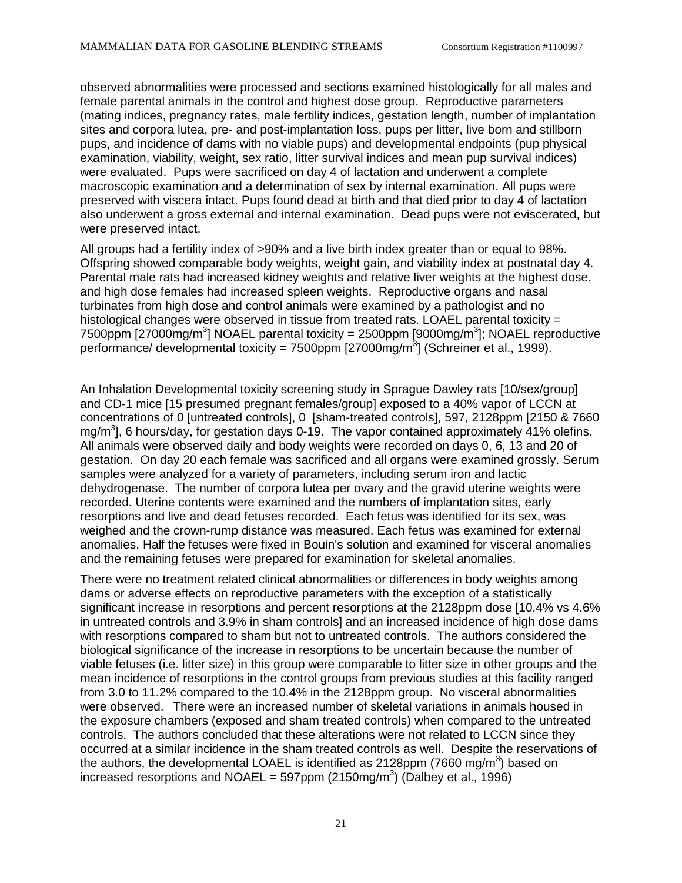observed abnormalities were processed and sections examined histologically for all males and female parental animals in the control and highest dose group. Reproductive parameters (mating indices, pregnancy rates, male fertility indices, gestation length, number of implantation sites and corpora lutea, pre- and post-implantation loss, pups per litter, live born and stillborn pups, and incidence of dams with no viable pups) and developmental endpoints (pup physical examination, viability, weight, sex ratio, litter survival indices and mean pup survival indices) were evaluated. Pups were sacrificed on day 4 of lactation and underwent a complete macroscopic examination and a determination of sex by internal examination. All pups were preserved with viscera intact. Pups found dead at birth and that died prior to day 4 of lactation also underwent a gross external and internal examination. Dead pups were not eviscerated, but were preserved intact.

All groups had a fertility index of >90% and a live birth index greater than or equal to 98%. Offspring showed comparable body weights, weight gain, and viability index at postnatal day 4. Parental male rats had increased kidney weights and relative liver weights at the highest dose, and high dose females had increased spleen weights. Reproductive organs and nasal turbinates from high dose and control animals were examined by a pathologist and no histological changes were observed in tissue from treated rats. LOAEL parental toxicity = 7500ppm [27000mg/m$^3$] NOAEL parental toxicity = 2500ppm [9000mg/m$^3$]; NOAEL reproductive performance/ developmental toxicity = 7500ppm [27000mg/m$^3$] (Schreiner et al., 1999).

An Inhalation Developmental toxicity screening study in Sprague Dawley rats [10/sex/group] and CD-1 mice [15 presumed pregnant females/group] exposed to a 40% vapor of LCCN at concentrations of 0 [untreated controls], 0 [sham-treated controls], 597, 2128ppm [2150 & 7660 mg/m$^3$], 6 hours/day, for gestation days 0-19. The vapor contained approximately 41% olefins. All animals were observed daily and body weights were recorded on days 0, 6, 13 and 20 of gestation. On day 20 each female was sacrificed and all organs were examined grossly. Serum samples were analyzed for a variety of parameters, including serum iron and lactic dehydrogenase. The number of corpora lutea per ovary and the gravid uterine weights were recorded. Uterine contents were examined and the numbers of implantation sites, early resorptions and live and dead fetuses recorded. Each fetus was identified for its sex, was weighed and the crown-rump distance was measured. Each fetus was examined for external anomalies. Half the fetuses were fixed in Bouin's solution and examined for visceral anomalies and the remaining fetuses were prepared for examination for skeletal anomalies.

There were no treatment related clinical abnormalities or differences in body weights among dams or adverse effects on reproductive parameters with the exception of a statistically significant increase in resorptions and percent resorptions at the 2128ppm dose [10.4% vs 4.6% in untreated controls and 3.9% in sham controls] and an increased incidence of high dose dams with resorptions compared to sham but not to untreated controls. The authors considered the biological significance of the increase in resorptions to be uncertain because the number of viable fetuses (i.e. litter size) in this group were comparable to litter size in other groups and the mean incidence of resorptions in the control groups from previous studies at this facility ranged from 3.0 to 11.2% compared to the 10.4% in the 2128ppm group. No visceral abnormalities were observed. There were an increased number of skeletal variations in animals housed in the exposure chambers (exposed and sham treated controls) when compared to the untreated controls. The authors concluded that these alterations were not related to LCCN since they occurred at a similar incidence in the sham treated controls as well. Despite the reservations of the authors, the developmental LOAEL is identified as 2128ppm (7660 mg/m$^3$) based on increased resorptions and NOAEL = 597ppm (2150mg/m$^3$) (Dalbey et al., 1996)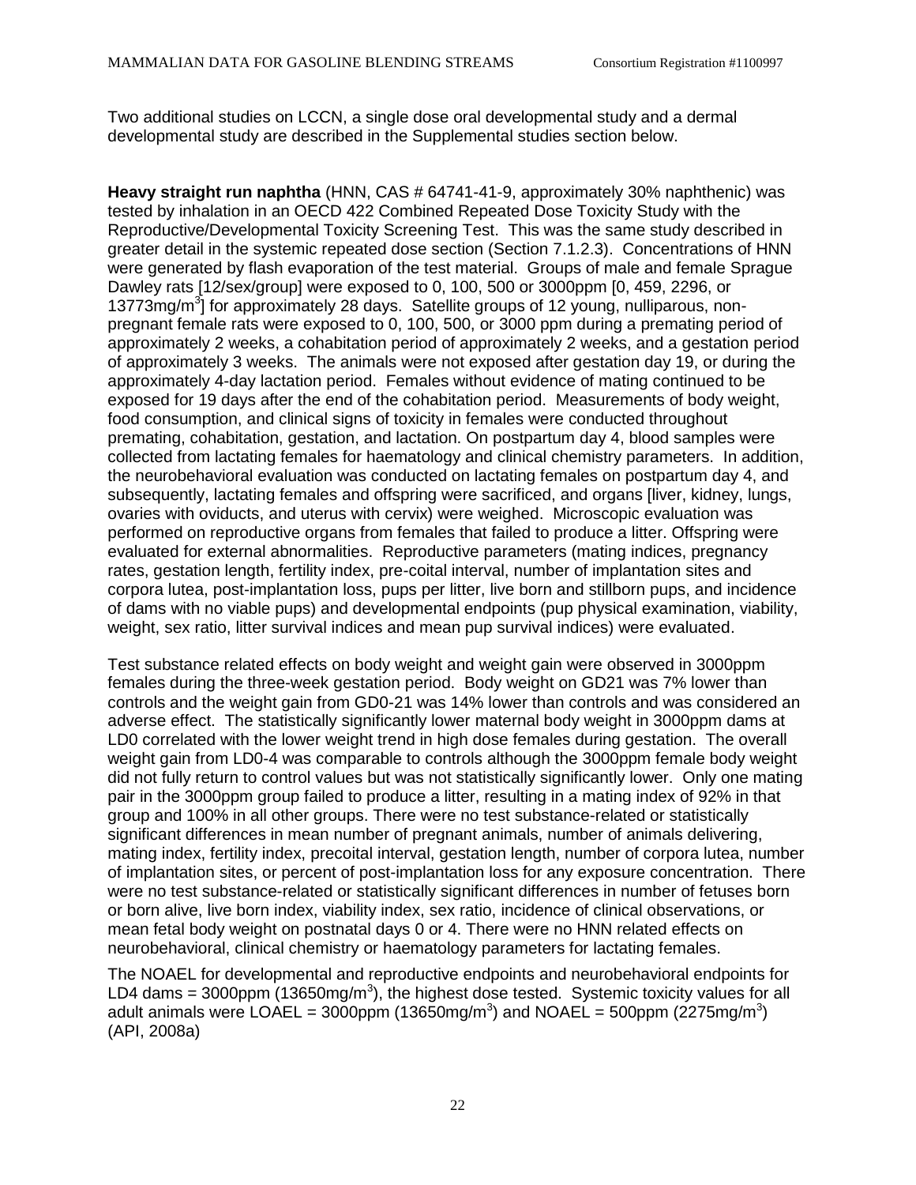Two additional studies on LCCN, a single dose oral developmental study and a dermal developmental study are described in the Supplemental studies section below.

**Heavy straight run naphtha** (HNN, CAS # 64741-41-9, approximately 30% naphthenic) was tested by inhalation in an OECD 422 Combined Repeated Dose Toxicity Study with the Reproductive/Developmental Toxicity Screening Test. This was the same study described in greater detail in the systemic repeated dose section (Section 7.1.2.3). Concentrations of HNN were generated by flash evaporation of the test material. Groups of male and female Sprague Dawley rats [12/sex/group] were exposed to 0, 100, 500 or 3000ppm [0, 459, 2296, or 13773mg/m$^3$] for approximately 28 days. Satellite groups of 12 young, nulliparous, non-pregnant female rats were exposed to 0, 100, 500, or 3000 ppm during a premating period of approximately 2 weeks, a cohabitation period of approximately 2 weeks, and a gestation period of approximately 3 weeks. The animals were not exposed after gestation day 19, or during the approximately 4-day lactation period. Females without evidence of mating continued to be exposed for 19 days after the end of the cohabitation period. Measurements of body weight, food consumption, and clinical signs of toxicity in females were conducted throughout premating, cohabitation, gestation, and lactation. On postpartum day 4, blood samples were collected from lactating females for haematology and clinical chemistry parameters. In addition, the neurobehavioral evaluation was conducted on lactating females on postpartum day 4, and subsequently, lactating females and offspring were sacrificed, and organs [liver, kidney, lungs, ovaries with oviducts, and uterus with cervix) were weighed. Microscopic evaluation was performed on reproductive organs from females that failed to produce a litter. Offspring were evaluated for external abnormalities. Reproductive parameters (mating indices, pregnancy rates, gestation length, fertility index, pre-coital interval, number of implantation sites and corpora lutea, post-implantation loss, pups per litter, live born and stillborn pups, and incidence of dams with no viable pups) and developmental endpoints (pup physical examination, viability, weight, sex ratio, litter survival indices and mean pup survival indices) were evaluated.

Test substance related effects on body weight and weight gain were observed in 3000ppm females during the three-week gestation period. Body weight on GD21 was 7% lower than controls and the weight gain from GD0-21 was 14% lower than controls and was considered an adverse effect. The statistically significantly lower maternal body weight in 3000ppm dams at LD0 correlated with the lower weight trend in high dose females during gestation. The overall weight gain from LD0-4 was comparable to controls although the 3000ppm female body weight did not fully return to control values but was not statistically significantly lower. Only one mating pair in the 3000ppm group failed to produce a litter, resulting in a mating index of 92% in that group and 100% in all other groups. There were no test substance-related or statistically significant differences in mean number of pregnant animals, number of animals delivering, mating index, fertility index, precoital interval, gestation length, number of corpora lutea, number of implantation sites, or percent of post-implantation loss for any exposure concentration. There were no test substance-related or statistically significant differences in number of fetuses born or born alive, live born index, viability index, sex ratio, incidence of clinical observations, or mean fetal body weight on postnatal days 0 or 4. There were no HNN related effects on neurobehavioral, clinical chemistry or haematology parameters for lactating females.

The NOAEL for developmental and reproductive endpoints and neurobehavioral endpoints for LD4 dams = 3000ppm (13650mg/m$^3$), the highest dose tested. Systemic toxicity values for all adult animals were LOAEL = 3000ppm (13650mg/m$^3$) and NOAEL = 500ppm (2275mg/m$^3$) (API, 2008a)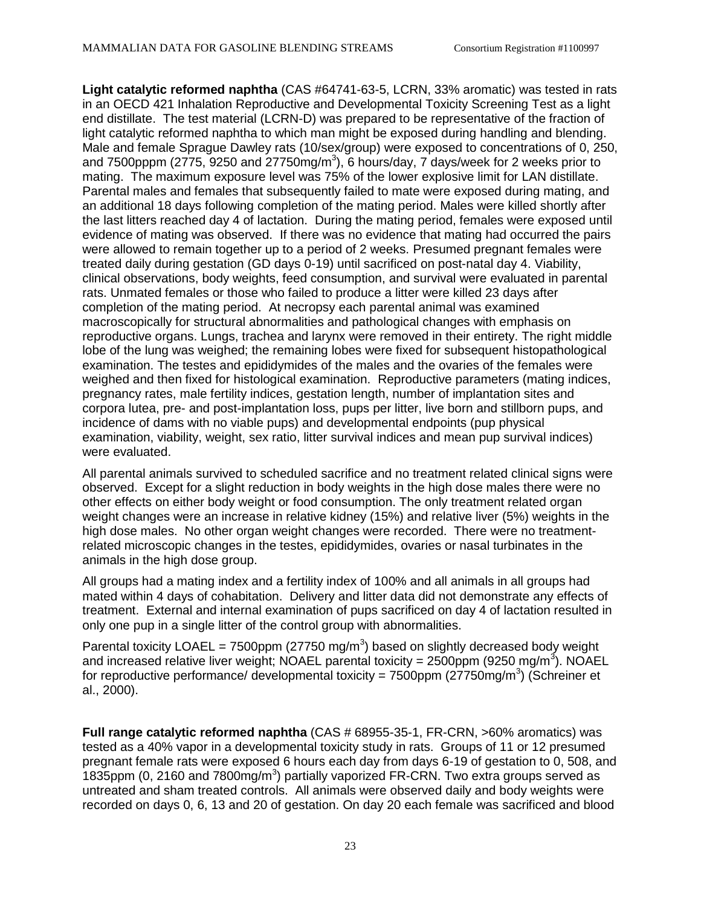**Light catalytic reformed naphtha** (CAS #64741-63-5, LCRN, 33% aromatic) was tested in rats in an OECD 421 Inhalation Reproductive and Developmental Toxicity Screening Test as a light end distillate. The test material (LCRN-D) was prepared to be representative of the fraction of light catalytic reformed naphtha to which man might be exposed during handling and blending. Male and female Sprague Dawley rats (10/sex/group) were exposed to concentrations of 0, 250, and 7500pppm (2775, 9250 and 27750mg/m$^3$), 6 hours/day, 7 days/week for 2 weeks prior to mating. The maximum exposure level was 75% of the lower explosive limit for LAN distillate. Parental males and females that subsequently failed to mate were exposed during mating, and an additional 18 days following completion of the mating period. Males were killed shortly after the last litters reached day 4 of lactation. During the mating period, females were exposed until evidence of mating was observed. If there was no evidence that mating had occurred the pairs were allowed to remain together up to a period of 2 weeks. Presumed pregnant females were treated daily during gestation (GD days 0-19) until sacrificed on post-natal day 4. Viability, clinical observations, body weights, feed consumption, and survival were evaluated in parental rats. Unmated females or those who failed to produce a litter were killed 23 days after completion of the mating period. At necropsy each parental animal was examined macroscopically for structural abnormalities and pathological changes with emphasis on reproductive organs. Lungs, trachea and larynx were removed in their entirety. The right middle lobe of the lung was weighed; the remaining lobes were fixed for subsequent histopathological examination. The testes and epididymides of the males and the ovaries of the females were weighed and then fixed for histological examination. Reproductive parameters (mating indices, pregnancy rates, male fertility indices, gestation length, number of implantation sites and corpora lutea, pre- and post-implantation loss, pups per litter, live born and stillborn pups, and incidence of dams with no viable pups) and developmental endpoints (pup physical examination, viability, weight, sex ratio, litter survival indices and mean pup survival indices) were evaluated.

All parental animals survived to scheduled sacrifice and no treatment related clinical signs were observed. Except for a slight reduction in body weights in the high dose males there were no other effects on either body weight or food consumption. The only treatment related organ weight changes were an increase in relative kidney (15%) and relative liver (5%) weights in the high dose males. No other organ weight changes were recorded. There were no treatment-related microscopic changes in the testes, epididymides, ovaries or nasal turbinates in the animals in the high dose group.

All groups had a mating index and a fertility index of 100% and all animals in all groups had mated within 4 days of cohabitation. Delivery and litter data did not demonstrate any effects of treatment. External and internal examination of pups sacrificed on day 4 of lactation resulted in only one pup in a single litter of the control group with abnormalities.

Parental toxicity LOAEL = 7500ppm (27750 mg/m$^3$) based on slightly decreased body weight and increased relative liver weight; NOAEL parental toxicity = 2500ppm (9250 mg/m$^3$). NOAEL for reproductive performance/ developmental toxicity = 7500ppm (27750mg/m$^3$) (Schreiner et al., 2000).

**Full range catalytic reformed naphtha** (CAS # 68955-35-1, FR-CRN, >60% aromatics) was tested as a 40% vapor in a developmental toxicity study in rats. Groups of 11 or 12 presumed pregnant female rats were exposed 6 hours each day from days 6-19 of gestation to 0, 508, and 1835ppm (0, 2160 and 7800mg/m$^3$) partially vaporized FR-CRN. Two extra groups served as untreated and sham treated controls. All animals were observed daily and body weights were recorded on days 0, 6, 13 and 20 of gestation. On day 20 each female was sacrificed and blood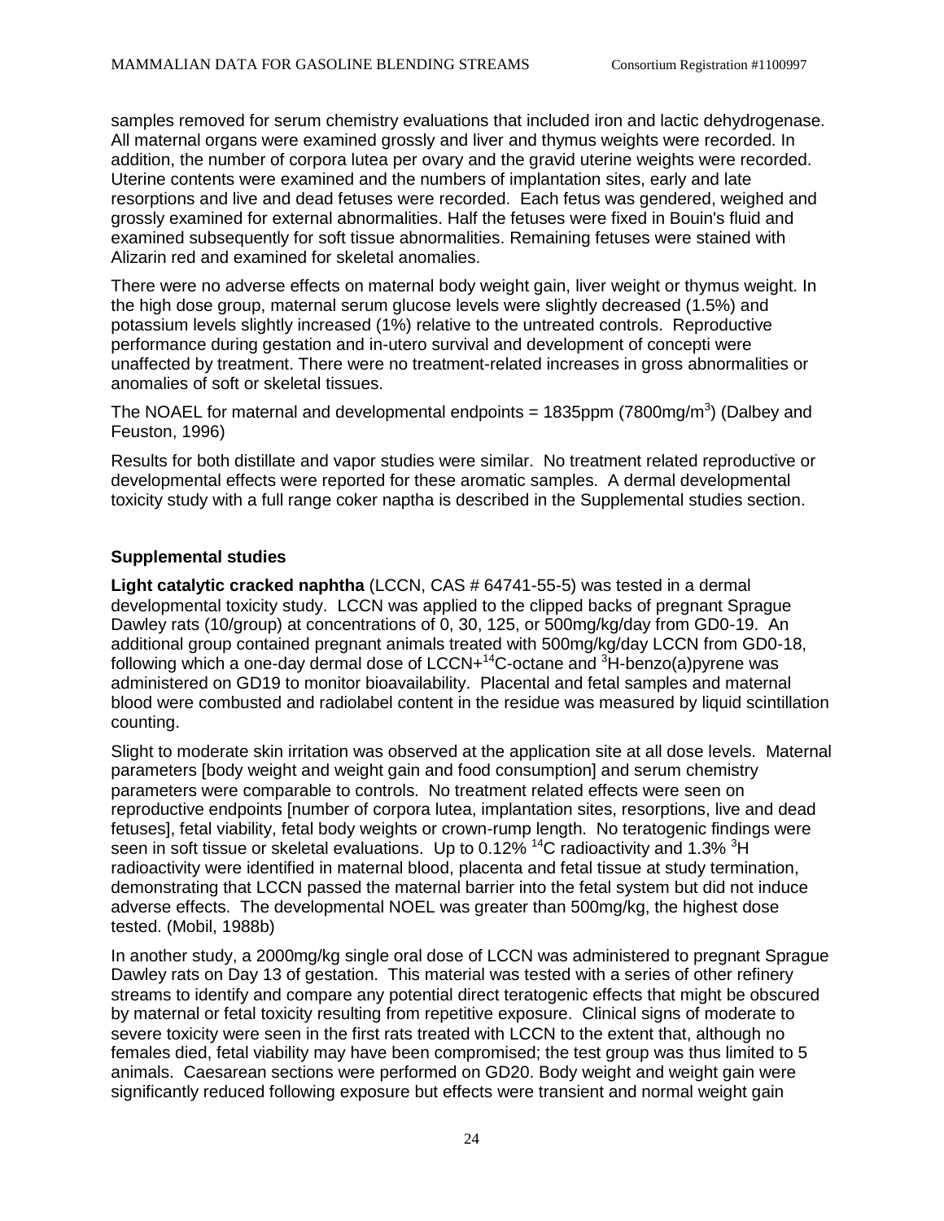samples removed for serum chemistry evaluations that included iron and lactic dehydrogenase. All maternal organs were examined grossly and liver and thymus weights were recorded. In addition, the number of corpora lutea per ovary and the gravid uterine weights were recorded. Uterine contents were examined and the numbers of implantation sites, early and late resorptions and live and dead fetuses were recorded. Each fetus was gendered, weighed and grossly examined for external abnormalities. Half the fetuses were fixed in Bouin's fluid and examined subsequently for soft tissue abnormalities. Remaining fetuses were stained with Alizarin red and examined for skeletal anomalies.

There were no adverse effects on maternal body weight gain, liver weight or thymus weight. In the high dose group, maternal serum glucose levels were slightly decreased (1.5%) and potassium levels slightly increased (1%) relative to the untreated controls. Reproductive performance during gestation and in-utero survival and development of concepti were unaffected by treatment. There were no treatment-related increases in gross abnormalities or anomalies of soft or skeletal tissues.

The NOAEL for maternal and developmental endpoints = 1835ppm (7800mg/$m^3$) (Dalbey and Feuston, 1996)

Results for both distillate and vapor studies were similar. No treatment related reproductive or developmental effects were reported for these aromatic samples. A dermal developmental toxicity study with a full range coker naptha is described in the Supplemental studies section.

### Supplemental studies

**Light catalytic cracked naphtha** (LCCN, CAS # 64741-55-5) was tested in a dermal developmental toxicity study. LCCN was applied to the clipped backs of pregnant Sprague Dawley rats (10/group) at concentrations of 0, 30, 125, or 500mg/kg/day from GD0-19. An additional group contained pregnant animals treated with 500mg/kg/day LCCN from GD0-18, following which a one-day dermal dose of LCCN+$^{14}$C-octane and $^{3}$H-benzo(a)pyrene was administered on GD19 to monitor bioavailability. Placental and fetal samples and maternal blood were combusted and radiolabel content in the residue was measured by liquid scintillation counting.

Slight to moderate skin irritation was observed at the application site at all dose levels. Maternal parameters [body weight and weight gain and food consumption] and serum chemistry parameters were comparable to controls. No treatment related effects were seen on reproductive endpoints [number of corpora lutea, implantation sites, resorptions, live and dead fetuses], fetal viability, fetal body weights or crown-rump length. No teratogenic findings were seen in soft tissue or skeletal evaluations. Up to 0.12% $^{14}$C radioactivity and 1.3% $^{3}$H radioactivity were identified in maternal blood, placenta and fetal tissue at study termination, demonstrating that LCCN passed the maternal barrier into the fetal system but did not induce adverse effects. The developmental NOEL was greater than 500mg/kg, the highest dose tested. (Mobil, 1988b)

In another study, a 2000mg/kg single oral dose of LCCN was administered to pregnant Sprague Dawley rats on Day 13 of gestation. This material was tested with a series of other refinery streams to identify and compare any potential direct teratogenic effects that might be obscured by maternal or fetal toxicity resulting from repetitive exposure. Clinical signs of moderate to severe toxicity were seen in the first rats treated with LCCN to the extent that, although no females died, fetal viability may have been compromised; the test group was thus limited to 5 animals. Caesarean sections were performed on GD20. Body weight and weight gain were significantly reduced following exposure but effects were transient and normal weight gain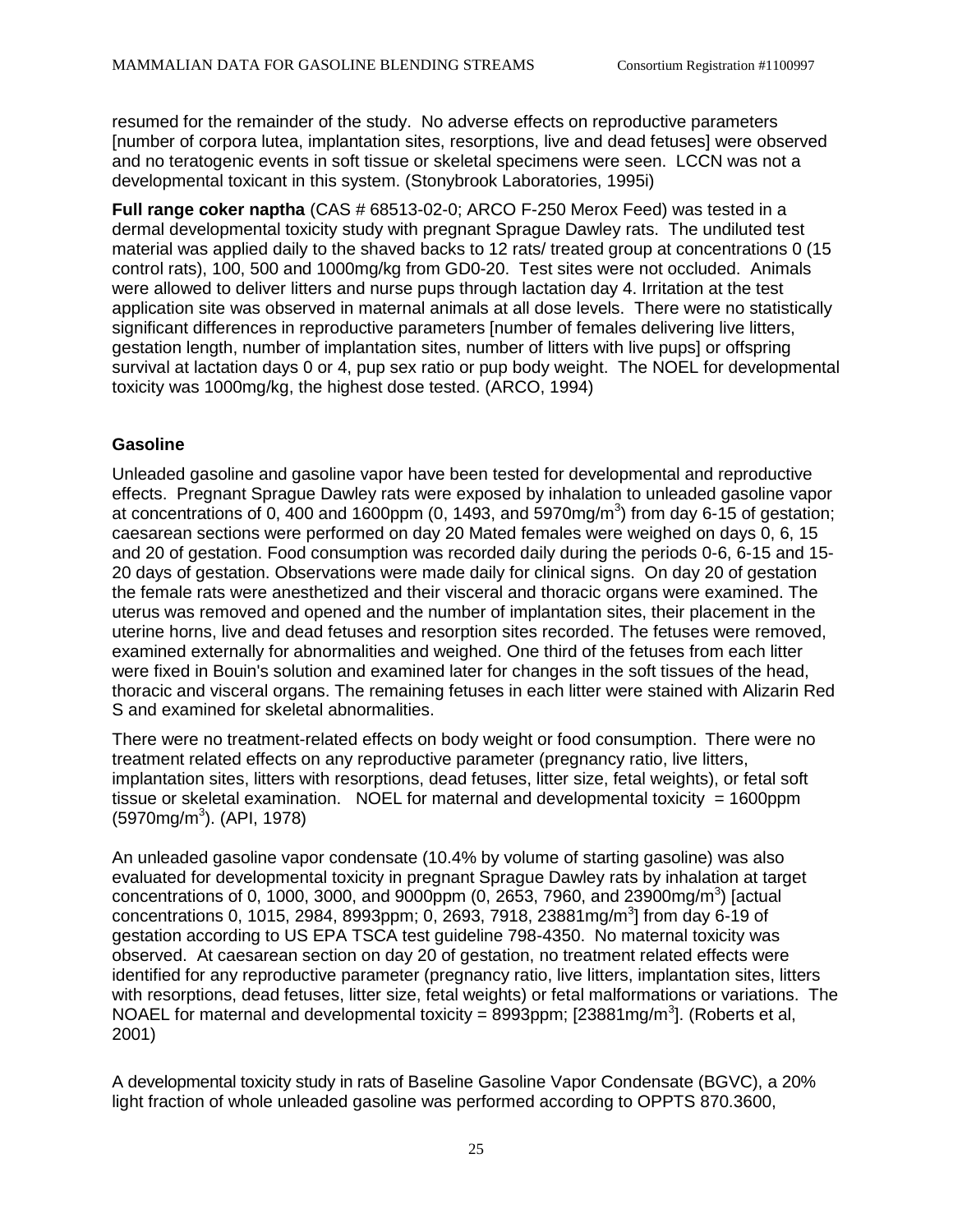resumed for the remainder of the study. No adverse effects on reproductive parameters [number of corpora lutea, implantation sites, resorptions, live and dead fetuses] were observed and no teratogenic events in soft tissue or skeletal specimens were seen. LCCN was not a developmental toxicant in this system. (Stonybrook Laboratories, 1995i)

**Full range coker naptha** (CAS # 68513-02-0; ARCO F-250 Merox Feed) was tested in a dermal developmental toxicity study with pregnant Sprague Dawley rats. The undiluted test material was applied daily to the shaved backs to 12 rats/ treated group at concentrations 0 (15 control rats), 100, 500 and 1000mg/kg from GD0-20. Test sites were not occluded. Animals were allowed to deliver litters and nurse pups through lactation day 4. Irritation at the test application site was observed in maternal animals at all dose levels. There were no statistically significant differences in reproductive parameters [number of females delivering live litters, gestation length, number of implantation sites, number of litters with live pups] or offspring survival at lactation days 0 or 4, pup sex ratio or pup body weight. The NOEL for developmental toxicity was 1000mg/kg, the highest dose tested. (ARCO, 1994)

## Gasoline

Unleaded gasoline and gasoline vapor have been tested for developmental and reproductive effects. Pregnant Sprague Dawley rats were exposed by inhalation to unleaded gasoline vapor at concentrations of 0, 400 and 1600ppm (0, 1493, and 5970mg/m$^3$) from day 6-15 of gestation; caesarean sections were performed on day 20 Mated females were weighed on days 0, 6, 15 and 20 of gestation. Food consumption was recorded daily during the periods 0-6, 6-15 and 15-20 days of gestation. Observations were made daily for clinical signs. On day 20 of gestation the female rats were anesthetized and their visceral and thoracic organs were examined. The uterus was removed and opened and the number of implantation sites, their placement in the uterine horns, live and dead fetuses and resorption sites recorded. The fetuses were removed, examined externally for abnormalities and weighed. One third of the fetuses from each litter were fixed in Bouin's solution and examined later for changes in the soft tissues of the head, thoracic and visceral organs. The remaining fetuses in each litter were stained with Alizarin Red S and examined for skeletal abnormalities.

There were no treatment-related effects on body weight or food consumption. There were no treatment related effects on any reproductive parameter (pregnancy ratio, live litters, implantation sites, litters with resorptions, dead fetuses, litter size, fetal weights), or fetal soft tissue or skeletal examination. NOEL for maternal and developmental toxicity = 1600ppm (5970mg/m$^3$). (API, 1978)

An unleaded gasoline vapor condensate (10.4% by volume of starting gasoline) was also evaluated for developmental toxicity in pregnant Sprague Dawley rats by inhalation at target concentrations of 0, 1000, 3000, and 9000ppm (0, 2653, 7960, and 23900mg/m$^3$) [actual concentrations 0, 1015, 2984, 8993ppm; 0, 2693, 7918, 23881mg/m$^3$] from day 6-19 of gestation according to US EPA TSCA test guideline 798-4350. No maternal toxicity was observed. At caesarean section on day 20 of gestation, no treatment related effects were identified for any reproductive parameter (pregnancy ratio, live litters, implantation sites, litters with resorptions, dead fetuses, litter size, fetal weights) or fetal malformations or variations. The NOAEL for maternal and developmental toxicity = 8993ppm; [23881mg/m$^3$]. (Roberts et al, 2001)

A developmental toxicity study in rats of Baseline Gasoline Vapor Condensate (BGVC), a 20% light fraction of whole unleaded gasoline was performed according to OPPTS 870.3600,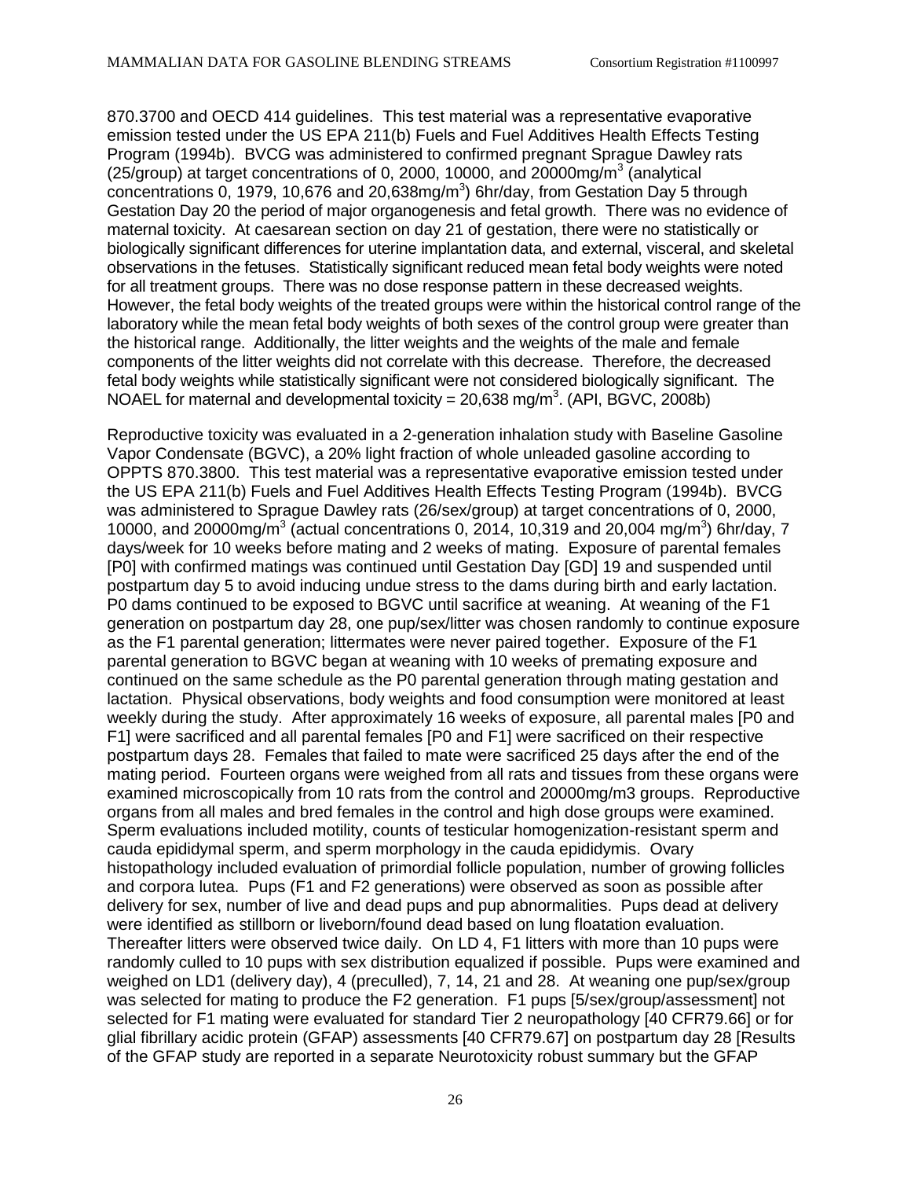870.3700 and OECD 414 guidelines. This test material was a representative evaporative emission tested under the US EPA 211(b) Fuels and Fuel Additives Health Effects Testing Program (1994b). BVCG was administered to confirmed pregnant Sprague Dawley rats (25/group) at target concentrations of 0, 2000, 10000, and 20000mg/m$^3$ (analytical concentrations 0, 1979, 10,676 and 20,638mg/m$^3$) 6hr/day, from Gestation Day 5 through Gestation Day 20 the period of major organogenesis and fetal growth. There was no evidence of maternal toxicity. At caesarean section on day 21 of gestation, there were no statistically or biologically significant differences for uterine implantation data, and external, visceral, and skeletal observations in the fetuses. Statistically significant reduced mean fetal body weights were noted for all treatment groups. There was no dose response pattern in these decreased weights. However, the fetal body weights of the treated groups were within the historical control range of the laboratory while the mean fetal body weights of both sexes of the control group were greater than the historical range. Additionally, the litter weights and the weights of the male and female components of the litter weights did not correlate with this decrease. Therefore, the decreased fetal body weights while statistically significant were not considered biologically significant. The NOAEL for maternal and developmental toxicity = 20,638 mg/m$^3$. (API, BGVC, 2008b)

Reproductive toxicity was evaluated in a 2-generation inhalation study with Baseline Gasoline Vapor Condensate (BGVC), a 20% light fraction of whole unleaded gasoline according to OPPTS 870.3800. This test material was a representative evaporative emission tested under the US EPA 211(b) Fuels and Fuel Additives Health Effects Testing Program (1994b). BVCG was administered to Sprague Dawley rats (26/sex/group) at target concentrations of 0, 2000, 10000, and 20000mg/m$^3$ (actual concentrations 0, 2014, 10,319 and 20,004 mg/m$^3$) 6hr/day, 7 days/week for 10 weeks before mating and 2 weeks of mating. Exposure of parental females [P0] with confirmed matings was continued until Gestation Day [GD] 19 and suspended until postpartum day 5 to avoid inducing undue stress to the dams during birth and early lactation. P0 dams continued to be exposed to BGVC until sacrifice at weaning. At weaning of the F1 generation on postpartum day 28, one pup/sex/litter was chosen randomly to continue exposure as the F1 parental generation; littermates were never paired together. Exposure of the F1 parental generation to BGVC began at weaning with 10 weeks of premating exposure and continued on the same schedule as the P0 parental generation through mating gestation and lactation. Physical observations, body weights and food consumption were monitored at least weekly during the study. After approximately 16 weeks of exposure, all parental males [P0 and F1] were sacrificed and all parental females [P0 and F1] were sacrificed on their respective postpartum days 28. Females that failed to mate were sacrificed 25 days after the end of the mating period. Fourteen organs were weighed from all rats and tissues from these organs were examined microscopically from 10 rats from the control and 20000mg/m3 groups. Reproductive organs from all males and bred females in the control and high dose groups were examined. Sperm evaluations included motility, counts of testicular homogenization-resistant sperm and cauda epididymal sperm, and sperm morphology in the cauda epididymis. Ovary histopathology included evaluation of primordial follicle population, number of growing follicles and corpora lutea. Pups (F1 and F2 generations) were observed as soon as possible after delivery for sex, number of live and dead pups and pup abnormalities. Pups dead at delivery were identified as stillborn or liveborn/found dead based on lung floatation evaluation. Thereafter litters were observed twice daily. On LD 4, F1 litters with more than 10 pups were randomly culled to 10 pups with sex distribution equalized if possible. Pups were examined and weighed on LD1 (delivery day), 4 (preculled), 7, 14, 21 and 28. At weaning one pup/sex/group was selected for mating to produce the F2 generation. F1 pups [5/sex/group/assessment] not selected for F1 mating were evaluated for standard Tier 2 neuropathology [40 CFR79.66] or for glial fibrillary acidic protein (GFAP) assessments [40 CFR79.67] on postpartum day 28 [Results of the GFAP study are reported in a separate Neurotoxicity robust summary but the GFAP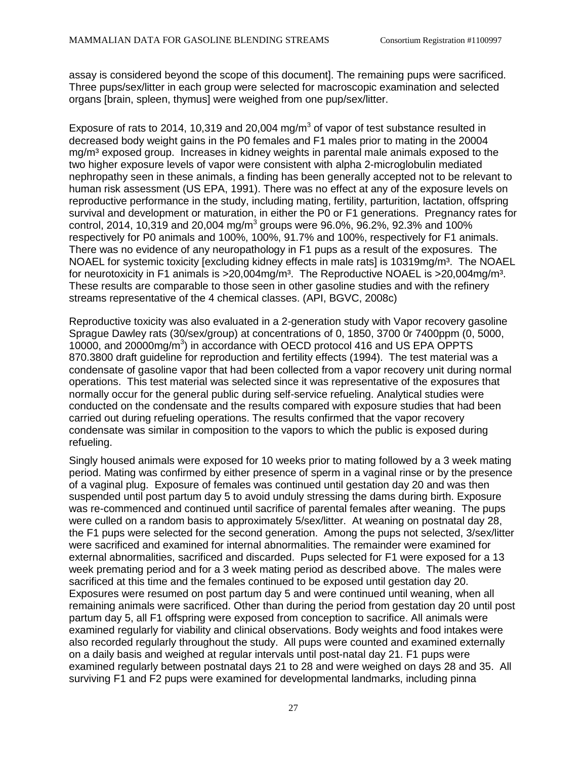assay is considered beyond the scope of this document]. The remaining pups were sacrificed. Three pups/sex/litter in each group were selected for macroscopic examination and selected organs [brain, spleen, thymus] were weighed from one pup/sex/litter.

Exposure of rats to 2014, 10,319 and 20,004 mg/m$^3$ of vapor of test substance resulted in decreased body weight gains in the P0 females and F1 males prior to mating in the 20004 mg/m³ exposed group. Increases in kidney weights in parental male animals exposed to the two higher exposure levels of vapor were consistent with alpha 2-microglobulin mediated nephropathy seen in these animals, a finding has been generally accepted not to be relevant to human risk assessment (US EPA, 1991). There was no effect at any of the exposure levels on reproductive performance in the study, including mating, fertility, parturition, lactation, offspring survival and development or maturation, in either the P0 or F1 generations. Pregnancy rates for control, 2014, 10,319 and 20,004 mg/m$^3$ groups were 96.0%, 96.2%, 92.3% and 100% respectively for P0 animals and 100%, 100%, 91.7% and 100%, respectively for F1 animals. There was no evidence of any neuropathology in F1 pups as a result of the exposures. The NOAEL for systemic toxicity [excluding kidney effects in male rats] is 10319mg/m³. The NOAEL for neurotoxicity in F1 animals is >20,004mg/m³. The Reproductive NOAEL is >20,004mg/m³. These results are comparable to those seen in other gasoline studies and with the refinery streams representative of the 4 chemical classes. (API, BGVC, 2008c)

Reproductive toxicity was also evaluated in a 2-generation study with Vapor recovery gasoline Sprague Dawley rats (30/sex/group) at concentrations of 0, 1850, 3700 0r 7400ppm (0, 5000, 10000, and 20000mg/m$^3$) in accordance with OECD protocol 416 and US EPA OPPTS 870.3800 draft guideline for reproduction and fertility effects (1994). The test material was a condensate of gasoline vapor that had been collected from a vapor recovery unit during normal operations. This test material was selected since it was representative of the exposures that normally occur for the general public during self-service refueling. Analytical studies were conducted on the condensate and the results compared with exposure studies that had been carried out during refueling operations. The results confirmed that the vapor recovery condensate was similar in composition to the vapors to which the public is exposed during refueling.

Singly housed animals were exposed for 10 weeks prior to mating followed by a 3 week mating period. Mating was confirmed by either presence of sperm in a vaginal rinse or by the presence of a vaginal plug. Exposure of females was continued until gestation day 20 and was then suspended until post partum day 5 to avoid unduly stressing the dams during birth. Exposure was re-commenced and continued until sacrifice of parental females after weaning. The pups were culled on a random basis to approximately 5/sex/litter. At weaning on postnatal day 28, the F1 pups were selected for the second generation. Among the pups not selected, 3/sex/litter were sacrificed and examined for internal abnormalities. The remainder were examined for external abnormalities, sacrificed and discarded. Pups selected for F1 were exposed for a 13 week premating period and for a 3 week mating period as described above. The males were sacrificed at this time and the females continued to be exposed until gestation day 20. Exposures were resumed on post partum day 5 and were continued until weaning, when all remaining animals were sacrificed. Other than during the period from gestation day 20 until post partum day 5, all F1 offspring were exposed from conception to sacrifice. All animals were examined regularly for viability and clinical observations. Body weights and food intakes were also recorded regularly throughout the study. All pups were counted and examined externally on a daily basis and weighed at regular intervals until post-natal day 21. F1 pups were examined regularly between postnatal days 21 to 28 and were weighed on days 28 and 35. All surviving F1 and F2 pups were examined for developmental landmarks, including pinna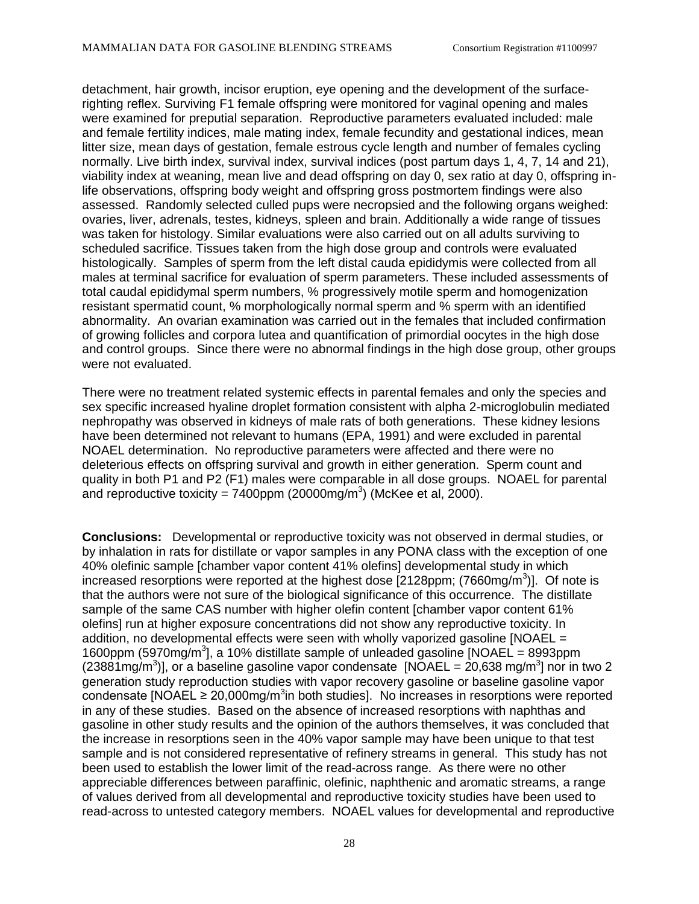detachment, hair growth, incisor eruption, eye opening and the development of the surface-righting reflex. Surviving F1 female offspring were monitored for vaginal opening and males were examined for preputial separation. Reproductive parameters evaluated included: male and female fertility indices, male mating index, female fecundity and gestational indices, mean litter size, mean days of gestation, female estrous cycle length and number of females cycling normally. Live birth index, survival index, survival indices (post partum days 1, 4, 7, 14 and 21), viability index at weaning, mean live and dead offspring on day 0, sex ratio at day 0, offspring in-life observations, offspring body weight and offspring gross postmortem findings were also assessed. Randomly selected culled pups were necropsied and the following organs weighed: ovaries, liver, adrenals, testes, kidneys, spleen and brain. Additionally a wide range of tissues was taken for histology. Similar evaluations were also carried out on all adults surviving to scheduled sacrifice. Tissues taken from the high dose group and controls were evaluated histologically. Samples of sperm from the left distal cauda epididymis were collected from all males at terminal sacrifice for evaluation of sperm parameters. These included assessments of total caudal epididymal sperm numbers, % progressively motile sperm and homogenization resistant spermatid count, % morphologically normal sperm and % sperm with an identified abnormality. An ovarian examination was carried out in the females that included confirmation of growing follicles and corpora lutea and quantification of primordial oocytes in the high dose and control groups. Since there were no abnormal findings in the high dose group, other groups were not evaluated.

There were no treatment related systemic effects in parental females and only the species and sex specific increased hyaline droplet formation consistent with alpha 2-microglobulin mediated nephropathy was observed in kidneys of male rats of both generations. These kidney lesions have been determined not relevant to humans (EPA, 1991) and were excluded in parental NOAEL determination. No reproductive parameters were affected and there were no deleterious effects on offspring survival and growth in either generation. Sperm count and quality in both P1 and P2 (F1) males were comparable in all dose groups. NOAEL for parental and reproductive toxicity = 7400ppm (20000mg/m$^3$) (McKee et al, 2000).

**Conclusions:** Developmental or reproductive toxicity was not observed in dermal studies, or by inhalation in rats for distillate or vapor samples in any PONA class with the exception of one 40% olefinic sample [chamber vapor content 41% olefins] developmental study in which increased resorptions were reported at the highest dose [2128ppm; (7660mg/m$^3$)]. Of note is that the authors were not sure of the biological significance of this occurrence. The distillate sample of the same CAS number with higher olefin content [chamber vapor content 61% olefins] run at higher exposure concentrations did not show any reproductive toxicity. In addition, no developmental effects were seen with wholly vaporized gasoline [NOAEL = 1600ppm (5970mg/m$^3$], a 10% distillate sample of unleaded gasoline [NOAEL = 8993ppm (23881mg/m$^3$)], or a baseline gasoline vapor condensate [NOAEL = 20,638 mg/m$^3$] nor in two 2 generation study reproduction studies with vapor recovery gasoline or baseline gasoline vapor condensate [NOAEL ≥ 20,000mg/m$^3$in both studies]. No increases in resorptions were reported in any of these studies. Based on the absence of increased resorptions with naphthas and gasoline in other study results and the opinion of the authors themselves, it was concluded that the increase in resorptions seen in the 40% vapor sample may have been unique to that test sample and is not considered representative of refinery streams in general. This study has not been used to establish the lower limit of the read-across range. As there were no other appreciable differences between paraffinic, olefinic, naphthenic and aromatic streams, a range of values derived from all developmental and reproductive toxicity studies have been used to read-across to untested category members. NOAEL values for developmental and reproductive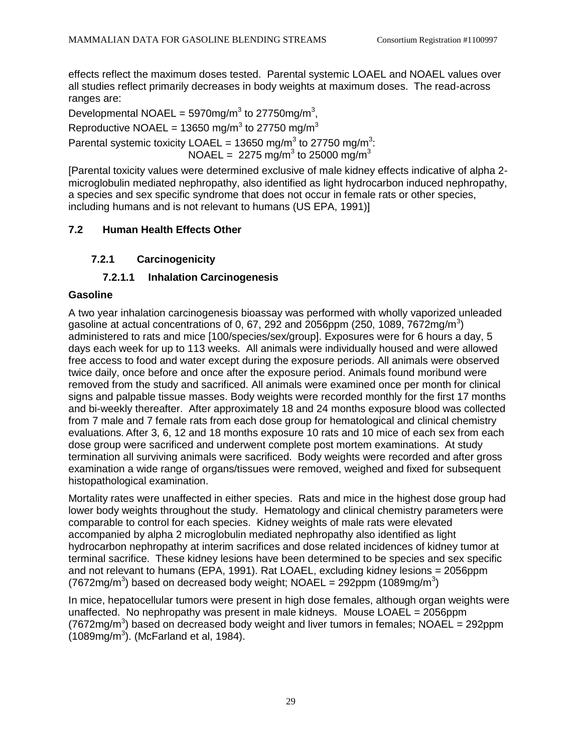effects reflect the maximum doses tested. Parental systemic LOAEL and NOAEL values over all studies reflect primarily decreases in body weights at maximum doses. The read-across ranges are:

Developmental NOAEL = 5970mg/m$^3$ to 27750mg/m$^3$,

Reproductive NOAEL = 13650 mg/m$^3$ to 27750 mg/m$^3$

Parental systemic toxicity LOAEL = 13650 mg/m$^3$ to 27750 mg/m$^3$:
NOAEL = 2275 mg/m$^3$ to 25000 mg/m$^3$

[Parental toxicity values were determined exclusive of male kidney effects indicative of alpha 2-microglobulin mediated nephropathy, also identified as light hydrocarbon induced nephropathy, a species and sex specific syndrome that does not occur in female rats or other species, including humans and is not relevant to humans (US EPA, 1991)]

## 7.2 Human Health Effects Other

### 7.2.1 Carcinogenicity

#### 7.2.1.1 Inhalation Carcinogenesis

**Gasoline**

A two year inhalation carcinogenesis bioassay was performed with wholly vaporized unleaded gasoline at actual concentrations of 0, 67, 292 and 2056ppm (250, 1089, 7672mg/m$^3$) administered to rats and mice [100/species/sex/group]. Exposures were for 6 hours a day, 5 days each week for up to 113 weeks. All animals were individually housed and were allowed free access to food and water except during the exposure periods. All animals were observed twice daily, once before and once after the exposure period. Animals found moribund were removed from the study and sacrificed. All animals were examined once per month for clinical signs and palpable tissue masses. Body weights were recorded monthly for the first 17 months and bi-weekly thereafter. After approximately 18 and 24 months exposure blood was collected from 7 male and 7 female rats from each dose group for hematological and clinical chemistry evaluations. After 3, 6, 12 and 18 months exposure 10 rats and 10 mice of each sex from each dose group were sacrificed and underwent complete post mortem examinations. At study termination all surviving animals were sacrificed. Body weights were recorded and after gross examination a wide range of organs/tissues were removed, weighed and fixed for subsequent histopathological examination.

Mortality rates were unaffected in either species. Rats and mice in the highest dose group had lower body weights throughout the study. Hematology and clinical chemistry parameters were comparable to control for each species. Kidney weights of male rats were elevated accompanied by alpha 2 microglobulin mediated nephropathy also identified as light hydrocarbon nephropathy at interim sacrifices and dose related incidences of kidney tumor at terminal sacrifice. These kidney lesions have been determined to be species and sex specific and not relevant to humans (EPA, 1991). Rat LOAEL, excluding kidney lesions = 2056ppm (7672mg/m$^3$) based on decreased body weight; NOAEL = 292ppm (1089mg/m$^3$)

In mice, hepatocellular tumors were present in high dose females, although organ weights were unaffected. No nephropathy was present in male kidneys. Mouse LOAEL = 2056ppm (7672mg/m$^3$) based on decreased body weight and liver tumors in females; NOAEL = 292ppm (1089mg/m$^3$). (McFarland et al, 1984).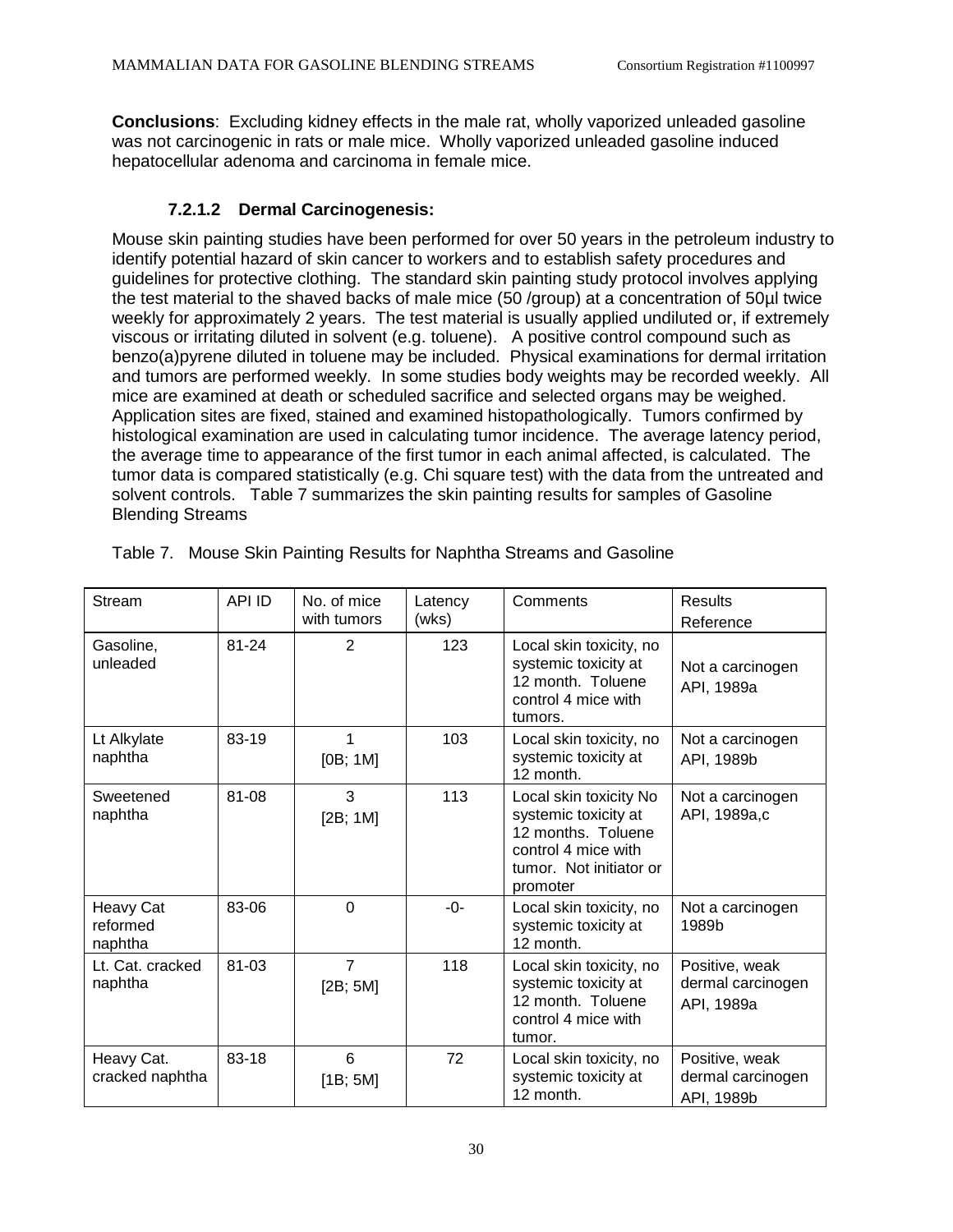**Conclusions**: Excluding kidney effects in the male rat, wholly vaporized unleaded gasoline was not carcinogenic in rats or male mice. Wholly vaporized unleaded gasoline induced hepatocellular adenoma and carcinoma in female mice.

#### 7.2.1.2 Dermal Carcinogenesis:

Mouse skin painting studies have been performed for over 50 years in the petroleum industry to identify potential hazard of skin cancer to workers and to establish safety procedures and guidelines for protective clothing. The standard skin painting study protocol involves applying the test material to the shaved backs of male mice (50 /group) at a concentration of 50µl twice weekly for approximately 2 years. The test material is usually applied undiluted or, if extremely viscous or irritating diluted in solvent (e.g. toluene). A positive control compound such as benzo(a)pyrene diluted in toluene may be included. Physical examinations for dermal irritation and tumors are performed weekly. In some studies body weights may be recorded weekly. All mice are examined at death or scheduled sacrifice and selected organs may be weighed. Application sites are fixed, stained and examined histopathologically. Tumors confirmed by histological examination are used in calculating tumor incidence. The average latency period, the average time to appearance of the first tumor in each animal affected, is calculated. The tumor data is compared statistically (e.g. Chi square test) with the data from the untreated and solvent controls. Table 7 summarizes the skin painting results for samples of Gasoline Blending Streams

Table 7. Mouse Skin Painting Results for Naphtha Streams and Gasoline

| Stream | API ID | No. of mice with tumors | Latency (wks) | Comments | Results Reference |
|---|---|---|---|---|---|
| Gasoline, unleaded | 81-24 | 2 | 123 | Local skin toxicity, no systemic toxicity at 12 month. Toluene control 4 mice with tumors. | Not a carcinogen API, 1989a |
| Lt Alkylate naphtha | 83-19 | 1 [0B; 1M] | 103 | Local skin toxicity, no systemic toxicity at 12 month. | Not a carcinogen API, 1989b |
| Sweetened naphtha | 81-08 | 3 [2B; 1M] | 113 | Local skin toxicity No systemic toxicity at 12 months. Toluene control 4 mice with tumor. Not initiator or promoter | Not a carcinogen API, 1989a,c |
| Heavy Cat reformed naphtha | 83-06 | 0 | -0- | Local skin toxicity, no systemic toxicity at 12 month. | Not a carcinogen 1989b |
| Lt. Cat. cracked naphtha | 81-03 | 7 [2B; 5M] | 118 | Local skin toxicity, no systemic toxicity at 12 month. Toluene control 4 mice with tumor. | Positive, weak dermal carcinogen API, 1989a |
| Heavy Cat. cracked naphtha | 83-18 | 6 [1B; 5M] | 72 | Local skin toxicity, no systemic toxicity at 12 month. | Positive, weak dermal carcinogen API, 1989b |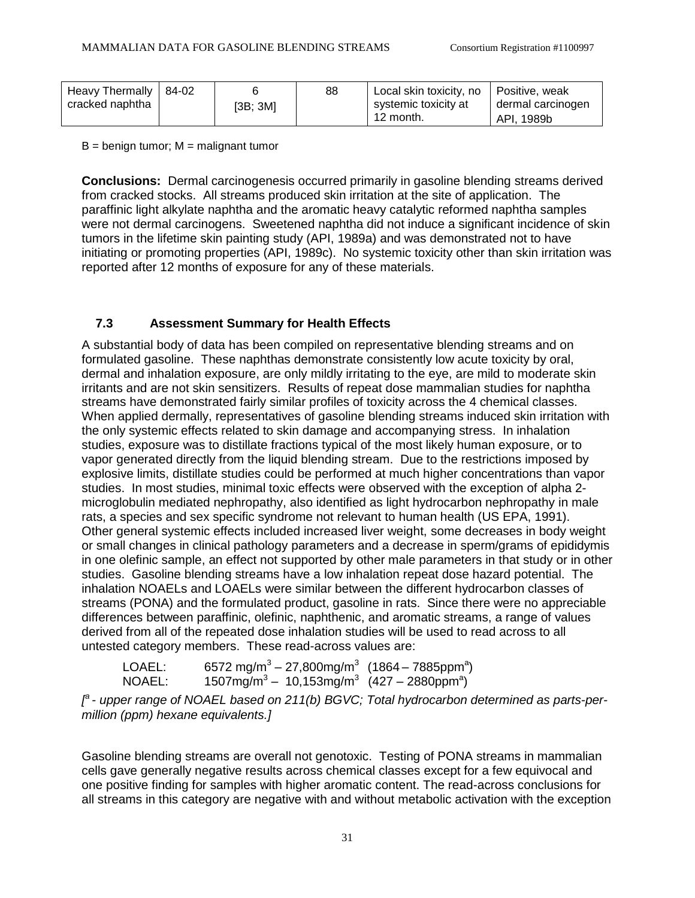| Heavy Thermally cracked naphtha | 84-02 | 6 [3B; 3M] | 88 | Local skin toxicity, no systemic toxicity at 12 month. | Positive, weak dermal carcinogen API, 1989b |
|---|---|---|---|---|---|

B = benign tumor; M = malignant tumor

**Conclusions:** Dermal carcinogenesis occurred primarily in gasoline blending streams derived from cracked stocks. All streams produced skin irritation at the site of application. The paraffinic light alkylate naphtha and the aromatic heavy catalytic reformed naphtha samples were not dermal carcinogens. Sweetened naphtha did not induce a significant incidence of skin tumors in the lifetime skin painting study (API, 1989a) and was demonstrated not to have initiating or promoting properties (API, 1989c). No systemic toxicity other than skin irritation was reported after 12 months of exposure for any of these materials.

### 7.3 Assessment Summary for Health Effects

A substantial body of data has been compiled on representative blending streams and on formulated gasoline. These naphthas demonstrate consistently low acute toxicity by oral, dermal and inhalation exposure, are only mildly irritating to the eye, are mild to moderate skin irritants and are not skin sensitizers. Results of repeat dose mammalian studies for naphtha streams have demonstrated fairly similar profiles of toxicity across the 4 chemical classes. When applied dermally, representatives of gasoline blending streams induced skin irritation with the only systemic effects related to skin damage and accompanying stress. In inhalation studies, exposure was to distillate fractions typical of the most likely human exposure, or to vapor generated directly from the liquid blending stream. Due to the restrictions imposed by explosive limits, distillate studies could be performed at much higher concentrations than vapor studies. In most studies, minimal toxic effects were observed with the exception of alpha 2-microglobulin mediated nephropathy, also identified as light hydrocarbon nephropathy in male rats, a species and sex specific syndrome not relevant to human health (US EPA, 1991). Other general systemic effects included increased liver weight, some decreases in body weight or small changes in clinical pathology parameters and a decrease in sperm/grams of epididymis in one olefinic sample, an effect not supported by other male parameters in that study or in other studies. Gasoline blending streams have a low inhalation repeat dose hazard potential. The inhalation NOAELs and LOAELs were similar between the different hydrocarbon classes of streams (PONA) and the formulated product, gasoline in rats. Since there were no appreciable differences between paraffinic, olefinic, naphthenic, and aromatic streams, a range of values derived from all of the repeated dose inhalation studies will be used to read across to all untested category members. These read-across values are:

LOAEL: 6572 mg/m$^3$ – 27,800mg/m$^3$ (1864 – 7885ppm[a])
NOAEL: 1507mg/m$^3$ – 10,153mg/m$^3$ (427 – 2880ppm[a])

*[a - upper range of NOAEL based on 211(b) BGVC; Total hydrocarbon determined as parts-per-million (ppm) hexane equivalents.]*

Gasoline blending streams are overall not genotoxic. Testing of PONA streams in mammalian cells gave generally negative results across chemical classes except for a few equivocal and one positive finding for samples with higher aromatic content. The read-across conclusions for all streams in this category are negative with and without metabolic activation with the exception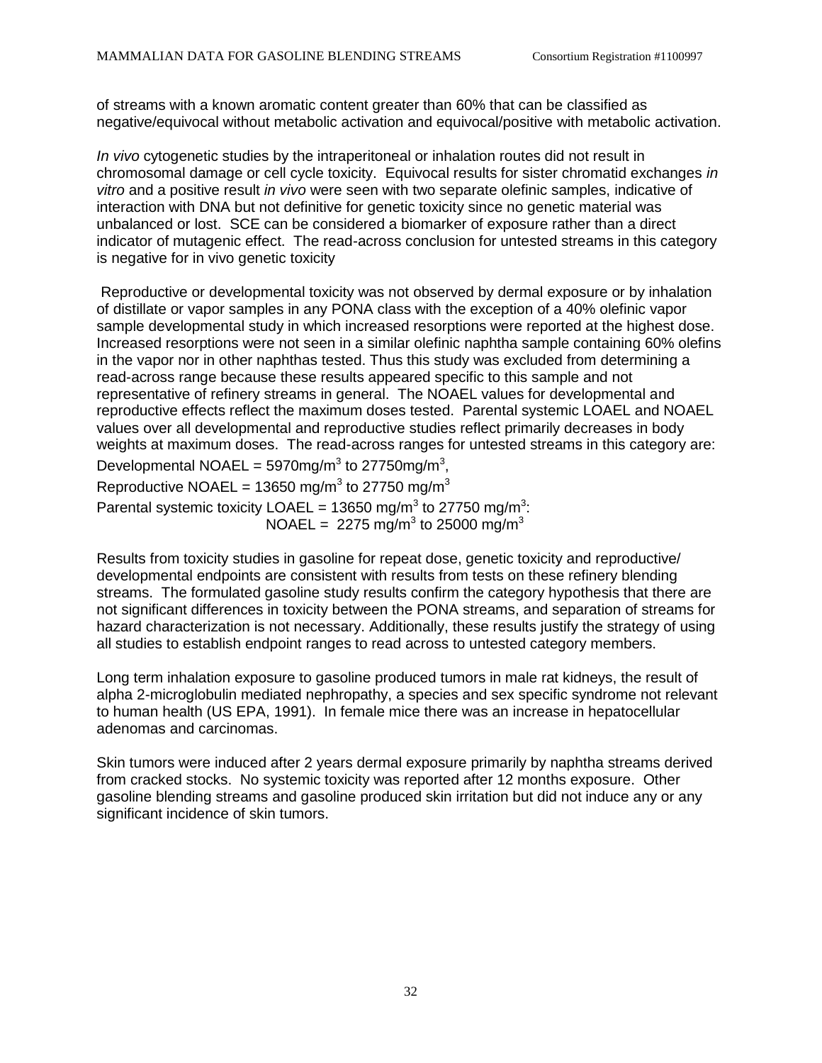of streams with a known aromatic content greater than 60% that can be classified as negative/equivocal without metabolic activation and equivocal/positive with metabolic activation.

*In vivo* cytogenetic studies by the intraperitoneal or inhalation routes did not result in chromosomal damage or cell cycle toxicity. Equivocal results for sister chromatid exchanges *in vitro* and a positive result *in vivo* were seen with two separate olefinic samples, indicative of interaction with DNA but not definitive for genetic toxicity since no genetic material was unbalanced or lost. SCE can be considered a biomarker of exposure rather than a direct indicator of mutagenic effect. The read-across conclusion for untested streams in this category is negative for in vivo genetic toxicity

Reproductive or developmental toxicity was not observed by dermal exposure or by inhalation of distillate or vapor samples in any PONA class with the exception of a 40% olefinic vapor sample developmental study in which increased resorptions were reported at the highest dose. Increased resorptions were not seen in a similar olefinic naphtha sample containing 60% olefins in the vapor nor in other naphthas tested. Thus this study was excluded from determining a read-across range because these results appeared specific to this sample and not representative of refinery streams in general. The NOAEL values for developmental and reproductive effects reflect the maximum doses tested. Parental systemic LOAEL and NOAEL values over all developmental and reproductive studies reflect primarily decreases in body weights at maximum doses. The read-across ranges for untested streams in this category are:

Developmental NOAEL = 5970mg/m$^3$ to 27750mg/m$^3$,

Reproductive NOAEL = 13650 mg/m$^3$ to 27750 mg/m$^3$

Parental systemic toxicity LOAEL = 13650 mg/m$^3$ to 27750 mg/m$^3$:
NOAEL = 2275 mg/m$^3$ to 25000 mg/m$^3$

Results from toxicity studies in gasoline for repeat dose, genetic toxicity and reproductive/ developmental endpoints are consistent with results from tests on these refinery blending streams. The formulated gasoline study results confirm the category hypothesis that there are not significant differences in toxicity between the PONA streams, and separation of streams for hazard characterization is not necessary. Additionally, these results justify the strategy of using all studies to establish endpoint ranges to read across to untested category members.

Long term inhalation exposure to gasoline produced tumors in male rat kidneys, the result of alpha 2-microglobulin mediated nephropathy, a species and sex specific syndrome not relevant to human health (US EPA, 1991). In female mice there was an increase in hepatocellular adenomas and carcinomas.

Skin tumors were induced after 2 years dermal exposure primarily by naphtha streams derived from cracked stocks. No systemic toxicity was reported after 12 months exposure. Other gasoline blending streams and gasoline produced skin irritation but did not induce any or any significant incidence of skin tumors.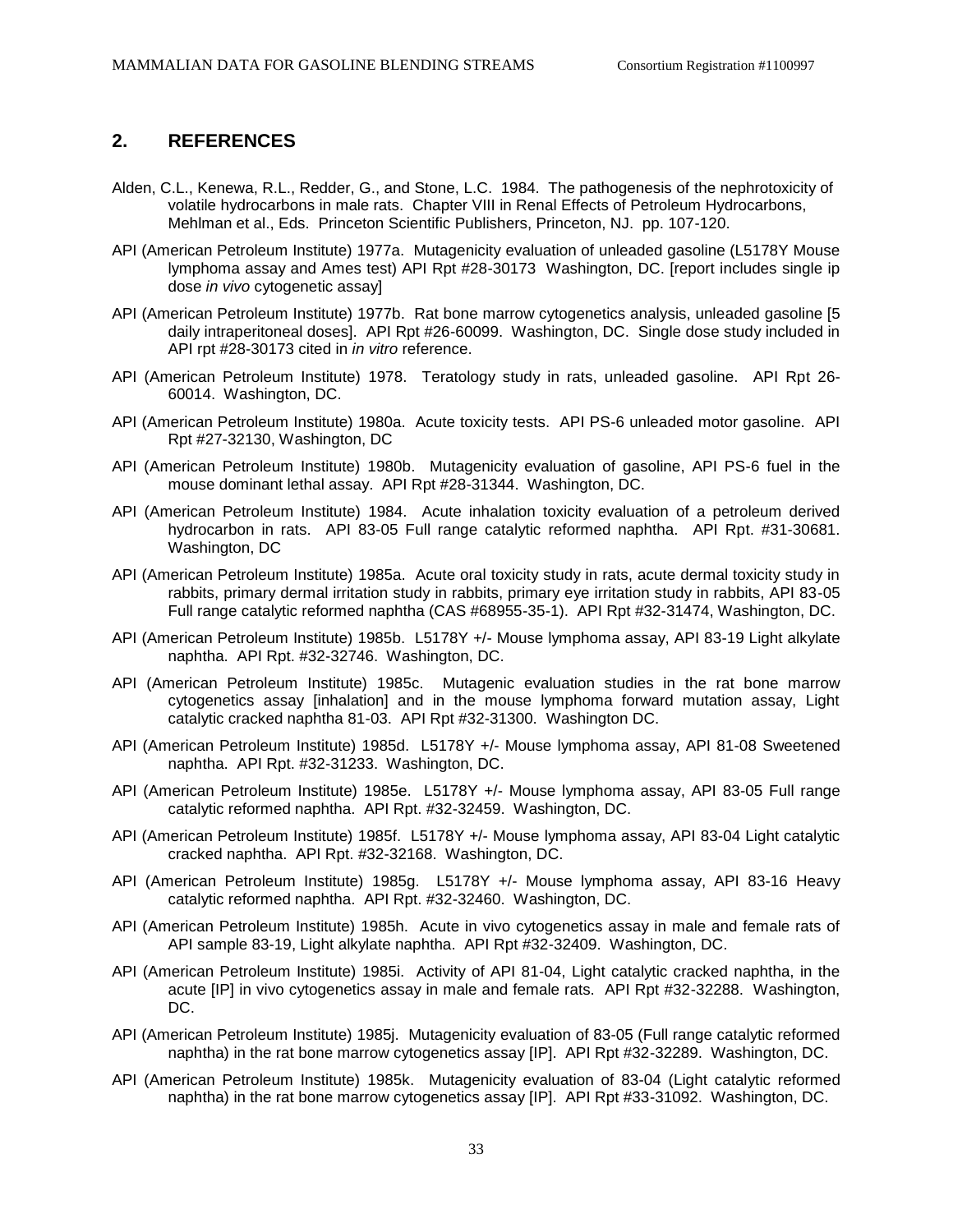## 2. REFERENCES

Alden, C.L., Kenewa, R.L., Redder, G., and Stone, L.C. 1984. The pathogenesis of the nephrotoxicity of volatile hydrocarbons in male rats. Chapter VIII in Renal Effects of Petroleum Hydrocarbons, Mehlman et al., Eds. Princeton Scientific Publishers, Princeton, NJ. pp. 107-120.

API (American Petroleum Institute) 1977a. Mutagenicity evaluation of unleaded gasoline (L5178Y Mouse lymphoma assay and Ames test) API Rpt #28-30173 Washington, DC. [report includes single ip dose *in vivo* cytogenetic assay]

API (American Petroleum Institute) 1977b. Rat bone marrow cytogenetics analysis, unleaded gasoline [5 daily intraperitoneal doses]. API Rpt #26-60099. Washington, DC. Single dose study included in API rpt #28-30173 cited in *in vitro* reference.

API (American Petroleum Institute) 1978. Teratology study in rats, unleaded gasoline. API Rpt 26-60014. Washington, DC.

API (American Petroleum Institute) 1980a. Acute toxicity tests. API PS-6 unleaded motor gasoline. API Rpt #27-32130, Washington, DC

API (American Petroleum Institute) 1980b. Mutagenicity evaluation of gasoline, API PS-6 fuel in the mouse dominant lethal assay. API Rpt #28-31344. Washington, DC.

API (American Petroleum Institute) 1984. Acute inhalation toxicity evaluation of a petroleum derived hydrocarbon in rats. API 83-05 Full range catalytic reformed naphtha. API Rpt. #31-30681. Washington, DC

API (American Petroleum Institute) 1985a. Acute oral toxicity study in rats, acute dermal toxicity study in rabbits, primary dermal irritation study in rabbits, primary eye irritation study in rabbits, API 83-05 Full range catalytic reformed naphtha (CAS #68955-35-1). API Rpt #32-31474, Washington, DC.

API (American Petroleum Institute) 1985b. L5178Y +/- Mouse lymphoma assay, API 83-19 Light alkylate naphtha. API Rpt. #32-32746. Washington, DC.

API (American Petroleum Institute) 1985c. Mutagenic evaluation studies in the rat bone marrow cytogenetics assay [inhalation] and in the mouse lymphoma forward mutation assay, Light catalytic cracked naphtha 81-03. API Rpt #32-31300. Washington DC.

API (American Petroleum Institute) 1985d. L5178Y +/- Mouse lymphoma assay, API 81-08 Sweetened naphtha. API Rpt. #32-31233. Washington, DC.

API (American Petroleum Institute) 1985e. L5178Y +/- Mouse lymphoma assay, API 83-05 Full range catalytic reformed naphtha. API Rpt. #32-32459. Washington, DC.

API (American Petroleum Institute) 1985f. L5178Y +/- Mouse lymphoma assay, API 83-04 Light catalytic cracked naphtha. API Rpt. #32-32168. Washington, DC.

API (American Petroleum Institute) 1985g. L5178Y +/- Mouse lymphoma assay, API 83-16 Heavy catalytic reformed naphtha. API Rpt. #32-32460. Washington, DC.

API (American Petroleum Institute) 1985h. Acute in vivo cytogenetics assay in male and female rats of API sample 83-19, Light alkylate naphtha. API Rpt #32-32409. Washington, DC.

API (American Petroleum Institute) 1985i. Activity of API 81-04, Light catalytic cracked naphtha, in the acute [IP] in vivo cytogenetics assay in male and female rats. API Rpt #32-32288. Washington, DC.

API (American Petroleum Institute) 1985j. Mutagenicity evaluation of 83-05 (Full range catalytic reformed naphtha) in the rat bone marrow cytogenetics assay [IP]. API Rpt #32-32289. Washington, DC.

API (American Petroleum Institute) 1985k. Mutagenicity evaluation of 83-04 (Light catalytic reformed naphtha) in the rat bone marrow cytogenetics assay [IP]. API Rpt #33-31092. Washington, DC.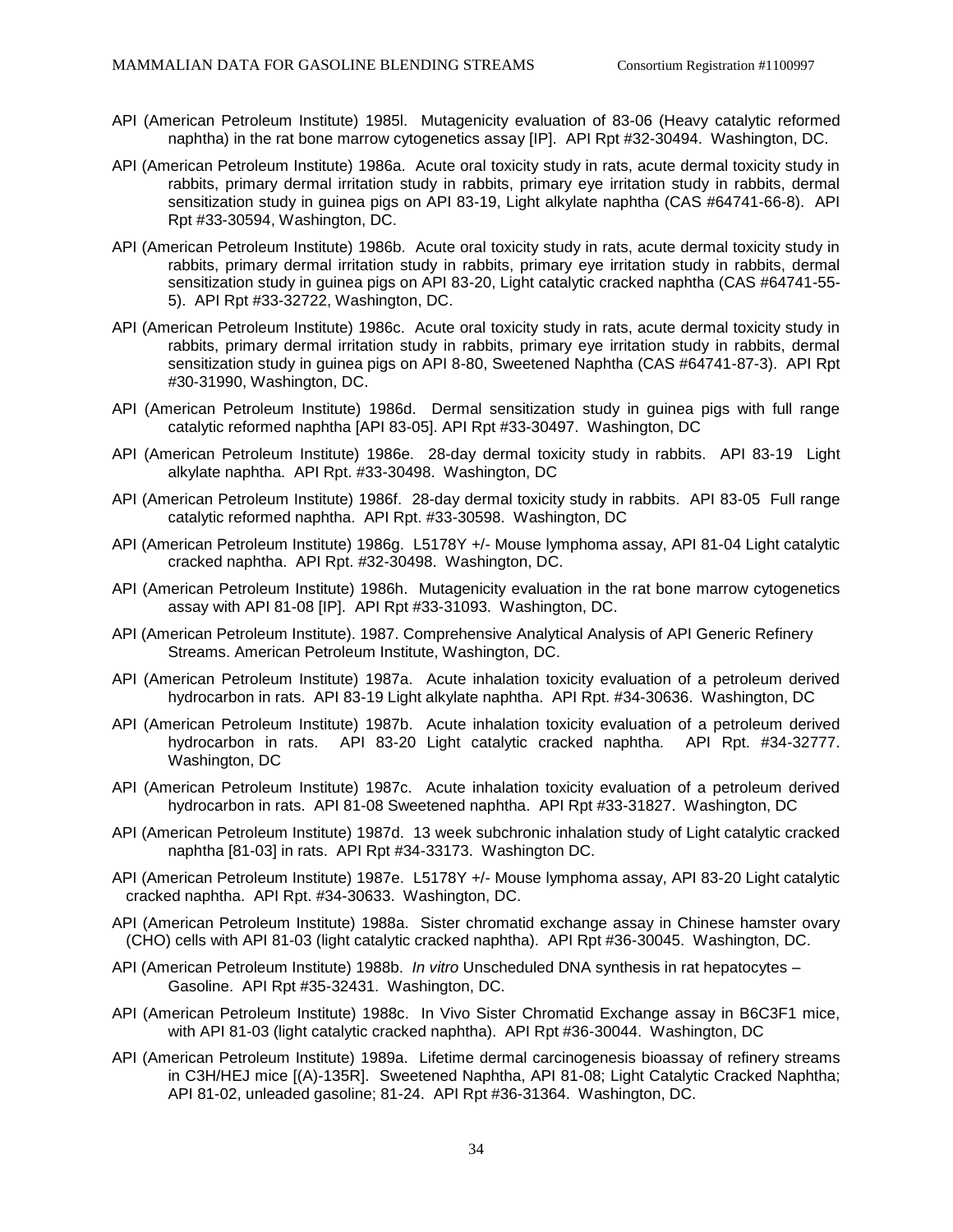API (American Petroleum Institute) 1985l. Mutagenicity evaluation of 83-06 (Heavy catalytic reformed naphtha) in the rat bone marrow cytogenetics assay [IP]. API Rpt #32-30494. Washington, DC.

API (American Petroleum Institute) 1986a. Acute oral toxicity study in rats, acute dermal toxicity study in rabbits, primary dermal irritation study in rabbits, primary eye irritation study in rabbits, dermal sensitization study in guinea pigs on API 83-19, Light alkylate naphtha (CAS #64741-66-8). API Rpt #33-30594, Washington, DC.

API (American Petroleum Institute) 1986b. Acute oral toxicity study in rats, acute dermal toxicity study in rabbits, primary dermal irritation study in rabbits, primary eye irritation study in rabbits, dermal sensitization study in guinea pigs on API 83-20, Light catalytic cracked naphtha (CAS #64741-55-5). API Rpt #33-32722, Washington, DC.

API (American Petroleum Institute) 1986c. Acute oral toxicity study in rats, acute dermal toxicity study in rabbits, primary dermal irritation study in rabbits, primary eye irritation study in rabbits, dermal sensitization study in guinea pigs on API 8-80, Sweetened Naphtha (CAS #64741-87-3). API Rpt #30-31990, Washington, DC.

API (American Petroleum Institute) 1986d. Dermal sensitization study in guinea pigs with full range catalytic reformed naphtha [API 83-05]. API Rpt #33-30497. Washington, DC

API (American Petroleum Institute) 1986e. 28-day dermal toxicity study in rabbits. API 83-19 Light alkylate naphtha. API Rpt. #33-30498. Washington, DC

API (American Petroleum Institute) 1986f. 28-day dermal toxicity study in rabbits. API 83-05 Full range catalytic reformed naphtha. API Rpt. #33-30598. Washington, DC

API (American Petroleum Institute) 1986g. L5178Y +/- Mouse lymphoma assay, API 81-04 Light catalytic cracked naphtha. API Rpt. #32-30498. Washington, DC.

API (American Petroleum Institute) 1986h. Mutagenicity evaluation in the rat bone marrow cytogenetics assay with API 81-08 [IP]. API Rpt #33-31093. Washington, DC.

API (American Petroleum Institute). 1987. Comprehensive Analytical Analysis of API Generic Refinery Streams. American Petroleum Institute, Washington, DC.

API (American Petroleum Institute) 1987a. Acute inhalation toxicity evaluation of a petroleum derived hydrocarbon in rats. API 83-19 Light alkylate naphtha. API Rpt. #34-30636. Washington, DC

API (American Petroleum Institute) 1987b. Acute inhalation toxicity evaluation of a petroleum derived hydrocarbon in rats. API 83-20 Light catalytic cracked naphtha. API Rpt. #34-32777. Washington, DC

API (American Petroleum Institute) 1987c. Acute inhalation toxicity evaluation of a petroleum derived hydrocarbon in rats. API 81-08 Sweetened naphtha. API Rpt #33-31827. Washington, DC

API (American Petroleum Institute) 1987d. 13 week subchronic inhalation study of Light catalytic cracked naphtha [81-03] in rats. API Rpt #34-33173. Washington DC.

API (American Petroleum Institute) 1987e. L5178Y +/- Mouse lymphoma assay, API 83-20 Light catalytic cracked naphtha. API Rpt. #34-30633. Washington, DC.

API (American Petroleum Institute) 1988a. Sister chromatid exchange assay in Chinese hamster ovary (CHO) cells with API 81-03 (light catalytic cracked naphtha). API Rpt #36-30045. Washington, DC.

API (American Petroleum Institute) 1988b. *In vitro* Unscheduled DNA synthesis in rat hepatocytes – Gasoline. API Rpt #35-32431. Washington, DC.

API (American Petroleum Institute) 1988c. In Vivo Sister Chromatid Exchange assay in B6C3F1 mice, with API 81-03 (light catalytic cracked naphtha). API Rpt #36-30044. Washington, DC

API (American Petroleum Institute) 1989a. Lifetime dermal carcinogenesis bioassay of refinery streams in C3H/HEJ mice [(A)-135R]. Sweetened Naphtha, API 81-08; Light Catalytic Cracked Naphtha; API 81-02, unleaded gasoline; 81-24. API Rpt #36-31364. Washington, DC.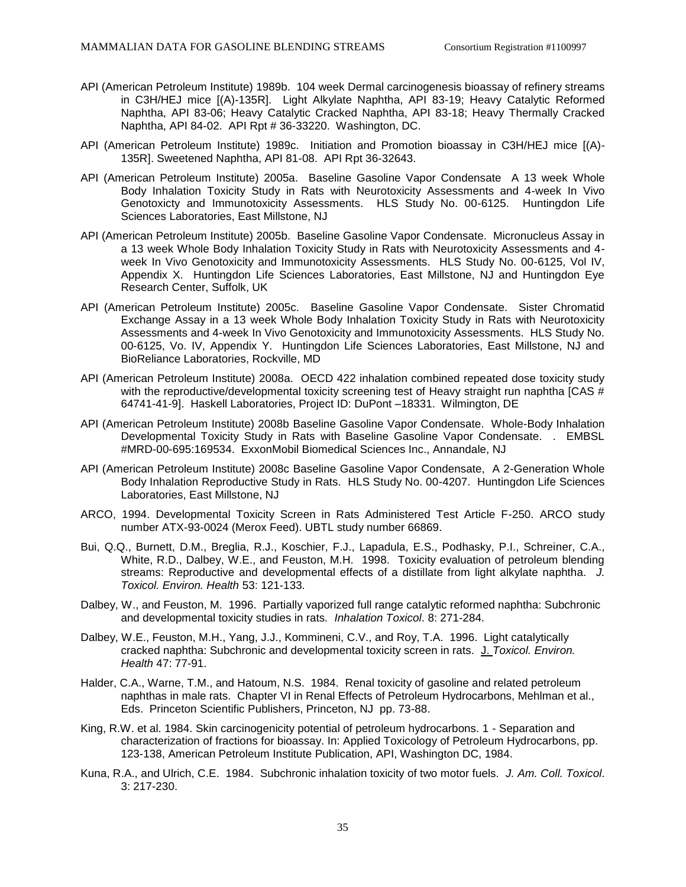API (American Petroleum Institute) 1989b. 104 week Dermal carcinogenesis bioassay of refinery streams in C3H/HEJ mice [(A)-135R]. Light Alkylate Naphtha, API 83-19; Heavy Catalytic Reformed Naphtha, API 83-06; Heavy Catalytic Cracked Naphtha, API 83-18; Heavy Thermally Cracked Naphtha, API 84-02. API Rpt # 36-33220. Washington, DC.

API (American Petroleum Institute) 1989c. Initiation and Promotion bioassay in C3H/HEJ mice [(A)-135R]. Sweetened Naphtha, API 81-08. API Rpt 36-32643.

API (American Petroleum Institute) 2005a. Baseline Gasoline Vapor Condensate A 13 week Whole Body Inhalation Toxicity Study in Rats with Neurotoxicity Assessments and 4-week In Vivo Genotoxicty and Immunotoxicity Assessments. HLS Study No. 00-6125. Huntingdon Life Sciences Laboratories, East Millstone, NJ

API (American Petroleum Institute) 2005b. Baseline Gasoline Vapor Condensate. Micronucleus Assay in a 13 week Whole Body Inhalation Toxicity Study in Rats with Neurotoxicity Assessments and 4-week In Vivo Genotoxicity and Immunotoxicity Assessments. HLS Study No. 00-6125, Vol IV, Appendix X. Huntingdon Life Sciences Laboratories, East Millstone, NJ and Huntingdon Eye Research Center, Suffolk, UK

API (American Petroleum Institute) 2005c. Baseline Gasoline Vapor Condensate. Sister Chromatid Exchange Assay in a 13 week Whole Body Inhalation Toxicity Study in Rats with Neurotoxicity Assessments and 4-week In Vivo Genotoxicity and Immunotoxicity Assessments. HLS Study No. 00-6125, Vo. IV, Appendix Y. Huntingdon Life Sciences Laboratories, East Millstone, NJ and BioReliance Laboratories, Rockville, MD

API (American Petroleum Institute) 2008a. OECD 422 inhalation combined repeated dose toxicity study with the reproductive/developmental toxicity screening test of Heavy straight run naphtha [CAS # 64741-41-9]. Haskell Laboratories, Project ID: DuPont –18331. Wilmington, DE

API (American Petroleum Institute) 2008b Baseline Gasoline Vapor Condensate. Whole-Body Inhalation Developmental Toxicity Study in Rats with Baseline Gasoline Vapor Condensate. . EMBSL #MRD-00-695:169534. ExxonMobil Biomedical Sciences Inc., Annandale, NJ

API (American Petroleum Institute) 2008c Baseline Gasoline Vapor Condensate, A 2-Generation Whole Body Inhalation Reproductive Study in Rats. HLS Study No. 00-4207. Huntingdon Life Sciences Laboratories, East Millstone, NJ

ARCO, 1994. Developmental Toxicity Screen in Rats Administered Test Article F-250. ARCO study number ATX-93-0024 (Merox Feed). UBTL study number 66869.

Bui, Q.Q., Burnett, D.M., Breglia, R.J., Koschier, F.J., Lapadula, E.S., Podhasky, P.I., Schreiner, C.A., White, R.D., Dalbey, W.E., and Feuston, M.H. 1998. Toxicity evaluation of petroleum blending streams: Reproductive and developmental effects of a distillate from light alkylate naphtha. *J. Toxicol. Environ. Health* 53: 121-133.

Dalbey, W., and Feuston, M. 1996. Partially vaporized full range catalytic reformed naphtha: Subchronic and developmental toxicity studies in rats*. Inhalation Toxicol*. 8: 271-284.

Dalbey, W.E., Feuston, M.H., Yang, J.J., Kommineni, C.V., and Roy, T.A. 1996. Light catalytically cracked naphtha: Subchronic and developmental toxicity screen in rats. J. *Toxicol. Environ. Health* 47: 77-91.

Halder, C.A., Warne, T.M., and Hatoum, N.S. 1984. Renal toxicity of gasoline and related petroleum naphthas in male rats. Chapter VI in Renal Effects of Petroleum Hydrocarbons, Mehlman et al., Eds. Princeton Scientific Publishers, Princeton, NJ pp. 73-88.

King, R.W. et al. 1984. Skin carcinogenicity potential of petroleum hydrocarbons. 1 - Separation and characterization of fractions for bioassay. In: Applied Toxicology of Petroleum Hydrocarbons, pp. 123-138, American Petroleum Institute Publication, API, Washington DC, 1984.

Kuna, R.A., and Ulrich, C.E. 1984. Subchronic inhalation toxicity of two motor fuels. *J. Am. Coll. Toxicol*. 3: 217-230.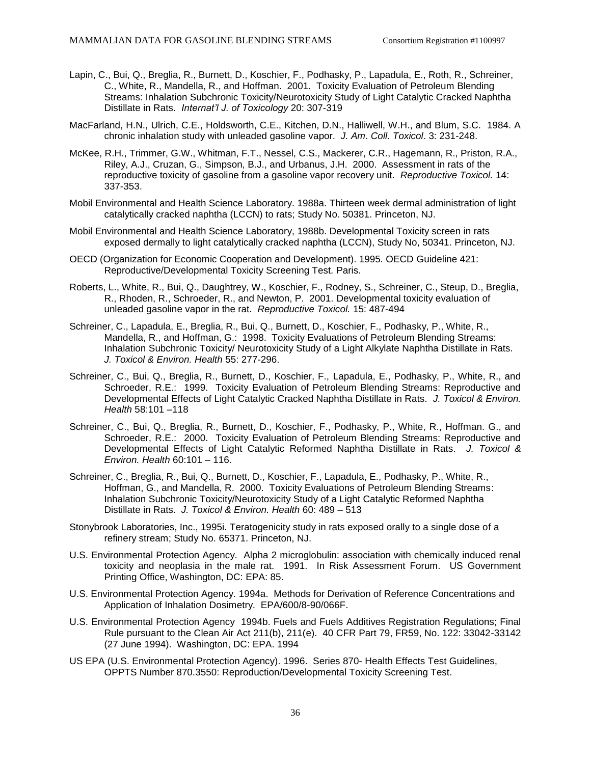Lapin, C., Bui, Q., Breglia, R., Burnett, D., Koschier, F., Podhasky, P., Lapadula, E., Roth, R., Schreiner, C., White, R., Mandella, R., and Hoffman. 2001. Toxicity Evaluation of Petroleum Blending Streams: Inhalation Subchronic Toxicity/Neurotoxicity Study of Light Catalytic Cracked Naphtha Distillate in Rats. *Internat'l J. of Toxicology* 20: 307-319

MacFarland, H.N., Ulrich, C.E., Holdsworth, C.E., Kitchen, D.N., Halliwell, W.H., and Blum, S.C. 1984. A chronic inhalation study with unleaded gasoline vapor. *J. Am. Coll. Toxicol*. 3: 231-248.

McKee, R.H., Trimmer, G.W., Whitman, F.T., Nessel, C.S., Mackerer, C.R., Hagemann, R., Priston, R.A., Riley, A.J., Cruzan, G., Simpson, B.J., and Urbanus, J.H. 2000. Assessment in rats of the reproductive toxicity of gasoline from a gasoline vapor recovery unit. *Reproductive Toxicol.* 14: 337-353.

Mobil Environmental and Health Science Laboratory. 1988a. Thirteen week dermal administration of light catalytically cracked naphtha (LCCN) to rats; Study No. 50381. Princeton, NJ.

Mobil Environmental and Health Science Laboratory, 1988b. Developmental Toxicity screen in rats exposed dermally to light catalytically cracked naphtha (LCCN), Study No, 50341. Princeton, NJ.

OECD (Organization for Economic Cooperation and Development). 1995. OECD Guideline 421: Reproductive/Developmental Toxicity Screening Test. Paris.

Roberts, L., White, R., Bui, Q., Daughtrey, W., Koschier, F., Rodney, S., Schreiner, C., Steup, D., Breglia, R., Rhoden, R., Schroeder, R., and Newton, P. 2001. Developmental toxicity evaluation of unleaded gasoline vapor in the rat. *Reproductive Toxicol.* 15: 487-494

Schreiner, C., Lapadula, E., Breglia, R., Bui, Q., Burnett, D., Koschier, F., Podhasky, P., White, R., Mandella, R., and Hoffman, G.: 1998. Toxicity Evaluations of Petroleum Blending Streams: Inhalation Subchronic Toxicity/ Neurotoxicity Study of a Light Alkylate Naphtha Distillate in Rats. *J. Toxicol & Environ. Health* 55: 277-296.

Schreiner, C., Bui, Q., Breglia, R., Burnett, D., Koschier, F., Lapadula, E., Podhasky, P., White, R., and Schroeder, R.E.: 1999. Toxicity Evaluation of Petroleum Blending Streams: Reproductive and Developmental Effects of Light Catalytic Cracked Naphtha Distillate in Rats. *J. Toxicol & Environ. Health* 58:101 –118

Schreiner, C., Bui, Q., Breglia, R., Burnett, D., Koschier, F., Podhasky, P., White, R., Hoffman. G., and Schroeder, R.E.: 2000. Toxicity Evaluation of Petroleum Blending Streams: Reproductive and Developmental Effects of Light Catalytic Reformed Naphtha Distillate in Rats. *J. Toxicol & Environ. Health* 60:101 – 116.

Schreiner, C., Breglia, R., Bui, Q., Burnett, D., Koschier, F., Lapadula, E., Podhasky, P., White, R., Hoffman, G., and Mandella, R. 2000. Toxicity Evaluations of Petroleum Blending Streams: Inhalation Subchronic Toxicity/Neurotoxicity Study of a Light Catalytic Reformed Naphtha Distillate in Rats. *J. Toxicol & Environ. Health* 60: 489 – 513

Stonybrook Laboratories, Inc., 1995i. Teratogenicity study in rats exposed orally to a single dose of a refinery stream; Study No. 65371. Princeton, NJ.

U.S. Environmental Protection Agency. Alpha 2 microglobulin: association with chemically induced renal toxicity and neoplasia in the male rat. 1991. In Risk Assessment Forum. US Government Printing Office, Washington, DC: EPA: 85.

U.S. Environmental Protection Agency. 1994a. Methods for Derivation of Reference Concentrations and Application of Inhalation Dosimetry. EPA/600/8-90/066F.

U.S. Environmental Protection Agency 1994b. Fuels and Fuels Additives Registration Regulations; Final Rule pursuant to the Clean Air Act 211(b), 211(e). 40 CFR Part 79, FR59, No. 122: 33042-33142 (27 June 1994). Washington, DC: EPA. 1994

US EPA (U.S. Environmental Protection Agency). 1996. Series 870- Health Effects Test Guidelines, OPPTS Number 870.3550: Reproduction/Developmental Toxicity Screening Test.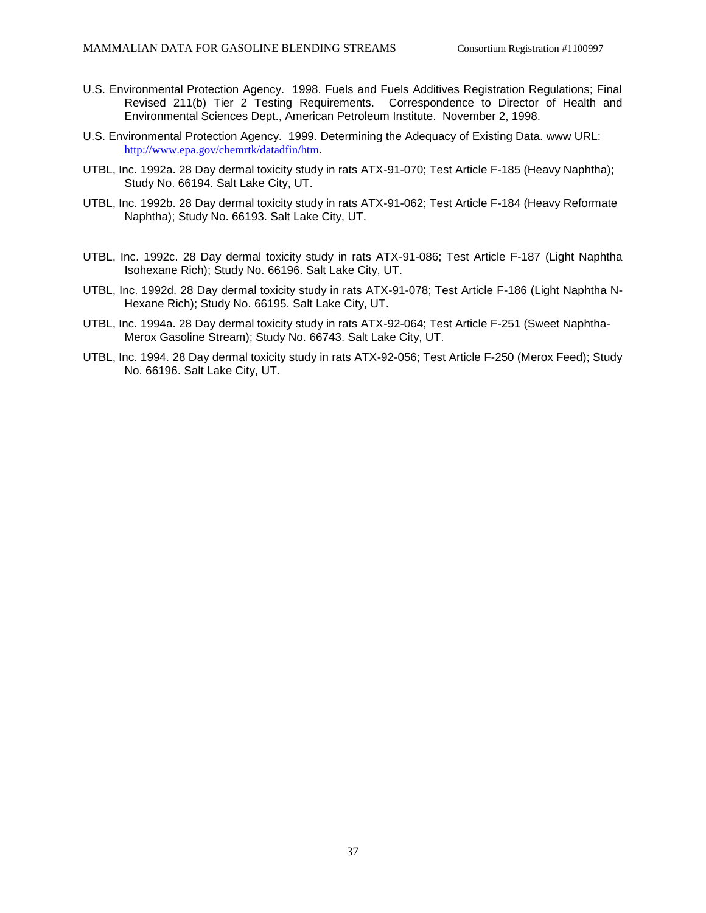U.S. Environmental Protection Agency. 1998. Fuels and Fuels Additives Registration Regulations; Final Revised 211(b) Tier 2 Testing Requirements. Correspondence to Director of Health and Environmental Sciences Dept., American Petroleum Institute. November 2, 1998.

U.S. Environmental Protection Agency. 1999. Determining the Adequacy of Existing Data. www URL: http://www.epa.gov/chemrtk/datadfin/htm.

UTBL, Inc. 1992a. 28 Day dermal toxicity study in rats ATX-91-070; Test Article F-185 (Heavy Naphtha); Study No. 66194. Salt Lake City, UT.

UTBL, Inc. 1992b. 28 Day dermal toxicity study in rats ATX-91-062; Test Article F-184 (Heavy Reformate Naphtha); Study No. 66193. Salt Lake City, UT.

UTBL, Inc. 1992c. 28 Day dermal toxicity study in rats ATX-91-086; Test Article F-187 (Light Naphtha Isohexane Rich); Study No. 66196. Salt Lake City, UT.

UTBL, Inc. 1992d. 28 Day dermal toxicity study in rats ATX-91-078; Test Article F-186 (Light Naphtha N-Hexane Rich); Study No. 66195. Salt Lake City, UT.

UTBL, Inc. 1994a. 28 Day dermal toxicity study in rats ATX-92-064; Test Article F-251 (Sweet Naphtha-Merox Gasoline Stream); Study No. 66743. Salt Lake City, UT.

UTBL, Inc. 1994. 28 Day dermal toxicity study in rats ATX-92-056; Test Article F-250 (Merox Feed); Study No. 66196. Salt Lake City, UT.